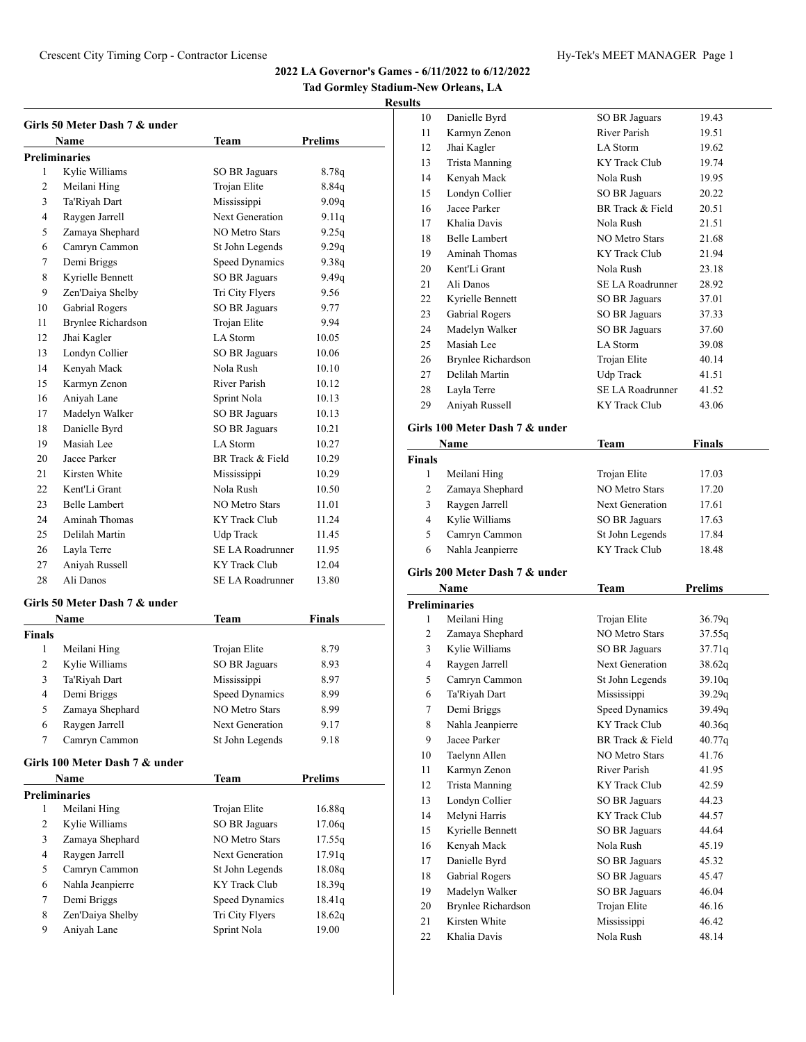## 2022 LA Governor's Games - 6/11/2022 to 6/12/2022

### Tad Gormley Stadium-New Orleans, LA

**Results**

### Girls 50 Meter Dash 7 & under

| | Name | Team | Prelims |
|---|---|---|---|
| **Preliminaries** | | | |
| 1 | Kylie Williams | SO BR Jaguars | 8.78q |
| 2 | Meilani Hing | Trojan Elite | 8.84q |
| 3 | Ta'Riyah Dart | Mississippi | 9.09q |
| 4 | Raygen Jarrell | Next Generation | 9.11q |
| 5 | Zamaya Shephard | NO Metro Stars | 9.25q |
| 6 | Camryn Cammon | St John Legends | 9.29q |
| 7 | Demi Briggs | Speed Dynamics | 9.38q |
| 8 | Kyrielle Bennett | SO BR Jaguars | 9.49q |
| 9 | Zen'Daiya Shelby | Tri City Flyers | 9.56 |
| 10 | Gabrial Rogers | SO BR Jaguars | 9.77 |
| 11 | Brynlee Richardson | Trojan Elite | 9.94 |
| 12 | Jhai Kagler | LA Storm | 10.05 |
| 13 | Londyn Collier | SO BR Jaguars | 10.06 |
| 14 | Kenyah Mack | Nola Rush | 10.10 |
| 15 | Karmyn Zenon | River Parish | 10.12 |
| 16 | Aniyah Lane | Sprint Nola | 10.13 |
| 17 | Madelyn Walker | SO BR Jaguars | 10.13 |
| 18 | Danielle Byrd | SO BR Jaguars | 10.21 |
| 19 | Masiah Lee | LA Storm | 10.27 |
| 20 | Jacee Parker | BR Track & Field | 10.29 |
| 21 | Kirsten White | Mississippi | 10.29 |
| 22 | Kent'Li Grant | Nola Rush | 10.50 |
| 23 | Belle Lambert | NO Metro Stars | 11.01 |
| 24 | Aminah Thomas | KY Track Club | 11.24 |
| 25 | Delilah Martin | Udp Track | 11.45 |
| 26 | Layla Terre | SE LA Roadrunner | 11.95 |
| 27 | Aniyah Russell | KY Track Club | 12.04 |
| 28 | Ali Danos | SE LA Roadrunner | 13.80 |

### Girls 50 Meter Dash 7 & under

| | Name | Team | Finals |
|---|---|---|---|
| **Finals** | | | |
| 1 | Meilani Hing | Trojan Elite | 8.79 |
| 2 | Kylie Williams | SO BR Jaguars | 8.93 |
| 3 | Ta'Riyah Dart | Mississippi | 8.97 |
| 4 | Demi Briggs | Speed Dynamics | 8.99 |
| 5 | Zamaya Shephard | NO Metro Stars | 8.99 |
| 6 | Raygen Jarrell | Next Generation | 9.17 |
| 7 | Camryn Cammon | St John Legends | 9.18 |

### Girls 100 Meter Dash 7 & under

| | Name | Team | Prelims |
|---|---|---|---|
| **Preliminaries** | | | |
| 1 | Meilani Hing | Trojan Elite | 16.88q |
| 2 | Kylie Williams | SO BR Jaguars | 17.06q |
| 3 | Zamaya Shephard | NO Metro Stars | 17.55q |
| 4 | Raygen Jarrell | Next Generation | 17.91q |
| 5 | Camryn Cammon | St John Legends | 18.08q |
| 6 | Nahla Jeanpierre | KY Track Club | 18.39q |
| 7 | Demi Briggs | Speed Dynamics | 18.41q |
| 8 | Zen'Daiya Shelby | Tri City Flyers | 18.62q |
| 9 | Aniyah Lane | Sprint Nola | 19.00 |
| 10 | Danielle Byrd | SO BR Jaguars | 19.43 |
| 11 | Karmyn Zenon | River Parish | 19.51 |
| 12 | Jhai Kagler | LA Storm | 19.62 |
| 13 | Trista Manning | KY Track Club | 19.74 |
| 14 | Kenyah Mack | Nola Rush | 19.95 |
| 15 | Londyn Collier | SO BR Jaguars | 20.22 |
| 16 | Jacee Parker | BR Track & Field | 20.51 |
| 17 | Khalia Davis | Nola Rush | 21.51 |
| 18 | Belle Lambert | NO Metro Stars | 21.68 |
| 19 | Aminah Thomas | KY Track Club | 21.94 |
| 20 | Kent'Li Grant | Nola Rush | 23.18 |
| 21 | Ali Danos | SE LA Roadrunner | 28.92 |
| 22 | Kyrielle Bennett | SO BR Jaguars | 37.01 |
| 23 | Gabrial Rogers | SO BR Jaguars | 37.33 |
| 24 | Madelyn Walker | SO BR Jaguars | 37.60 |
| 25 | Masiah Lee | LA Storm | 39.08 |
| 26 | Brynlee Richardson | Trojan Elite | 40.14 |
| 27 | Delilah Martin | Udp Track | 41.51 |
| 28 | Layla Terre | SE LA Roadrunner | 41.52 |
| 29 | Aniyah Russell | KY Track Club | 43.06 |

### Girls 100 Meter Dash 7 & under

| | Name | Team | Finals |
|---|---|---|---|
| **Finals** | | | |
| 1 | Meilani Hing | Trojan Elite | 17.03 |
| 2 | Zamaya Shephard | NO Metro Stars | 17.20 |
| 3 | Raygen Jarrell | Next Generation | 17.61 |
| 4 | Kylie Williams | SO BR Jaguars | 17.63 |
| 5 | Camryn Cammon | St John Legends | 17.84 |
| 6 | Nahla Jeanpierre | KY Track Club | 18.48 |

### Girls 200 Meter Dash 7 & under

| | Name | Team | Prelims |
|---|---|---|---|
| **Preliminaries** | | | |
| 1 | Meilani Hing | Trojan Elite | 36.79q |
| 2 | Zamaya Shephard | NO Metro Stars | 37.55q |
| 3 | Kylie Williams | SO BR Jaguars | 37.71q |
| 4 | Raygen Jarrell | Next Generation | 38.62q |
| 5 | Camryn Cammon | St John Legends | 39.10q |
| 6 | Ta'Riyah Dart | Mississippi | 39.29q |
| 7 | Demi Briggs | Speed Dynamics | 39.49q |
| 8 | Nahla Jeanpierre | KY Track Club | 40.36q |
| 9 | Jacee Parker | BR Track & Field | 40.77q |
| 10 | Taelynn Allen | NO Metro Stars | 41.76 |
| 11 | Karmyn Zenon | River Parish | 41.95 |
| 12 | Trista Manning | KY Track Club | 42.59 |
| 13 | Londyn Collier | SO BR Jaguars | 44.23 |
| 14 | Melyni Harris | KY Track Club | 44.57 |
| 15 | Kyrielle Bennett | SO BR Jaguars | 44.64 |
| 16 | Kenyah Mack | Nola Rush | 45.19 |
| 17 | Danielle Byrd | SO BR Jaguars | 45.32 |
| 18 | Gabrial Rogers | SO BR Jaguars | 45.47 |
| 19 | Madelyn Walker | SO BR Jaguars | 46.04 |
| 20 | Brynlee Richardson | Trojan Elite | 46.16 |
| 21 | Kirsten White | Mississippi | 46.42 |
| 22 | Khalia Davis | Nola Rush | 48.14 |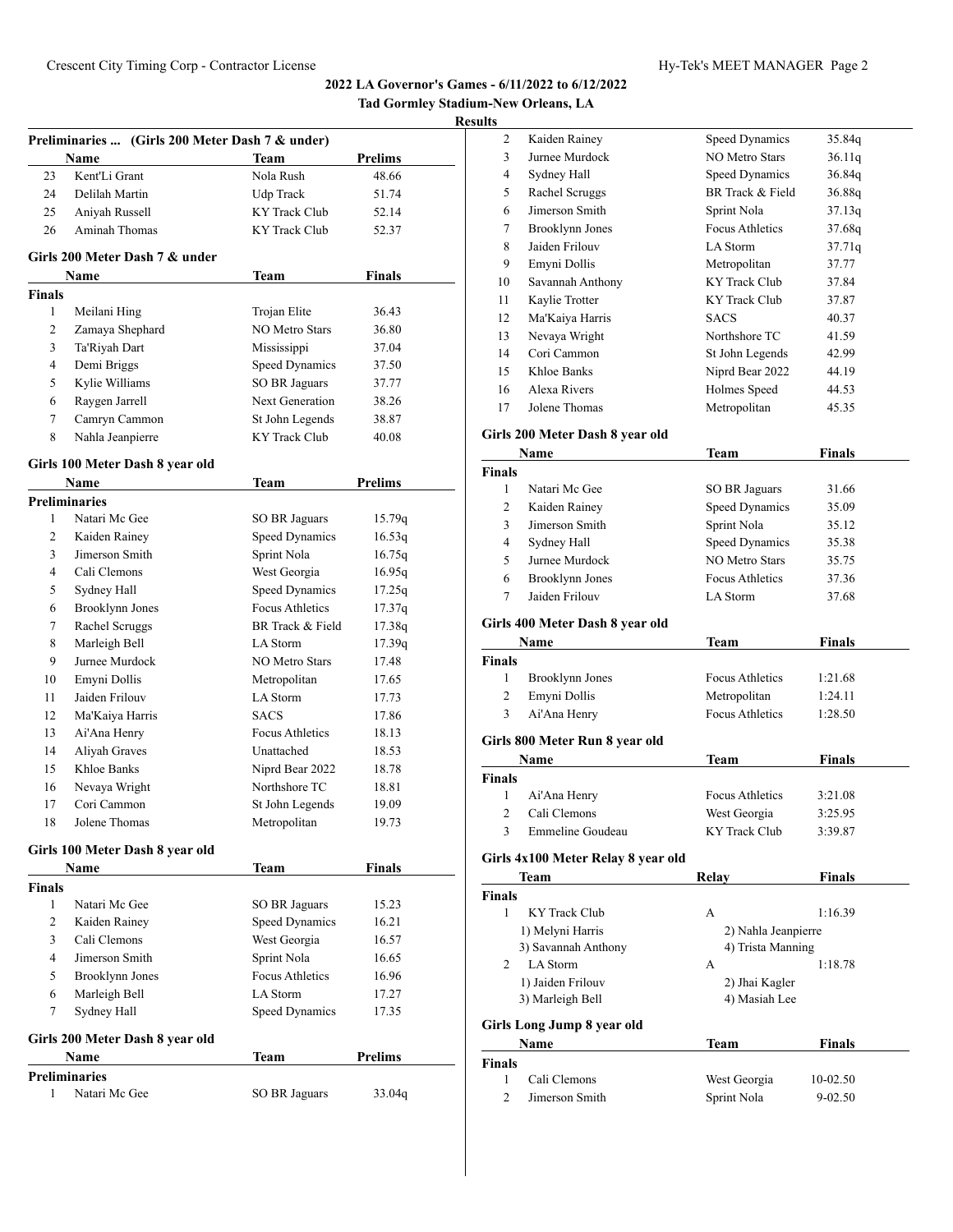## 2022 LA Governor's Games - 6/11/2022 to 6/12/2022

### Tad Gormley Stadium-New Orleans, LA

### Results

#### Preliminaries ... (Girls 200 Meter Dash 7 & under)

| | Name | Team | Prelims |
|---|---|---|---|
| 23 | Kent'Li Grant | Nola Rush | 48.66 |
| 24 | Delilah Martin | Udp Track | 51.74 |
| 25 | Aniyah Russell | KY Track Club | 52.14 |
| 26 | Aminah Thomas | KY Track Club | 52.37 |

#### Girls 200 Meter Dash 7 & under

| | Name | Team | Finals |
|---|---|---|---|
| **Finals** | | | |
| 1 | Meilani Hing | Trojan Elite | 36.43 |
| 2 | Zamaya Shephard | NO Metro Stars | 36.80 |
| 3 | Ta'Riyah Dart | Mississippi | 37.04 |
| 4 | Demi Briggs | Speed Dynamics | 37.50 |
| 5 | Kylie Williams | SO BR Jaguars | 37.77 |
| 6 | Raygen Jarrell | Next Generation | 38.26 |
| 7 | Camryn Cammon | St John Legends | 38.87 |
| 8 | Nahla Jeanpierre | KY Track Club | 40.08 |

#### Girls 100 Meter Dash 8 year old

| | Name | Team | Prelims |
|---|---|---|---|
| **Preliminaries** | | | |
| 1 | Natari Mc Gee | SO BR Jaguars | 15.79q |
| 2 | Kaiden Rainey | Speed Dynamics | 16.53q |
| 3 | Jimerson Smith | Sprint Nola | 16.75q |
| 4 | Cali Clemons | West Georgia | 16.95q |
| 5 | Sydney Hall | Speed Dynamics | 17.25q |
| 6 | Brooklynn Jones | Focus Athletics | 17.37q |
| 7 | Rachel Scruggs | BR Track & Field | 17.38q |
| 8 | Marleigh Bell | LA Storm | 17.39q |
| 9 | Jurnee Murdock | NO Metro Stars | 17.48 |
| 10 | Emyni Dollis | Metropolitan | 17.65 |
| 11 | Jaiden Frilouv | LA Storm | 17.73 |
| 12 | Ma'Kaiya Harris | SACS | 17.86 |
| 13 | Ai'Ana Henry | Focus Athletics | 18.13 |
| 14 | Aliyah Graves | Unattached | 18.53 |
| 15 | Khloe Banks | Niprd Bear 2022 | 18.78 |
| 16 | Nevaya Wright | Northshore TC | 18.81 |
| 17 | Cori Cammon | St John Legends | 19.09 |
| 18 | Jolene Thomas | Metropolitan | 19.73 |

#### Girls 100 Meter Dash 8 year old

| | Name | Team | Finals |
|---|---|---|---|
| **Finals** | | | |
| 1 | Natari Mc Gee | SO BR Jaguars | 15.23 |
| 2 | Kaiden Rainey | Speed Dynamics | 16.21 |
| 3 | Cali Clemons | West Georgia | 16.57 |
| 4 | Jimerson Smith | Sprint Nola | 16.65 |
| 5 | Brooklynn Jones | Focus Athletics | 16.96 |
| 6 | Marleigh Bell | LA Storm | 17.27 |
| 7 | Sydney Hall | Speed Dynamics | 17.35 |

#### Girls 200 Meter Dash 8 year old

| | Name | Team | Prelims |
|---|---|---|---|
| **Preliminaries** | | | |
| 1 | Natari Mc Gee | SO BR Jaguars | 33.04q |
| 2 | Kaiden Rainey | Speed Dynamics | 35.84q |
| 3 | Jurnee Murdock | NO Metro Stars | 36.11q |
| 4 | Sydney Hall | Speed Dynamics | 36.84q |
| 5 | Rachel Scruggs | BR Track & Field | 36.88q |
| 6 | Jimerson Smith | Sprint Nola | 37.13q |
| 7 | Brooklynn Jones | Focus Athletics | 37.68q |
| 8 | Jaiden Frilouv | LA Storm | 37.71q |
| 9 | Emyni Dollis | Metropolitan | 37.77 |
| 10 | Savannah Anthony | KY Track Club | 37.84 |
| 11 | Kaylie Trotter | KY Track Club | 37.87 |
| 12 | Ma'Kaiya Harris | SACS | 40.37 |
| 13 | Nevaya Wright | Northshore TC | 41.59 |
| 14 | Cori Cammon | St John Legends | 42.99 |
| 15 | Khloe Banks | Niprd Bear 2022 | 44.19 |
| 16 | Alexa Rivers | Holmes Speed | 44.53 |
| 17 | Jolene Thomas | Metropolitan | 45.35 |

#### Girls 200 Meter Dash 8 year old

| | Name | Team | Finals |
|---|---|---|---|
| **Finals** | | | |
| 1 | Natari Mc Gee | SO BR Jaguars | 31.66 |
| 2 | Kaiden Rainey | Speed Dynamics | 35.09 |
| 3 | Jimerson Smith | Sprint Nola | 35.12 |
| 4 | Sydney Hall | Speed Dynamics | 35.38 |
| 5 | Jurnee Murdock | NO Metro Stars | 35.75 |
| 6 | Brooklynn Jones | Focus Athletics | 37.36 |
| 7 | Jaiden Frilouv | LA Storm | 37.68 |

#### Girls 400 Meter Dash 8 year old

| | Name | Team | Finals |
|---|---|---|---|
| **Finals** | | | |
| 1 | Brooklynn Jones | Focus Athletics | 1:21.68 |
| 2 | Emyni Dollis | Metropolitan | 1:24.11 |
| 3 | Ai'Ana Henry | Focus Athletics | 1:28.50 |

#### Girls 800 Meter Run 8 year old

| | Name | Team | Finals |
|---|---|---|---|
| **Finals** | | | |
| 1 | Ai'Ana Henry | Focus Athletics | 3:21.08 |
| 2 | Cali Clemons | West Georgia | 3:25.95 |
| 3 | Emmeline Goudeau | KY Track Club | 3:39.87 |

#### Girls 4x100 Meter Relay 8 year old

| | Team | Relay | Finals |
|---|---|---|---|
| **Finals** | | | |
| 1 | KY Track Club | A | 1:16.39 |
| | 1) Melyni Harris | 2) Nahla Jeanpierre | |
| | 3) Savannah Anthony | 4) Trista Manning | |
| 2 | LA Storm | A | 1:18.78 |
| | 1) Jaiden Frilouv | 2) Jhai Kagler | |
| | 3) Marleigh Bell | 4) Masiah Lee | |

#### Girls Long Jump 8 year old

| | Name | Team | Finals |
|---|---|---|---|
| **Finals** | | | |
| 1 | Cali Clemons | West Georgia | 10-02.50 |
| 2 | Jimerson Smith | Sprint Nola | 9-02.50 |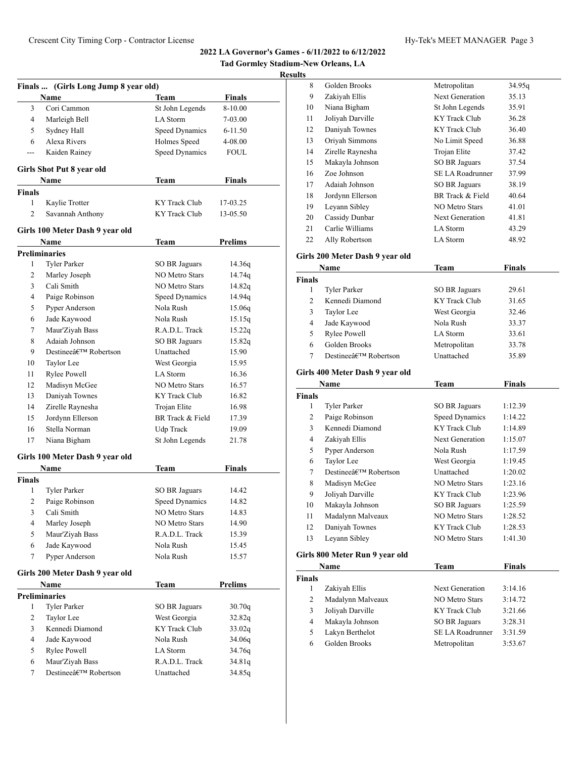# 2022 LA Governor's Games - 6/11/2022 to 6/12/2022

## Tad Gormley Stadium-New Orleans, LA

### Results

**Finals ... (Girls Long Jump 8 year old)**

| | Name | Team | Finals |
|---|---|---|---|
| 3 | Cori Cammon | St John Legends | 8-10.00 |
| 4 | Marleigh Bell | LA Storm | 7-03.00 |
| 5 | Sydney Hall | Speed Dynamics | 6-11.50 |
| 6 | Alexa Rivers | Holmes Speed | 4-08.00 |
| --- | Kaiden Rainey | Speed Dynamics | FOUL |

**Girls Shot Put 8 year old**

| | Name | Team | Finals |
|---|---|---|---|
| **Finals** | | | |
| 1 | Kaylie Trotter | KY Track Club | 17-03.25 |
| 2 | Savannah Anthony | KY Track Club | 13-05.50 |

**Girls 100 Meter Dash 9 year old**

| | Name | Team | Prelims |
|---|---|---|---|
| **Preliminaries** | | | |
| 1 | Tyler Parker | SO BR Jaguars | 14.36q |
| 2 | Marley Joseph | NO Metro Stars | 14.74q |
| 3 | Cali Smith | NO Metro Stars | 14.82q |
| 4 | Paige Robinson | Speed Dynamics | 14.94q |
| 5 | Pyper Anderson | Nola Rush | 15.06q |
| 6 | Jade Kaywood | Nola Rush | 15.15q |
| 7 | Maur'Ziyah Bass | R.A.D.L. Track | 15.22q |
| 8 | Adaiah Johnson | SO BR Jaguars | 15.82q |
| 9 | Destineeâ€™ Robertson | Unattached | 15.90 |
| 10 | Taylor Lee | West Georgia | 15.95 |
| 11 | Rylee Powell | LA Storm | 16.36 |
| 12 | Madisyn McGee | NO Metro Stars | 16.57 |
| 13 | Daniyah Townes | KY Track Club | 16.82 |
| 14 | Zirelle Raynesha | Trojan Elite | 16.98 |
| 15 | Jordynn Ellerson | BR Track & Field | 17.39 |
| 16 | Stella Norman | Udp Track | 19.09 |
| 17 | Niana Bigham | St John Legends | 21.78 |

**Girls 100 Meter Dash 9 year old**

| | Name | Team | Finals |
|---|---|---|---|
| **Finals** | | | |
| 1 | Tyler Parker | SO BR Jaguars | 14.42 |
| 2 | Paige Robinson | Speed Dynamics | 14.82 |
| 3 | Cali Smith | NO Metro Stars | 14.83 |
| 4 | Marley Joseph | NO Metro Stars | 14.90 |
| 5 | Maur'Ziyah Bass | R.A.D.L. Track | 15.39 |
| 6 | Jade Kaywood | Nola Rush | 15.45 |
| 7 | Pyper Anderson | Nola Rush | 15.57 |

**Girls 200 Meter Dash 9 year old**

| | Name | Team | Prelims |
|---|---|---|---|
| **Preliminaries** | | | |
| 1 | Tyler Parker | SO BR Jaguars | 30.70q |
| 2 | Taylor Lee | West Georgia | 32.82q |
| 3 | Kennedi Diamond | KY Track Club | 33.02q |
| 4 | Jade Kaywood | Nola Rush | 34.06q |
| 5 | Rylee Powell | LA Storm | 34.76q |
| 6 | Maur'Ziyah Bass | R.A.D.L. Track | 34.81q |
| 7 | Destineeâ€™ Robertson | Unattached | 34.85q |
| 8 | Golden Brooks | Metropolitan | 34.95q |
| 9 | Zakiyah Ellis | Next Generation | 35.13 |
| 10 | Niana Bigham | St John Legends | 35.91 |
| 11 | Joliyah Darville | KY Track Club | 36.28 |
| 12 | Daniyah Townes | KY Track Club | 36.40 |
| 13 | Oriyah Simmons | No Limit Speed | 36.88 |
| 14 | Zirelle Raynesha | Trojan Elite | 37.42 |
| 15 | Makayla Johnson | SO BR Jaguars | 37.54 |
| 16 | Zoe Johnson | SE LA Roadrunner | 37.99 |
| 17 | Adaiah Johnson | SO BR Jaguars | 38.19 |
| 18 | Jordynn Ellerson | BR Track & Field | 40.64 |
| 19 | Leyann Sibley | NO Metro Stars | 41.01 |
| 20 | Cassidy Dunbar | Next Generation | 41.81 |
| 21 | Carlie Williams | LA Storm | 43.29 |
| 22 | Ally Robertson | LA Storm | 48.92 |

**Girls 200 Meter Dash 9 year old**

| | Name | Team | Finals |
|---|---|---|---|
| **Finals** | | | |
| 1 | Tyler Parker | SO BR Jaguars | 29.61 |
| 2 | Kennedi Diamond | KY Track Club | 31.65 |
| 3 | Taylor Lee | West Georgia | 32.46 |
| 4 | Jade Kaywood | Nola Rush | 33.37 |
| 5 | Rylee Powell | LA Storm | 33.61 |
| 6 | Golden Brooks | Metropolitan | 33.78 |
| 7 | Destineeâ€™ Robertson | Unattached | 35.89 |

**Girls 400 Meter Dash 9 year old**

| | Name | Team | Finals |
|---|---|---|---|
| **Finals** | | | |
| 1 | Tyler Parker | SO BR Jaguars | 1:12.39 |
| 2 | Paige Robinson | Speed Dynamics | 1:14.22 |
| 3 | Kennedi Diamond | KY Track Club | 1:14.89 |
| 4 | Zakiyah Ellis | Next Generation | 1:15.07 |
| 5 | Pyper Anderson | Nola Rush | 1:17.59 |
| 6 | Taylor Lee | West Georgia | 1:19.45 |
| 7 | Destineeâ€™ Robertson | Unattached | 1:20.02 |
| 8 | Madisyn McGee | NO Metro Stars | 1:23.16 |
| 9 | Joliyah Darville | KY Track Club | 1:23.96 |
| 10 | Makayla Johnson | SO BR Jaguars | 1:25.59 |
| 11 | Madalynn Malveaux | NO Metro Stars | 1:28.52 |
| 12 | Daniyah Townes | KY Track Club | 1:28.53 |
| 13 | Leyann Sibley | NO Metro Stars | 1:41.30 |

**Girls 800 Meter Run 9 year old**

| | Name | Team | Finals |
|---|---|---|---|
| **Finals** | | | |
| 1 | Zakiyah Ellis | Next Generation | 3:14.16 |
| 2 | Madalynn Malveaux | NO Metro Stars | 3:14.72 |
| 3 | Joliyah Darville | KY Track Club | 3:21.66 |
| 4 | Makayla Johnson | SO BR Jaguars | 3:28.31 |
| 5 | Lakyn Berthelot | SE LA Roadrunner | 3:31.59 |
| 6 | Golden Brooks | Metropolitan | 3:53.67 |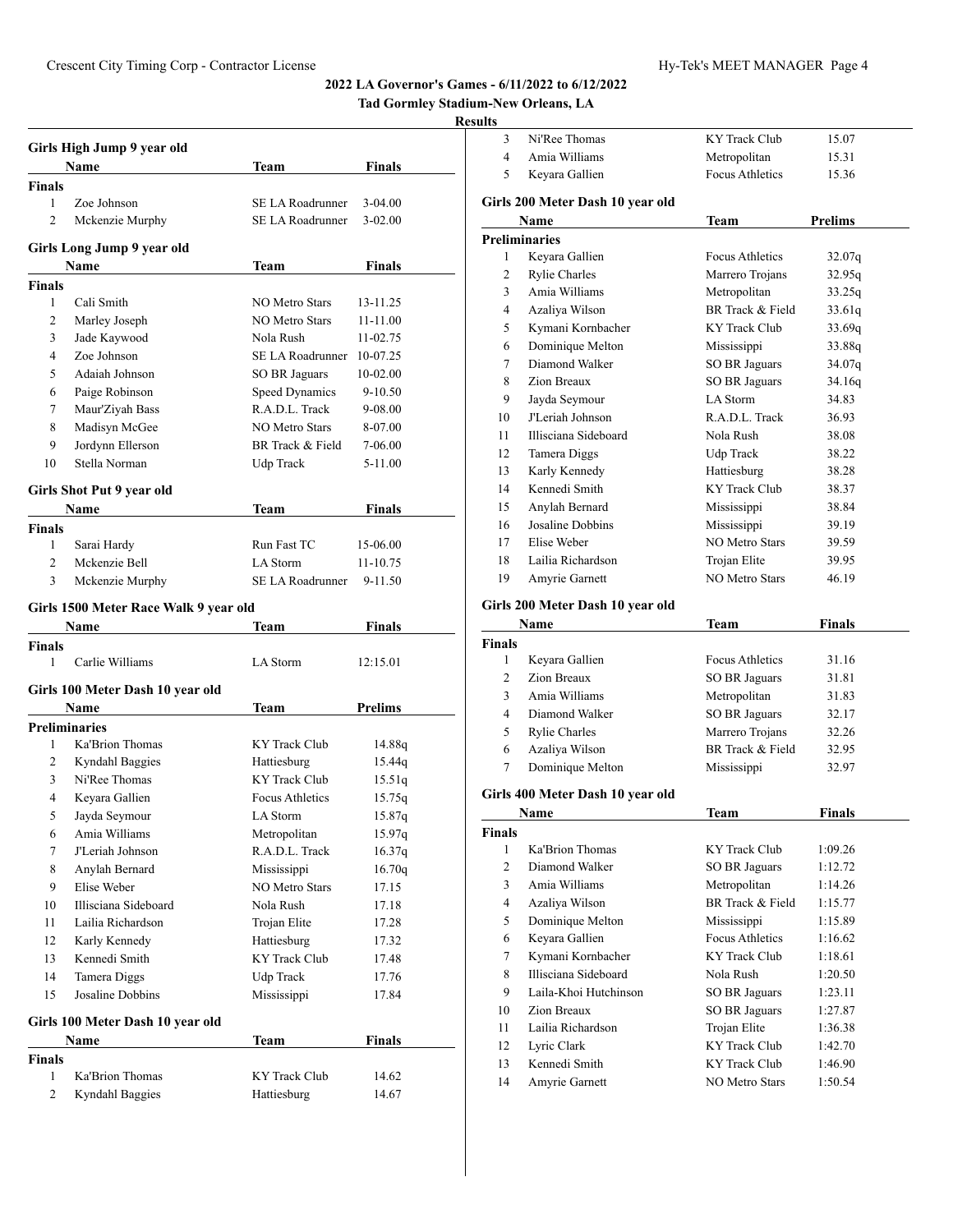# 2022 LA Governor's Games - 6/11/2022 to 6/12/2022

## Tad Gormley Stadium-New Orleans, LA

### Results

### Girls High Jump 9 year old

| | Name | Team | Finals |
|---|---|---|---|
| **Finals** | | | |
| 1 | Zoe Johnson | SE LA Roadrunner | 3-04.00 |
| 2 | Mckenzie Murphy | SE LA Roadrunner | 3-02.00 |

### Girls Long Jump 9 year old

| | Name | Team | Finals |
|---|---|---|---|
| **Finals** | | | |
| 1 | Cali Smith | NO Metro Stars | 13-11.25 |
| 2 | Marley Joseph | NO Metro Stars | 11-11.00 |
| 3 | Jade Kaywood | Nola Rush | 11-02.75 |
| 4 | Zoe Johnson | SE LA Roadrunner | 10-07.25 |
| 5 | Adaiah Johnson | SO BR Jaguars | 10-02.00 |
| 6 | Paige Robinson | Speed Dynamics | 9-10.50 |
| 7 | Maur'Ziyah Bass | R.A.D.L. Track | 9-08.00 |
| 8 | Madisyn McGee | NO Metro Stars | 8-07.00 |
| 9 | Jordynn Ellerson | BR Track & Field | 7-06.00 |
| 10 | Stella Norman | Udp Track | 5-11.00 |

### Girls Shot Put 9 year old

| | Name | Team | Finals |
|---|---|---|---|
| **Finals** | | | |
| 1 | Sarai Hardy | Run Fast TC | 15-06.00 |
| 2 | Mckenzie Bell | LA Storm | 11-10.75 |
| 3 | Mckenzie Murphy | SE LA Roadrunner | 9-11.50 |

### Girls 1500 Meter Race Walk 9 year old

| | Name | Team | Finals |
|---|---|---|---|
| **Finals** | | | |
| 1 | Carlie Williams | LA Storm | 12:15.01 |

### Girls 100 Meter Dash 10 year old

| | Name | Team | Prelims |
|---|---|---|---|
| **Preliminaries** | | | |
| 1 | Ka'Brion Thomas | KY Track Club | 14.88q |
| 2 | Kyndahl Baggies | Hattiesburg | 15.44q |
| 3 | Ni'Ree Thomas | KY Track Club | 15.51q |
| 4 | Keyara Gallien | Focus Athletics | 15.75q |
| 5 | Jayda Seymour | LA Storm | 15.87q |
| 6 | Amia Williams | Metropolitan | 15.97q |
| 7 | J'Leriah Johnson | R.A.D.L. Track | 16.37q |
| 8 | Anylah Bernard | Mississippi | 16.70q |
| 9 | Elise Weber | NO Metro Stars | 17.15 |
| 10 | Illisciana Sideboard | Nola Rush | 17.18 |
| 11 | Lailia Richardson | Trojan Elite | 17.28 |
| 12 | Karly Kennedy | Hattiesburg | 17.32 |
| 13 | Kennedi Smith | KY Track Club | 17.48 |
| 14 | Tamera Diggs | Udp Track | 17.76 |
| 15 | Josaline Dobbins | Mississippi | 17.84 |

### Girls 100 Meter Dash 10 year old

| | Name | Team | Finals |
|---|---|---|---|
| **Finals** | | | |
| 1 | Ka'Brion Thomas | KY Track Club | 14.62 |
| 2 | Kyndahl Baggies | Hattiesburg | 14.67 |
| 3 | Ni'Ree Thomas | KY Track Club | 15.07 |
| 4 | Amia Williams | Metropolitan | 15.31 |
| 5 | Keyara Gallien | Focus Athletics | 15.36 |

### Girls 200 Meter Dash 10 year old

| | Name | Team | Prelims |
|---|---|---|---|
| **Preliminaries** | | | |
| 1 | Keyara Gallien | Focus Athletics | 32.07q |
| 2 | Rylie Charles | Marrero Trojans | 32.95q |
| 3 | Amia Williams | Metropolitan | 33.25q |
| 4 | Azaliya Wilson | BR Track & Field | 33.61q |
| 5 | Kymani Kornbacher | KY Track Club | 33.69q |
| 6 | Dominique Melton | Mississippi | 33.88q |
| 7 | Diamond Walker | SO BR Jaguars | 34.07q |
| 8 | Zion Breaux | SO BR Jaguars | 34.16q |
| 9 | Jayda Seymour | LA Storm | 34.83 |
| 10 | J'Leriah Johnson | R.A.D.L. Track | 36.93 |
| 11 | Illisciana Sideboard | Nola Rush | 38.08 |
| 12 | Tamera Diggs | Udp Track | 38.22 |
| 13 | Karly Kennedy | Hattiesburg | 38.28 |
| 14 | Kennedi Smith | KY Track Club | 38.37 |
| 15 | Anylah Bernard | Mississippi | 38.84 |
| 16 | Josaline Dobbins | Mississippi | 39.19 |
| 17 | Elise Weber | NO Metro Stars | 39.59 |
| 18 | Lailia Richardson | Trojan Elite | 39.95 |
| 19 | Amyrie Garnett | NO Metro Stars | 46.19 |

### Girls 200 Meter Dash 10 year old

| | Name | Team | Finals |
|---|---|---|---|
| **Finals** | | | |
| 1 | Keyara Gallien | Focus Athletics | 31.16 |
| 2 | Zion Breaux | SO BR Jaguars | 31.81 |
| 3 | Amia Williams | Metropolitan | 31.83 |
| 4 | Diamond Walker | SO BR Jaguars | 32.17 |
| 5 | Rylie Charles | Marrero Trojans | 32.26 |
| 6 | Azaliya Wilson | BR Track & Field | 32.95 |
| 7 | Dominique Melton | Mississippi | 32.97 |

### Girls 400 Meter Dash 10 year old

| | Name | Team | Finals |
|---|---|---|---|
| **Finals** | | | |
| 1 | Ka'Brion Thomas | KY Track Club | 1:09.26 |
| 2 | Diamond Walker | SO BR Jaguars | 1:12.72 |
| 3 | Amia Williams | Metropolitan | 1:14.26 |
| 4 | Azaliya Wilson | BR Track & Field | 1:15.77 |
| 5 | Dominique Melton | Mississippi | 1:15.89 |
| 6 | Keyara Gallien | Focus Athletics | 1:16.62 |
| 7 | Kymani Kornbacher | KY Track Club | 1:18.61 |
| 8 | Illisciana Sideboard | Nola Rush | 1:20.50 |
| 9 | Laila-Khoi Hutchinson | SO BR Jaguars | 1:23.11 |
| 10 | Zion Breaux | SO BR Jaguars | 1:27.87 |
| 11 | Lailia Richardson | Trojan Elite | 1:36.38 |
| 12 | Lyric Clark | KY Track Club | 1:42.70 |
| 13 | Kennedi Smith | KY Track Club | 1:46.90 |
| 14 | Amyrie Garnett | NO Metro Stars | 1:50.54 |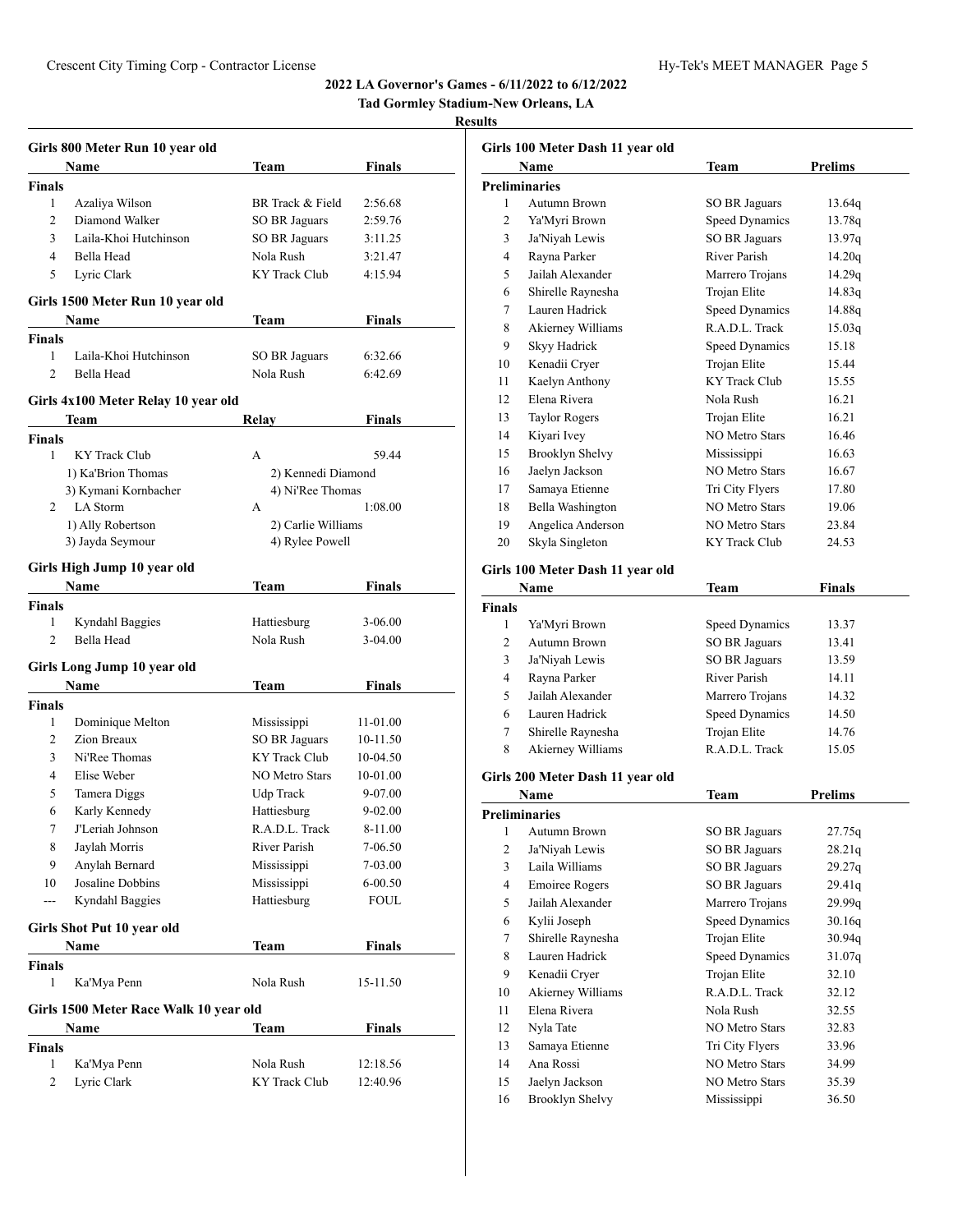## 2022 LA Governor's Games - 6/11/2022 to 6/12/2022

### Tad Gormley Stadium-New Orleans, LA

### Results

#### Girls 800 Meter Run 10 year old

| | Name | Team | Finals |
|---|---|---|---|
| **Finals** | | | |
| 1 | Azaliya Wilson | BR Track & Field | 2:56.68 |
| 2 | Diamond Walker | SO BR Jaguars | 2:59.76 |
| 3 | Laila-Khoi Hutchinson | SO BR Jaguars | 3:11.25 |
| 4 | Bella Head | Nola Rush | 3:21.47 |
| 5 | Lyric Clark | KY Track Club | 4:15.94 |

#### Girls 1500 Meter Run 10 year old

| | Name | Team | Finals |
|---|---|---|---|
| **Finals** | | | |
| 1 | Laila-Khoi Hutchinson | SO BR Jaguars | 6:32.66 |
| 2 | Bella Head | Nola Rush | 6:42.69 |

#### Girls 4x100 Meter Relay 10 year old

| | Team | Relay | Finals |
|---|---|---|---|
| **Finals** | | | |
| 1 | KY Track Club | A | 59.44 |
| | 1) Ka'Brion Thomas | 2) Kennedi Diamond | |
| | 3) Kymani Kornbacher | 4) Ni'Ree Thomas | |
| 2 | LA Storm | A | 1:08.00 |
| | 1) Ally Robertson | 2) Carlie Williams | |
| | 3) Jayda Seymour | 4) Rylee Powell | |

#### Girls High Jump 10 year old

| | Name | Team | Finals |
|---|---|---|---|
| **Finals** | | | |
| 1 | Kyndahl Baggies | Hattiesburg | 3-06.00 |
| 2 | Bella Head | Nola Rush | 3-04.00 |

#### Girls Long Jump 10 year old

| | Name | Team | Finals |
|---|---|---|---|
| **Finals** | | | |
| 1 | Dominique Melton | Mississippi | 11-01.00 |
| 2 | Zion Breaux | SO BR Jaguars | 10-11.50 |
| 3 | Ni'Ree Thomas | KY Track Club | 10-04.50 |
| 4 | Elise Weber | NO Metro Stars | 10-01.00 |
| 5 | Tamera Diggs | Udp Track | 9-07.00 |
| 6 | Karly Kennedy | Hattiesburg | 9-02.00 |
| 7 | J'Leriah Johnson | R.A.D.L. Track | 8-11.00 |
| 8 | Jaylah Morris | River Parish | 7-06.50 |
| 9 | Anylah Bernard | Mississippi | 7-03.00 |
| 10 | Josaline Dobbins | Mississippi | 6-00.50 |
| --- | Kyndahl Baggies | Hattiesburg | FOUL |

#### Girls Shot Put 10 year old

| | Name | Team | Finals |
|---|---|---|---|
| **Finals** | | | |
| 1 | Ka'Mya Penn | Nola Rush | 15-11.50 |

#### Girls 1500 Meter Race Walk 10 year old

| | Name | Team | Finals |
|---|---|---|---|
| **Finals** | | | |
| 1 | Ka'Mya Penn | Nola Rush | 12:18.56 |
| 2 | Lyric Clark | KY Track Club | 12:40.96 |

#### Girls 100 Meter Dash 11 year old

| | Name | Team | Prelims |
|---|---|---|---|
| **Preliminaries** | | | |
| 1 | Autumn Brown | SO BR Jaguars | 13.64q |
| 2 | Ya'Myri Brown | Speed Dynamics | 13.78q |
| 3 | Ja'Niyah Lewis | SO BR Jaguars | 13.97q |
| 4 | Rayna Parker | River Parish | 14.20q |
| 5 | Jailah Alexander | Marrero Trojans | 14.29q |
| 6 | Shirelle Raynesha | Trojan Elite | 14.83q |
| 7 | Lauren Hadrick | Speed Dynamics | 14.88q |
| 8 | Akierney Williams | R.A.D.L. Track | 15.03q |
| 9 | Skyy Hadrick | Speed Dynamics | 15.18 |
| 10 | Kenadii Cryer | Trojan Elite | 15.44 |
| 11 | Kaelyn Anthony | KY Track Club | 15.55 |
| 12 | Elena Rivera | Nola Rush | 16.21 |
| 13 | Taylor Rogers | Trojan Elite | 16.21 |
| 14 | Kiyari Ivey | NO Metro Stars | 16.46 |
| 15 | Brooklyn Shelvy | Mississippi | 16.63 |
| 16 | Jaelyn Jackson | NO Metro Stars | 16.67 |
| 17 | Samaya Etienne | Tri City Flyers | 17.80 |
| 18 | Bella Washington | NO Metro Stars | 19.06 |
| 19 | Angelica Anderson | NO Metro Stars | 23.84 |
| 20 | Skyla Singleton | KY Track Club | 24.53 |

#### Girls 100 Meter Dash 11 year old

| | Name | Team | Finals |
|---|---|---|---|
| **Finals** | | | |
| 1 | Ya'Myri Brown | Speed Dynamics | 13.37 |
| 2 | Autumn Brown | SO BR Jaguars | 13.41 |
| 3 | Ja'Niyah Lewis | SO BR Jaguars | 13.59 |
| 4 | Rayna Parker | River Parish | 14.11 |
| 5 | Jailah Alexander | Marrero Trojans | 14.32 |
| 6 | Lauren Hadrick | Speed Dynamics | 14.50 |
| 7 | Shirelle Raynesha | Trojan Elite | 14.76 |
| 8 | Akierney Williams | R.A.D.L. Track | 15.05 |

#### Girls 200 Meter Dash 11 year old

| | Name | Team | Prelims |
|---|---|---|---|
| **Preliminaries** | | | |
| 1 | Autumn Brown | SO BR Jaguars | 27.75q |
| 2 | Ja'Niyah Lewis | SO BR Jaguars | 28.21q |
| 3 | Laila Williams | SO BR Jaguars | 29.27q |
| 4 | Emoiree Rogers | SO BR Jaguars | 29.41q |
| 5 | Jailah Alexander | Marrero Trojans | 29.99q |
| 6 | Kylii Joseph | Speed Dynamics | 30.16q |
| 7 | Shirelle Raynesha | Trojan Elite | 30.94q |
| 8 | Lauren Hadrick | Speed Dynamics | 31.07q |
| 9 | Kenadii Cryer | Trojan Elite | 32.10 |
| 10 | Akierney Williams | R.A.D.L. Track | 32.12 |
| 11 | Elena Rivera | Nola Rush | 32.55 |
| 12 | Nyla Tate | NO Metro Stars | 32.83 |
| 13 | Samaya Etienne | Tri City Flyers | 33.96 |
| 14 | Ana Rossi | NO Metro Stars | 34.99 |
| 15 | Jaelyn Jackson | NO Metro Stars | 35.39 |
| 16 | Brooklyn Shelvy | Mississippi | 36.50 |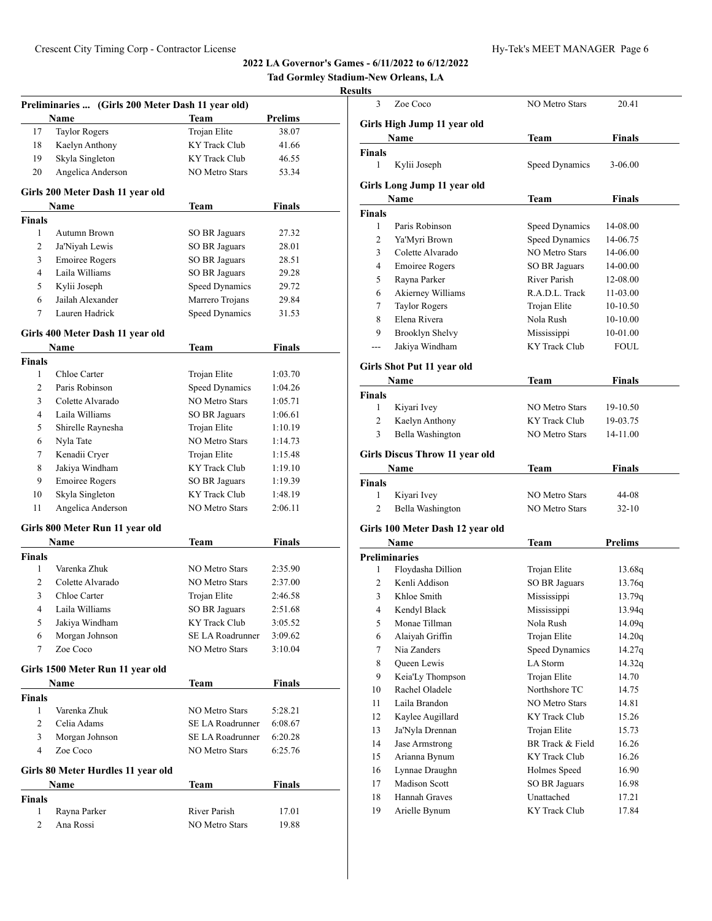## 2022 LA Governor's Games - 6/11/2022 to 6/12/2022

### Tad Gormley Stadium-New Orleans, LA

#### Results

### Preliminaries ... (Girls 200 Meter Dash 11 year old)

| | Name | Team | Prelims |
|---|---|---|---|
| 17 | Taylor Rogers | Trojan Elite | 38.07 |
| 18 | Kaelyn Anthony | KY Track Club | 41.66 |
| 19 | Skyla Singleton | KY Track Club | 46.55 |
| 20 | Angelica Anderson | NO Metro Stars | 53.34 |

### Girls 200 Meter Dash 11 year old

| | Name | Team | Finals |
|---|---|---|---|
| **Finals** | | | |
| 1 | Autumn Brown | SO BR Jaguars | 27.32 |
| 2 | Ja'Niyah Lewis | SO BR Jaguars | 28.01 |
| 3 | Emoiree Rogers | SO BR Jaguars | 28.51 |
| 4 | Laila Williams | SO BR Jaguars | 29.28 |
| 5 | Kylii Joseph | Speed Dynamics | 29.72 |
| 6 | Jailah Alexander | Marrero Trojans | 29.84 |
| 7 | Lauren Hadrick | Speed Dynamics | 31.53 |

### Girls 400 Meter Dash 11 year old

| | Name | Team | Finals |
|---|---|---|---|
| **Finals** | | | |
| 1 | Chloe Carter | Trojan Elite | 1:03.70 |
| 2 | Paris Robinson | Speed Dynamics | 1:04.26 |
| 3 | Colette Alvarado | NO Metro Stars | 1:05.71 |
| 4 | Laila Williams | SO BR Jaguars | 1:06.61 |
| 5 | Shirelle Raynesha | Trojan Elite | 1:10.19 |
| 6 | Nyla Tate | NO Metro Stars | 1:14.73 |
| 7 | Kenadii Cryer | Trojan Elite | 1:15.48 |
| 8 | Jakiya Windham | KY Track Club | 1:19.10 |
| 9 | Emoiree Rogers | SO BR Jaguars | 1:19.39 |
| 10 | Skyla Singleton | KY Track Club | 1:48.19 |
| 11 | Angelica Anderson | NO Metro Stars | 2:06.11 |

### Girls 800 Meter Run 11 year old

| | Name | Team | Finals |
|---|---|---|---|
| **Finals** | | | |
| 1 | Varenka Zhuk | NO Metro Stars | 2:35.90 |
| 2 | Colette Alvarado | NO Metro Stars | 2:37.00 |
| 3 | Chloe Carter | Trojan Elite | 2:46.58 |
| 4 | Laila Williams | SO BR Jaguars | 2:51.68 |
| 5 | Jakiya Windham | KY Track Club | 3:05.52 |
| 6 | Morgan Johnson | SE LA Roadrunner | 3:09.62 |
| 7 | Zoe Coco | NO Metro Stars | 3:10.04 |

### Girls 1500 Meter Run 11 year old

| | Name | Team | Finals |
|---|---|---|---|
| **Finals** | | | |
| 1 | Varenka Zhuk | NO Metro Stars | 5:28.21 |
| 2 | Celia Adams | SE LA Roadrunner | 6:08.67 |
| 3 | Morgan Johnson | SE LA Roadrunner | 6:20.28 |
| 4 | Zoe Coco | NO Metro Stars | 6:25.76 |

### Girls 80 Meter Hurdles 11 year old

| | Name | Team | Finals |
|---|---|---|---|
| **Finals** | | | |
| 1 | Rayna Parker | River Parish | 17.01 |
| 2 | Ana Rossi | NO Metro Stars | 19.88 |
| 3 | Zoe Coco | NO Metro Stars | 20.41 |

### Girls High Jump 11 year old

| | Name | Team | Finals |
|---|---|---|---|
| **Finals** | | | |
| 1 | Kylii Joseph | Speed Dynamics | 3-06.00 |

### Girls Long Jump 11 year old

| | Name | Team | Finals |
|---|---|---|---|
| **Finals** | | | |
| 1 | Paris Robinson | Speed Dynamics | 14-08.00 |
| 2 | Ya'Myri Brown | Speed Dynamics | 14-06.75 |
| 3 | Colette Alvarado | NO Metro Stars | 14-06.00 |
| 4 | Emoiree Rogers | SO BR Jaguars | 14-00.00 |
| 5 | Rayna Parker | River Parish | 12-08.00 |
| 6 | Akierney Williams | R.A.D.L. Track | 11-03.00 |
| 7 | Taylor Rogers | Trojan Elite | 10-10.50 |
| 8 | Elena Rivera | Nola Rush | 10-10.00 |
| 9 | Brooklyn Shelvy | Mississippi | 10-01.00 |
| --- | Jakiya Windham | KY Track Club | FOUL |

### Girls Shot Put 11 year old

| | Name | Team | Finals |
|---|---|---|---|
| **Finals** | | | |
| 1 | Kiyari Ivey | NO Metro Stars | 19-10.50 |
| 2 | Kaelyn Anthony | KY Track Club | 19-03.75 |
| 3 | Bella Washington | NO Metro Stars | 14-11.00 |

### Girls Discus Throw 11 year old

| | Name | Team | Finals |
|---|---|---|---|
| **Finals** | | | |
| 1 | Kiyari Ivey | NO Metro Stars | 44-08 |
| 2 | Bella Washington | NO Metro Stars | 32-10 |

### Girls 100 Meter Dash 12 year old

| | Name | Team | Prelims |
|---|---|---|---|
| **Preliminaries** | | | |
| 1 | Floydasha Dillion | Trojan Elite | 13.68q |
| 2 | Kenli Addison | SO BR Jaguars | 13.76q |
| 3 | Khloe Smith | Mississippi | 13.79q |
| 4 | Kendyl Black | Mississippi | 13.94q |
| 5 | Monae Tillman | Nola Rush | 14.09q |
| 6 | Alaiyah Griffin | Trojan Elite | 14.20q |
| 7 | Nia Zanders | Speed Dynamics | 14.27q |
| 8 | Queen Lewis | LA Storm | 14.32q |
| 9 | Keia'Ly Thompson | Trojan Elite | 14.70 |
| 10 | Rachel Oladele | Northshore TC | 14.75 |
| 11 | Laila Brandon | NO Metro Stars | 14.81 |
| 12 | Kaylee Augillard | KY Track Club | 15.26 |
| 13 | Ja'Nyla Drennan | Trojan Elite | 15.73 |
| 14 | Jase Armstrong | BR Track & Field | 16.26 |
| 15 | Arianna Bynum | KY Track Club | 16.26 |
| 16 | Lynnae Draughn | Holmes Speed | 16.90 |
| 17 | Madison Scott | SO BR Jaguars | 16.98 |
| 18 | Hannah Graves | Unattached | 17.21 |
| 19 | Arielle Bynum | KY Track Club | 17.84 |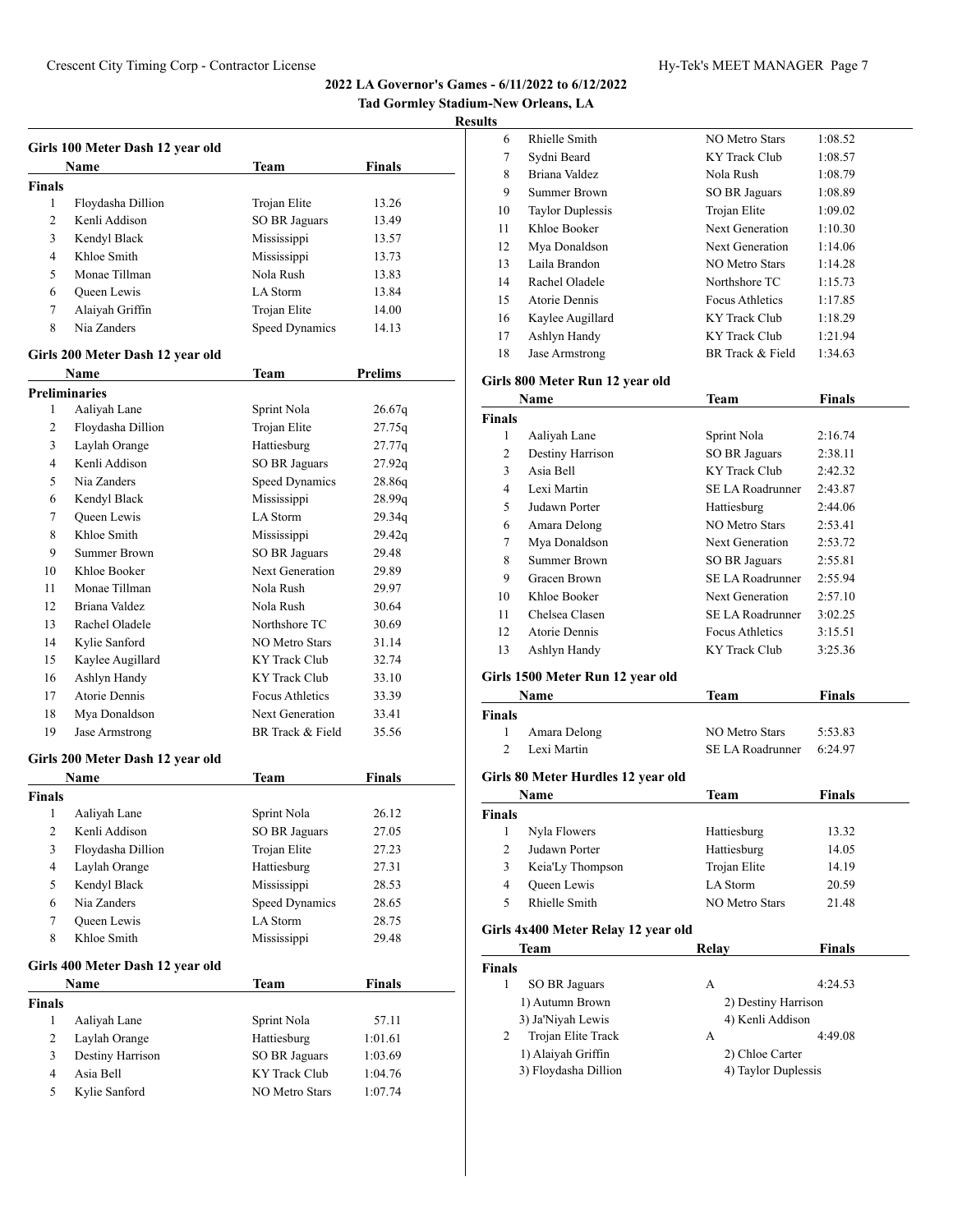**2022 LA Governor's Games - 6/11/2022 to 6/12/2022**

**Tad Gormley Stadium-New Orleans, LA**

**Results**

### Girls 100 Meter Dash 12 year old

| | Name | Team | Finals |
|---|---|---|---|
| **Finals** | | | |
| 1 | Floydasha Dillion | Trojan Elite | 13.26 |
| 2 | Kenli Addison | SO BR Jaguars | 13.49 |
| 3 | Kendyl Black | Mississippi | 13.57 |
| 4 | Khloe Smith | Mississippi | 13.73 |
| 5 | Monae Tillman | Nola Rush | 13.83 |
| 6 | Queen Lewis | LA Storm | 13.84 |
| 7 | Alaiyah Griffin | Trojan Elite | 14.00 |
| 8 | Nia Zanders | Speed Dynamics | 14.13 |

### Girls 200 Meter Dash 12 year old

| | Name | Team | Prelims |
|---|---|---|---|
| **Preliminaries** | | | |
| 1 | Aaliyah Lane | Sprint Nola | 26.67q |
| 2 | Floydasha Dillion | Trojan Elite | 27.75q |
| 3 | Laylah Orange | Hattiesburg | 27.77q |
| 4 | Kenli Addison | SO BR Jaguars | 27.92q |
| 5 | Nia Zanders | Speed Dynamics | 28.86q |
| 6 | Kendyl Black | Mississippi | 28.99q |
| 7 | Queen Lewis | LA Storm | 29.34q |
| 8 | Khloe Smith | Mississippi | 29.42q |
| 9 | Summer Brown | SO BR Jaguars | 29.48 |
| 10 | Khloe Booker | Next Generation | 29.89 |
| 11 | Monae Tillman | Nola Rush | 29.97 |
| 12 | Briana Valdez | Nola Rush | 30.64 |
| 13 | Rachel Oladele | Northshore TC | 30.69 |
| 14 | Kylie Sanford | NO Metro Stars | 31.14 |
| 15 | Kaylee Augillard | KY Track Club | 32.74 |
| 16 | Ashlyn Handy | KY Track Club | 33.10 |
| 17 | Atorie Dennis | Focus Athletics | 33.39 |
| 18 | Mya Donaldson | Next Generation | 33.41 |
| 19 | Jase Armstrong | BR Track & Field | 35.56 |

### Girls 200 Meter Dash 12 year old

| | Name | Team | Finals |
|---|---|---|---|
| **Finals** | | | |
| 1 | Aaliyah Lane | Sprint Nola | 26.12 |
| 2 | Kenli Addison | SO BR Jaguars | 27.05 |
| 3 | Floydasha Dillion | Trojan Elite | 27.23 |
| 4 | Laylah Orange | Hattiesburg | 27.31 |
| 5 | Kendyl Black | Mississippi | 28.53 |
| 6 | Nia Zanders | Speed Dynamics | 28.65 |
| 7 | Queen Lewis | LA Storm | 28.75 |
| 8 | Khloe Smith | Mississippi | 29.48 |

### Girls 400 Meter Dash 12 year old

| | Name | Team | Finals |
|---|---|---|---|
| **Finals** | | | |
| 1 | Aaliyah Lane | Sprint Nola | 57.11 |
| 2 | Laylah Orange | Hattiesburg | 1:01.61 |
| 3 | Destiny Harrison | SO BR Jaguars | 1:03.69 |
| 4 | Asia Bell | KY Track Club | 1:04.76 |
| 5 | Kylie Sanford | NO Metro Stars | 1:07.74 |
| 6 | Rhielle Smith | NO Metro Stars | 1:08.52 |
| 7 | Sydni Beard | KY Track Club | 1:08.57 |
| 8 | Briana Valdez | Nola Rush | 1:08.79 |
| 9 | Summer Brown | SO BR Jaguars | 1:08.89 |
| 10 | Taylor Duplessis | Trojan Elite | 1:09.02 |
| 11 | Khloe Booker | Next Generation | 1:10.30 |
| 12 | Mya Donaldson | Next Generation | 1:14.06 |
| 13 | Laila Brandon | NO Metro Stars | 1:14.28 |
| 14 | Rachel Oladele | Northshore TC | 1:15.73 |
| 15 | Atorie Dennis | Focus Athletics | 1:17.85 |
| 16 | Kaylee Augillard | KY Track Club | 1:18.29 |
| 17 | Ashlyn Handy | KY Track Club | 1:21.94 |
| 18 | Jase Armstrong | BR Track & Field | 1:34.63 |

### Girls 800 Meter Run 12 year old

| | Name | Team | Finals |
|---|---|---|---|
| **Finals** | | | |
| 1 | Aaliyah Lane | Sprint Nola | 2:16.74 |
| 2 | Destiny Harrison | SO BR Jaguars | 2:38.11 |
| 3 | Asia Bell | KY Track Club | 2:42.32 |
| 4 | Lexi Martin | SE LA Roadrunner | 2:43.87 |
| 5 | Judawn Porter | Hattiesburg | 2:44.06 |
| 6 | Amara Delong | NO Metro Stars | 2:53.41 |
| 7 | Mya Donaldson | Next Generation | 2:53.72 |
| 8 | Summer Brown | SO BR Jaguars | 2:55.81 |
| 9 | Gracen Brown | SE LA Roadrunner | 2:55.94 |
| 10 | Khloe Booker | Next Generation | 2:57.10 |
| 11 | Chelsea Clasen | SE LA Roadrunner | 3:02.25 |
| 12 | Atorie Dennis | Focus Athletics | 3:15.51 |
| 13 | Ashlyn Handy | KY Track Club | 3:25.36 |

### Girls 1500 Meter Run 12 year old

| | Name | Team | Finals |
|---|---|---|---|
| **Finals** | | | |
| 1 | Amara Delong | NO Metro Stars | 5:53.83 |
| 2 | Lexi Martin | SE LA Roadrunner | 6:24.97 |

### Girls 80 Meter Hurdles 12 year old

| | Name | Team | Finals |
|---|---|---|---|
| **Finals** | | | |
| 1 | Nyla Flowers | Hattiesburg | 13.32 |
| 2 | Judawn Porter | Hattiesburg | 14.05 |
| 3 | Keia'Ly Thompson | Trojan Elite | 14.19 |
| 4 | Queen Lewis | LA Storm | 20.59 |
| 5 | Rhielle Smith | NO Metro Stars | 21.48 |

### Girls 4x400 Meter Relay 12 year old

| | Team | Relay | Finals |
|---|---|---|---|
| **Finals** | | | |
| 1 | SO BR Jaguars | A | 4:24.53 |
| | 1) Autumn Brown | 2) Destiny Harrison | |
| | 3) Ja'Niyah Lewis | 4) Kenli Addison | |
| 2 | Trojan Elite Track | A | 4:49.08 |
| | 1) Alaiyah Griffin | 2) Chloe Carter | |
| | 3) Floydasha Dillion | 4) Taylor Duplessis | |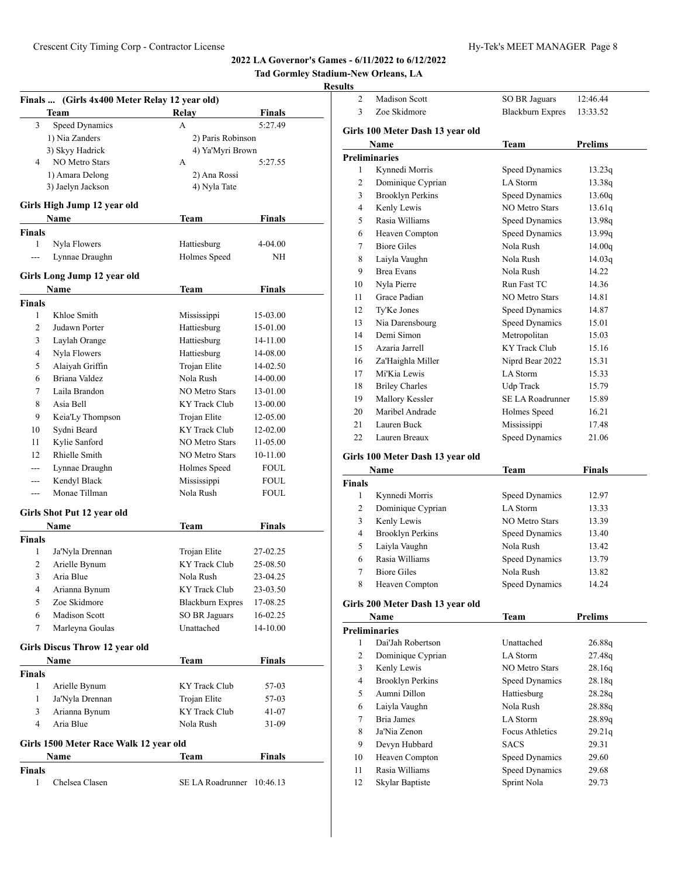## 2022 LA Governor's Games - 6/11/2022 to 6/12/2022

### Tad Gormley Stadium-New Orleans, LA

**Results**

### Finals ... (Girls 4x400 Meter Relay 12 year old)

| | Team | Relay | Finals |
|---|---|---|---|
| 3 | Speed Dynamics | A | 5:27.49 |
| | 1) Nia Zanders | 2) Paris Robinson | |
| | 3) Skyy Hadrick | 4) Ya'Myri Brown | |
| 4 | NO Metro Stars | A | 5:27.55 |
| | 1) Amara Delong | 2) Ana Rossi | |
| | 3) Jaelyn Jackson | 4) Nyla Tate | |

### Girls High Jump 12 year old

| | Name | Team | Finals |
|---|---|---|---|
| **Finals** | | | |
| 1 | Nyla Flowers | Hattiesburg | 4-04.00 |
| --- | Lynnae Draughn | Holmes Speed | NH |

### Girls Long Jump 12 year old

| | Name | Team | Finals |
|---|---|---|---|
| **Finals** | | | |
| 1 | Khloe Smith | Mississippi | 15-03.00 |
| 2 | Judawn Porter | Hattiesburg | 15-01.00 |
| 3 | Laylah Orange | Hattiesburg | 14-11.00 |
| 4 | Nyla Flowers | Hattiesburg | 14-08.00 |
| 5 | Alaiyah Griffin | Trojan Elite | 14-02.50 |
| 6 | Briana Valdez | Nola Rush | 14-00.00 |
| 7 | Laila Brandon | NO Metro Stars | 13-01.00 |
| 8 | Asia Bell | KY Track Club | 13-00.00 |
| 9 | Keia'Ly Thompson | Trojan Elite | 12-05.00 |
| 10 | Sydni Beard | KY Track Club | 12-02.00 |
| 11 | Kylie Sanford | NO Metro Stars | 11-05.00 |
| 12 | Rhielle Smith | NO Metro Stars | 10-11.00 |
| --- | Lynnae Draughn | Holmes Speed | FOUL |
| --- | Kendyl Black | Mississippi | FOUL |
| --- | Monae Tillman | Nola Rush | FOUL |

### Girls Shot Put 12 year old

| | Name | Team | Finals |
|---|---|---|---|
| **Finals** | | | |
| 1 | Ja'Nyla Drennan | Trojan Elite | 27-02.25 |
| 2 | Arielle Bynum | KY Track Club | 25-08.50 |
| 3 | Aria Blue | Nola Rush | 23-04.25 |
| 4 | Arianna Bynum | KY Track Club | 23-03.50 |
| 5 | Zoe Skidmore | Blackburn Expres | 17-08.25 |
| 6 | Madison Scott | SO BR Jaguars | 16-02.25 |
| 7 | Marleyna Goulas | Unattached | 14-10.00 |

### Girls Discus Throw 12 year old

| | Name | Team | Finals |
|---|---|---|---|
| **Finals** | | | |
| 1 | Arielle Bynum | KY Track Club | 57-03 |
| 1 | Ja'Nyla Drennan | Trojan Elite | 57-03 |
| 3 | Arianna Bynum | KY Track Club | 41-07 |
| 4 | Aria Blue | Nola Rush | 31-09 |

### Girls 1500 Meter Race Walk 12 year old

| | Name | Team | Finals |
|---|---|---|---|
| **Finals** | | | |
| 1 | Chelsea Clasen | SE LA Roadrunner | 10:46.13 |
| 2 | Madison Scott | SO BR Jaguars | 12:46.44 |
| 3 | Zoe Skidmore | Blackburn Expres | 13:33.52 |

### Girls 100 Meter Dash 13 year old

| | Name | Team | Prelims |
|---|---|---|---|
| **Preliminaries** | | | |
| 1 | Kynnedi Morris | Speed Dynamics | 13.23q |
| 2 | Dominique Cyprian | LA Storm | 13.38q |
| 3 | Brooklyn Perkins | Speed Dynamics | 13.60q |
| 4 | Kenly Lewis | NO Metro Stars | 13.61q |
| 5 | Rasia Williams | Speed Dynamics | 13.98q |
| 6 | Heaven Compton | Speed Dynamics | 13.99q |
| 7 | Biore Giles | Nola Rush | 14.00q |
| 8 | Laiyla Vaughn | Nola Rush | 14.03q |
| 9 | Brea Evans | Nola Rush | 14.22 |
| 10 | Nyla Pierre | Run Fast TC | 14.36 |
| 11 | Grace Padian | NO Metro Stars | 14.81 |
| 12 | Ty'Ke Jones | Speed Dynamics | 14.87 |
| 13 | Nia Darensbourg | Speed Dynamics | 15.01 |
| 14 | Demi Simon | Metropolitan | 15.03 |
| 15 | Azaria Jarrell | KY Track Club | 15.16 |
| 16 | Za'Haighla Miller | Niprd Bear 2022 | 15.31 |
| 17 | Mi'Kia Lewis | LA Storm | 15.33 |
| 18 | Briley Charles | Udp Track | 15.79 |
| 19 | Mallory Kessler | SE LA Roadrunner | 15.89 |
| 20 | Maribel Andrade | Holmes Speed | 16.21 |
| 21 | Lauren Buck | Mississippi | 17.48 |
| 22 | Lauren Breaux | Speed Dynamics | 21.06 |

### Girls 100 Meter Dash 13 year old

| | Name | Team | Finals |
|---|---|---|---|
| **Finals** | | | |
| 1 | Kynnedi Morris | Speed Dynamics | 12.97 |
| 2 | Dominique Cyprian | LA Storm | 13.33 |
| 3 | Kenly Lewis | NO Metro Stars | 13.39 |
| 4 | Brooklyn Perkins | Speed Dynamics | 13.40 |
| 5 | Laiyla Vaughn | Nola Rush | 13.42 |
| 6 | Rasia Williams | Speed Dynamics | 13.79 |
| 7 | Biore Giles | Nola Rush | 13.82 |
| 8 | Heaven Compton | Speed Dynamics | 14.24 |

### Girls 200 Meter Dash 13 year old

| | Name | Team | Prelims |
|---|---|---|---|
| **Preliminaries** | | | |
| 1 | Dai'Jah Robertson | Unattached | 26.88q |
| 2 | Dominique Cyprian | LA Storm | 27.48q |
| 3 | Kenly Lewis | NO Metro Stars | 28.16q |
| 4 | Brooklyn Perkins | Speed Dynamics | 28.18q |
| 5 | Aumni Dillon | Hattiesburg | 28.28q |
| 6 | Laiyla Vaughn | Nola Rush | 28.88q |
| 7 | Bria James | LA Storm | 28.89q |
| 8 | Ja'Nia Zenon | Focus Athletics | 29.21q |
| 9 | Devyn Hubbard | SACS | 29.31 |
| 10 | Heaven Compton | Speed Dynamics | 29.60 |
| 11 | Rasia Williams | Speed Dynamics | 29.68 |
| 12 | Skylar Baptiste | Sprint Nola | 29.73 |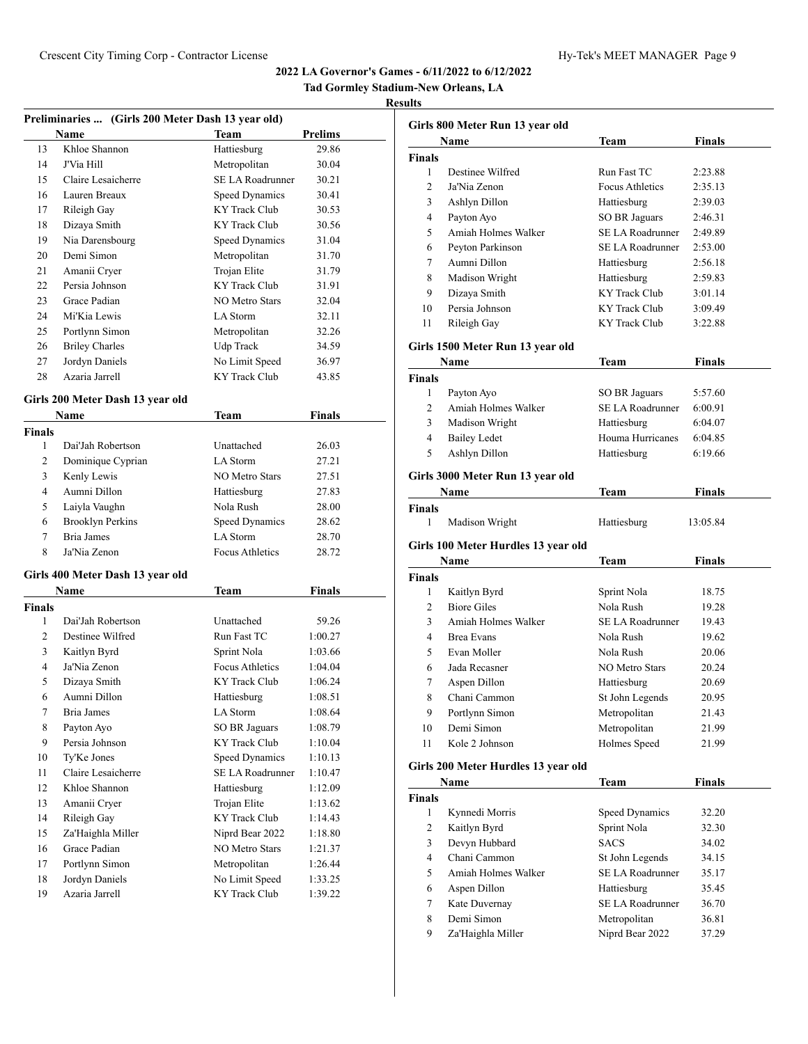## 2022 LA Governor's Games - 6/11/2022 to 6/12/2022

**Tad Gormley Stadium-New Orleans, LA**

**Results**

### Preliminaries ... (Girls 200 Meter Dash 13 year old)

| | Name | Team | Prelims |
|---|---|---|---|
| 13 | Khloe Shannon | Hattiesburg | 29.86 |
| 14 | J'Via Hill | Metropolitan | 30.04 |
| 15 | Claire Lesaicherre | SE LA Roadrunner | 30.21 |
| 16 | Lauren Breaux | Speed Dynamics | 30.41 |
| 17 | Rileigh Gay | KY Track Club | 30.53 |
| 18 | Dizaya Smith | KY Track Club | 30.56 |
| 19 | Nia Darensbourg | Speed Dynamics | 31.04 |
| 20 | Demi Simon | Metropolitan | 31.70 |
| 21 | Amanii Cryer | Trojan Elite | 31.79 |
| 22 | Persia Johnson | KY Track Club | 31.91 |
| 23 | Grace Padian | NO Metro Stars | 32.04 |
| 24 | Mi'Kia Lewis | LA Storm | 32.11 |
| 25 | Portlynn Simon | Metropolitan | 32.26 |
| 26 | Briley Charles | Udp Track | 34.59 |
| 27 | Jordyn Daniels | No Limit Speed | 36.97 |
| 28 | Azaria Jarrell | KY Track Club | 43.85 |

### Girls 200 Meter Dash 13 year old

| | Name | Team | Finals |
|---|---|---|---|
| **Finals** | | | |
| 1 | Dai'Jah Robertson | Unattached | 26.03 |
| 2 | Dominique Cyprian | LA Storm | 27.21 |
| 3 | Kenly Lewis | NO Metro Stars | 27.51 |
| 4 | Aumni Dillon | Hattiesburg | 27.83 |
| 5 | Laiyla Vaughn | Nola Rush | 28.00 |
| 6 | Brooklyn Perkins | Speed Dynamics | 28.62 |
| 7 | Bria James | LA Storm | 28.70 |
| 8 | Ja'Nia Zenon | Focus Athletics | 28.72 |

### Girls 400 Meter Dash 13 year old

| | Name | Team | Finals |
|---|---|---|---|
| **Finals** | | | |
| 1 | Dai'Jah Robertson | Unattached | 59.26 |
| 2 | Destinee Wilfred | Run Fast TC | 1:00.27 |
| 3 | Kaitlyn Byrd | Sprint Nola | 1:03.66 |
| 4 | Ja'Nia Zenon | Focus Athletics | 1:04.04 |
| 5 | Dizaya Smith | KY Track Club | 1:06.24 |
| 6 | Aumni Dillon | Hattiesburg | 1:08.51 |
| 7 | Bria James | LA Storm | 1:08.64 |
| 8 | Payton Ayo | SO BR Jaguars | 1:08.79 |
| 9 | Persia Johnson | KY Track Club | 1:10.04 |
| 10 | Ty'Ke Jones | Speed Dynamics | 1:10.13 |
| 11 | Claire Lesaicherre | SE LA Roadrunner | 1:10.47 |
| 12 | Khloe Shannon | Hattiesburg | 1:12.09 |
| 13 | Amanii Cryer | Trojan Elite | 1:13.62 |
| 14 | Rileigh Gay | KY Track Club | 1:14.43 |
| 15 | Za'Haighla Miller | Niprd Bear 2022 | 1:18.80 |
| 16 | Grace Padian | NO Metro Stars | 1:21.37 |
| 17 | Portlynn Simon | Metropolitan | 1:26.44 |
| 18 | Jordyn Daniels | No Limit Speed | 1:33.25 |
| 19 | Azaria Jarrell | KY Track Club | 1:39.22 |

### Girls 800 Meter Run 13 year old

| | Name | Team | Finals |
|---|---|---|---|
| **Finals** | | | |
| 1 | Destinee Wilfred | Run Fast TC | 2:23.88 |
| 2 | Ja'Nia Zenon | Focus Athletics | 2:35.13 |
| 3 | Ashlyn Dillon | Hattiesburg | 2:39.03 |
| 4 | Payton Ayo | SO BR Jaguars | 2:46.31 |
| 5 | Amiah Holmes Walker | SE LA Roadrunner | 2:49.89 |
| 6 | Peyton Parkinson | SE LA Roadrunner | 2:53.00 |
| 7 | Aumni Dillon | Hattiesburg | 2:56.18 |
| 8 | Madison Wright | Hattiesburg | 2:59.83 |
| 9 | Dizaya Smith | KY Track Club | 3:01.14 |
| 10 | Persia Johnson | KY Track Club | 3:09.49 |
| 11 | Rileigh Gay | KY Track Club | 3:22.88 |

### Girls 1500 Meter Run 13 year old

| | Name | Team | Finals |
|---|---|---|---|
| **Finals** | | | |
| 1 | Payton Ayo | SO BR Jaguars | 5:57.60 |
| 2 | Amiah Holmes Walker | SE LA Roadrunner | 6:00.91 |
| 3 | Madison Wright | Hattiesburg | 6:04.07 |
| 4 | Bailey Ledet | Houma Hurricanes | 6:04.85 |
| 5 | Ashlyn Dillon | Hattiesburg | 6:19.66 |

### Girls 3000 Meter Run 13 year old

| | Name | Team | Finals |
|---|---|---|---|
| **Finals** | | | |
| 1 | Madison Wright | Hattiesburg | 13:05.84 |

### Girls 100 Meter Hurdles 13 year old

| | Name | Team | Finals |
|---|---|---|---|
| **Finals** | | | |
| 1 | Kaitlyn Byrd | Sprint Nola | 18.75 |
| 2 | Biore Giles | Nola Rush | 19.28 |
| 3 | Amiah Holmes Walker | SE LA Roadrunner | 19.43 |
| 4 | Brea Evans | Nola Rush | 19.62 |
| 5 | Evan Moller | Nola Rush | 20.06 |
| 6 | Jada Recasner | NO Metro Stars | 20.24 |
| 7 | Aspen Dillon | Hattiesburg | 20.69 |
| 8 | Chani Cammon | St John Legends | 20.95 |
| 9 | Portlynn Simon | Metropolitan | 21.43 |
| 10 | Demi Simon | Metropolitan | 21.99 |
| 11 | Kole 2 Johnson | Holmes Speed | 21.99 |

### Girls 200 Meter Hurdles 13 year old

| | Name | Team | Finals |
|---|---|---|---|
| **Finals** | | | |
| 1 | Kynnedi Morris | Speed Dynamics | 32.20 |
| 2 | Kaitlyn Byrd | Sprint Nola | 32.30 |
| 3 | Devyn Hubbard | SACS | 34.02 |
| 4 | Chani Cammon | St John Legends | 34.15 |
| 5 | Amiah Holmes Walker | SE LA Roadrunner | 35.17 |
| 6 | Aspen Dillon | Hattiesburg | 35.45 |
| 7 | Kate Duvernay | SE LA Roadrunner | 36.70 |
| 8 | Demi Simon | Metropolitan | 36.81 |
| 9 | Za'Haighla Miller | Niprd Bear 2022 | 37.29 |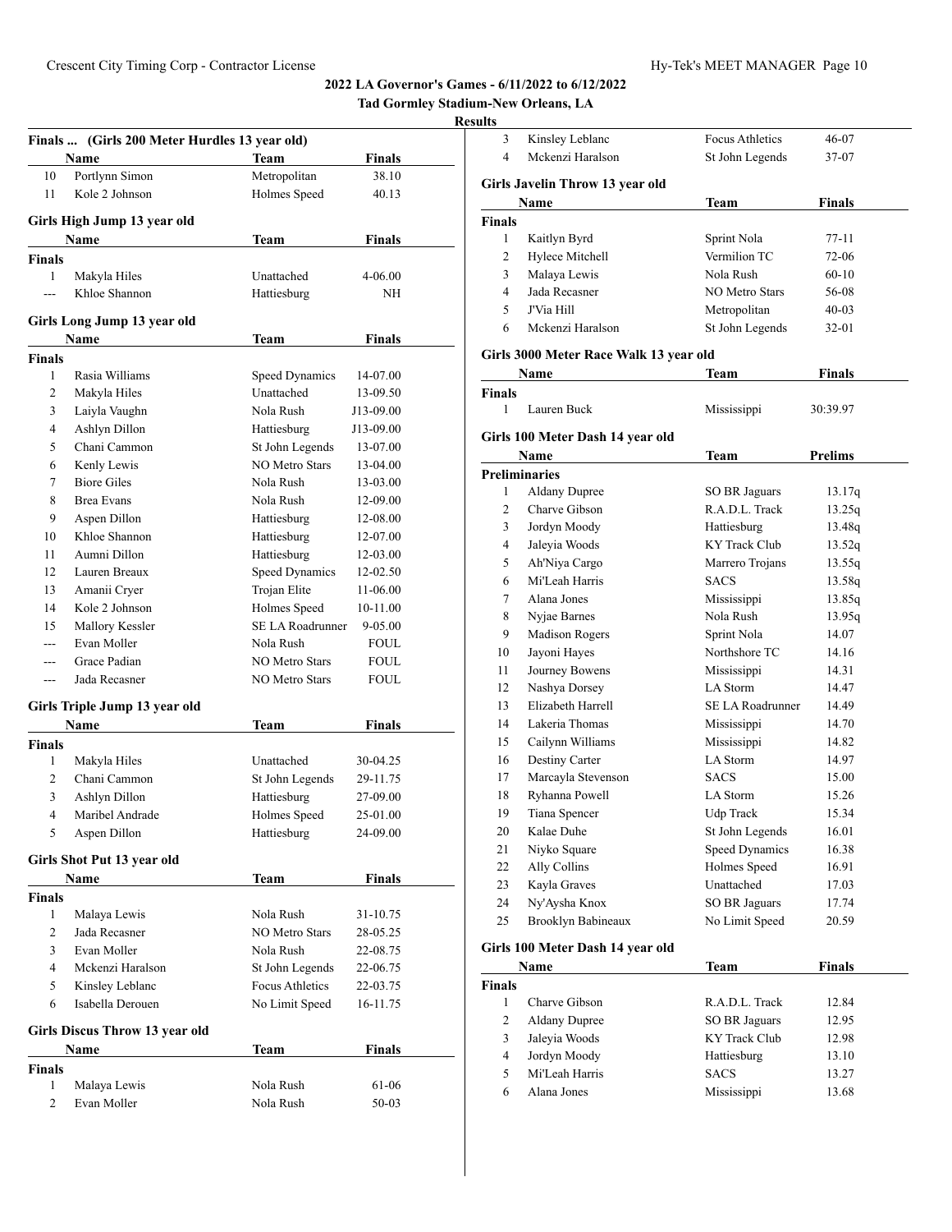## 2022 LA Governor's Games - 6/11/2022 to 6/12/2022

### Tad Gormley Stadium-New Orleans, LA

**Results**

### Finals ... (Girls 200 Meter Hurdles 13 year old)

| | Name | Team | Finals |
|---|---|---|---|
| 10 | Portlynn Simon | Metropolitan | 38.10 |
| 11 | Kole 2 Johnson | Holmes Speed | 40.13 |

### Girls High Jump 13 year old

| | Name | Team | Finals |
|---|---|---|---|
| **Finals** | | | |
| 1 | Makyla Hiles | Unattached | 4-06.00 |
| --- | Khloe Shannon | Hattiesburg | NH |

### Girls Long Jump 13 year old

| | Name | Team | Finals |
|---|---|---|---|
| **Finals** | | | |
| 1 | Rasia Williams | Speed Dynamics | 14-07.00 |
| 2 | Makyla Hiles | Unattached | 13-09.50 |
| 3 | Laiyla Vaughn | Nola Rush | J13-09.00 |
| 4 | Ashlyn Dillon | Hattiesburg | J13-09.00 |
| 5 | Chani Cammon | St John Legends | 13-07.00 |
| 6 | Kenly Lewis | NO Metro Stars | 13-04.00 |
| 7 | Biore Giles | Nola Rush | 13-03.00 |
| 8 | Brea Evans | Nola Rush | 12-09.00 |
| 9 | Aspen Dillon | Hattiesburg | 12-08.00 |
| 10 | Khloe Shannon | Hattiesburg | 12-07.00 |
| 11 | Aumni Dillon | Hattiesburg | 12-03.00 |
| 12 | Lauren Breaux | Speed Dynamics | 12-02.50 |
| 13 | Amanii Cryer | Trojan Elite | 11-06.00 |
| 14 | Kole 2 Johnson | Holmes Speed | 10-11.00 |
| 15 | Mallory Kessler | SE LA Roadrunner | 9-05.00 |
| --- | Evan Moller | Nola Rush | FOUL |
| --- | Grace Padian | NO Metro Stars | FOUL |
| --- | Jada Recasner | NO Metro Stars | FOUL |

### Girls Triple Jump 13 year old

| | Name | Team | Finals |
|---|---|---|---|
| **Finals** | | | |
| 1 | Makyla Hiles | Unattached | 30-04.25 |
| 2 | Chani Cammon | St John Legends | 29-11.75 |
| 3 | Ashlyn Dillon | Hattiesburg | 27-09.00 |
| 4 | Maribel Andrade | Holmes Speed | 25-01.00 |
| 5 | Aspen Dillon | Hattiesburg | 24-09.00 |

### Girls Shot Put 13 year old

| | Name | Team | Finals |
|---|---|---|---|
| **Finals** | | | |
| 1 | Malaya Lewis | Nola Rush | 31-10.75 |
| 2 | Jada Recasner | NO Metro Stars | 28-05.25 |
| 3 | Evan Moller | Nola Rush | 22-08.75 |
| 4 | Mckenzi Haralson | St John Legends | 22-06.75 |
| 5 | Kinsley Leblanc | Focus Athletics | 22-03.75 |
| 6 | Isabella Derouen | No Limit Speed | 16-11.75 |

### Girls Discus Throw 13 year old

| | Name | Team | Finals |
|---|---|---|---|
| **Finals** | | | |
| 1 | Malaya Lewis | Nola Rush | 61-06 |
| 2 | Evan Moller | Nola Rush | 50-03 |
| 3 | Kinsley Leblanc | Focus Athletics | 46-07 |
| 4 | Mckenzi Haralson | St John Legends | 37-07 |

### Girls Javelin Throw 13 year old

| | Name | Team | Finals |
|---|---|---|---|
| **Finals** | | | |
| 1 | Kaitlyn Byrd | Sprint Nola | 77-11 |
| 2 | Hylece Mitchell | Vermilion TC | 72-06 |
| 3 | Malaya Lewis | Nola Rush | 60-10 |
| 4 | Jada Recasner | NO Metro Stars | 56-08 |
| 5 | J'Via Hill | Metropolitan | 40-03 |
| 6 | Mckenzi Haralson | St John Legends | 32-01 |

### Girls 3000 Meter Race Walk 13 year old

| | Name | Team | Finals |
|---|---|---|---|
| **Finals** | | | |
| 1 | Lauren Buck | Mississippi | 30:39.97 |

### Girls 100 Meter Dash 14 year old

| | Name | Team | Prelims |
|---|---|---|---|
| **Preliminaries** | | | |
| 1 | Aldany Dupree | SO BR Jaguars | 13.17q |
| 2 | Charve Gibson | R.A.D.L. Track | 13.25q |
| 3 | Jordyn Moody | Hattiesburg | 13.48q |
| 4 | Jaleyia Woods | KY Track Club | 13.52q |
| 5 | Ah'Niya Cargo | Marrero Trojans | 13.55q |
| 6 | Mi'Leah Harris | SACS | 13.58q |
| 7 | Alana Jones | Mississippi | 13.85q |
| 8 | Nyjae Barnes | Nola Rush | 13.95q |
| 9 | Madison Rogers | Sprint Nola | 14.07 |
| 10 | Jayoni Hayes | Northshore TC | 14.16 |
| 11 | Journey Bowens | Mississippi | 14.31 |
| 12 | Nashya Dorsey | LA Storm | 14.47 |
| 13 | Elizabeth Harrell | SE LA Roadrunner | 14.49 |
| 14 | Lakeria Thomas | Mississippi | 14.70 |
| 15 | Cailynn Williams | Mississippi | 14.82 |
| 16 | Destiny Carter | LA Storm | 14.97 |
| 17 | Marcayla Stevenson | SACS | 15.00 |
| 18 | Ryhanna Powell | LA Storm | 15.26 |
| 19 | Tiana Spencer | Udp Track | 15.34 |
| 20 | Kalae Duhe | St John Legends | 16.01 |
| 21 | Niyko Square | Speed Dynamics | 16.38 |
| 22 | Ally Collins | Holmes Speed | 16.91 |
| 23 | Kayla Graves | Unattached | 17.03 |
| 24 | Ny'Aysha Knox | SO BR Jaguars | 17.74 |
| 25 | Brooklyn Babineaux | No Limit Speed | 20.59 |

### Girls 100 Meter Dash 14 year old

| | Name | Team | Finals |
|---|---|---|---|
| **Finals** | | | |
| 1 | Charve Gibson | R.A.D.L. Track | 12.84 |
| 2 | Aldany Dupree | SO BR Jaguars | 12.95 |
| 3 | Jaleyia Woods | KY Track Club | 12.98 |
| 4 | Jordyn Moody | Hattiesburg | 13.10 |
| 5 | Mi'Leah Harris | SACS | 13.27 |
| 6 | Alana Jones | Mississippi | 13.68 |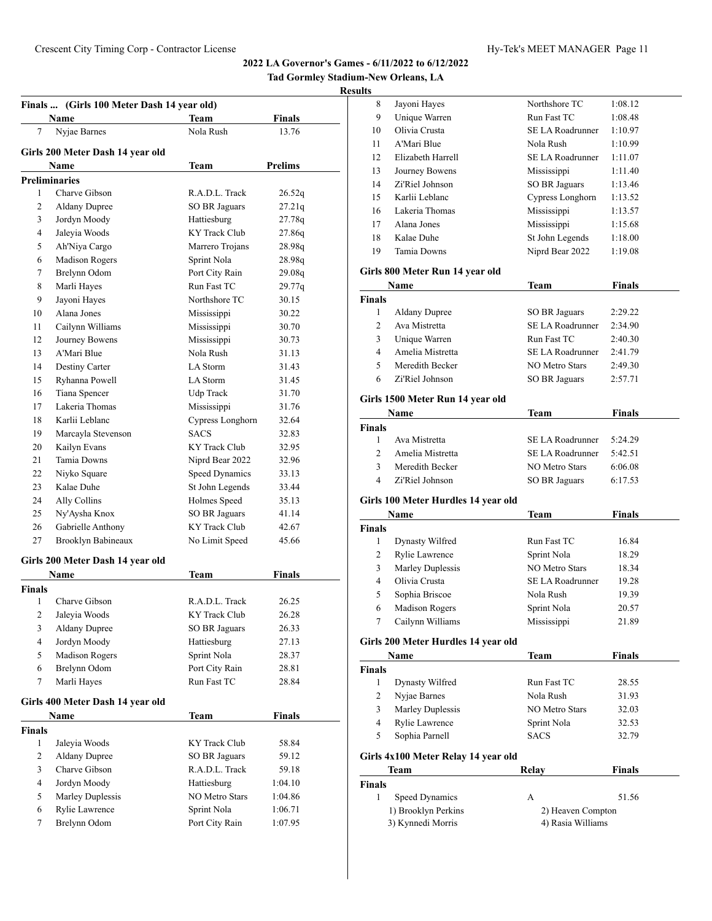## 2022 LA Governor's Games - 6/11/2022 to 6/12/2022

### Tad Gormley Stadium-New Orleans, LA

#### Results

### Finals ... (Girls 100 Meter Dash 14 year old)

| | Name | Team | Finals |
|---|---|---|---|
| 7 | Nyjae Barnes | Nola Rush | 13.76 |

### Girls 200 Meter Dash 14 year old

| | Name | Team | Prelims |
|---|---|---|---|
| **Preliminaries** | | | |
| 1 | Charve Gibson | R.A.D.L. Track | 26.52q |
| 2 | Aldany Dupree | SO BR Jaguars | 27.21q |
| 3 | Jordyn Moody | Hattiesburg | 27.78q |
| 4 | Jaleyia Woods | KY Track Club | 27.86q |
| 5 | Ah'Niya Cargo | Marrero Trojans | 28.98q |
| 6 | Madison Rogers | Sprint Nola | 28.98q |
| 7 | Brelynn Odom | Port City Rain | 29.08q |
| 8 | Marli Hayes | Run Fast TC | 29.77q |
| 9 | Jayoni Hayes | Northshore TC | 30.15 |
| 10 | Alana Jones | Mississippi | 30.22 |
| 11 | Cailynn Williams | Mississippi | 30.70 |
| 12 | Journey Bowens | Mississippi | 30.73 |
| 13 | A'Mari Blue | Nola Rush | 31.13 |
| 14 | Destiny Carter | LA Storm | 31.43 |
| 15 | Ryhanna Powell | LA Storm | 31.45 |
| 16 | Tiana Spencer | Udp Track | 31.70 |
| 17 | Lakeria Thomas | Mississippi | 31.76 |
| 18 | Karlii Leblanc | Cypress Longhorn | 32.64 |
| 19 | Marcayla Stevenson | SACS | 32.83 |
| 20 | Kailyn Evans | KY Track Club | 32.95 |
| 21 | Tamia Downs | Niprd Bear 2022 | 32.96 |
| 22 | Niyko Square | Speed Dynamics | 33.13 |
| 23 | Kalae Duhe | St John Legends | 33.44 |
| 24 | Ally Collins | Holmes Speed | 35.13 |
| 25 | Ny'Aysha Knox | SO BR Jaguars | 41.14 |
| 26 | Gabrielle Anthony | KY Track Club | 42.67 |
| 27 | Brooklyn Babineaux | No Limit Speed | 45.66 |

### Girls 200 Meter Dash 14 year old

| | Name | Team | Finals |
|---|---|---|---|
| **Finals** | | | |
| 1 | Charve Gibson | R.A.D.L. Track | 26.25 |
| 2 | Jaleyia Woods | KY Track Club | 26.28 |
| 3 | Aldany Dupree | SO BR Jaguars | 26.33 |
| 4 | Jordyn Moody | Hattiesburg | 27.13 |
| 5 | Madison Rogers | Sprint Nola | 28.37 |
| 6 | Brelynn Odom | Port City Rain | 28.81 |
| 7 | Marli Hayes | Run Fast TC | 28.84 |

### Girls 400 Meter Dash 14 year old

| | Name | Team | Finals |
|---|---|---|---|
| **Finals** | | | |
| 1 | Jaleyia Woods | KY Track Club | 58.84 |
| 2 | Aldany Dupree | SO BR Jaguars | 59.12 |
| 3 | Charve Gibson | R.A.D.L. Track | 59.18 |
| 4 | Jordyn Moody | Hattiesburg | 1:04.10 |
| 5 | Marley Duplessis | NO Metro Stars | 1:04.86 |
| 6 | Rylie Lawrence | Sprint Nola | 1:06.71 |
| 7 | Brelynn Odom | Port City Rain | 1:07.95 |
| 8 | Jayoni Hayes | Northshore TC | 1:08.12 |
| 9 | Unique Warren | Run Fast TC | 1:08.48 |
| 10 | Olivia Crusta | SE LA Roadrunner | 1:10.97 |
| 11 | A'Mari Blue | Nola Rush | 1:10.99 |
| 12 | Elizabeth Harrell | SE LA Roadrunner | 1:11.07 |
| 13 | Journey Bowens | Mississippi | 1:11.40 |
| 14 | Zi'Riel Johnson | SO BR Jaguars | 1:13.46 |
| 15 | Karlii Leblanc | Cypress Longhorn | 1:13.52 |
| 16 | Lakeria Thomas | Mississippi | 1:13.57 |
| 17 | Alana Jones | Mississippi | 1:15.68 |
| 18 | Kalae Duhe | St John Legends | 1:18.00 |
| 19 | Tamia Downs | Niprd Bear 2022 | 1:19.08 |

### Girls 800 Meter Run 14 year old

| | Name | Team | Finals |
|---|---|---|---|
| **Finals** | | | |
| 1 | Aldany Dupree | SO BR Jaguars | 2:29.22 |
| 2 | Ava Mistretta | SE LA Roadrunner | 2:34.90 |
| 3 | Unique Warren | Run Fast TC | 2:40.30 |
| 4 | Amelia Mistretta | SE LA Roadrunner | 2:41.79 |
| 5 | Meredith Becker | NO Metro Stars | 2:49.30 |
| 6 | Zi'Riel Johnson | SO BR Jaguars | 2:57.71 |

### Girls 1500 Meter Run 14 year old

| | Name | Team | Finals |
|---|---|---|---|
| **Finals** | | | |
| 1 | Ava Mistretta | SE LA Roadrunner | 5:24.29 |
| 2 | Amelia Mistretta | SE LA Roadrunner | 5:42.51 |
| 3 | Meredith Becker | NO Metro Stars | 6:06.08 |
| 4 | Zi'Riel Johnson | SO BR Jaguars | 6:17.53 |

### Girls 100 Meter Hurdles 14 year old

| | Name | Team | Finals |
|---|---|---|---|
| **Finals** | | | |
| 1 | Dynasty Wilfred | Run Fast TC | 16.84 |
| 2 | Rylie Lawrence | Sprint Nola | 18.29 |
| 3 | Marley Duplessis | NO Metro Stars | 18.34 |
| 4 | Olivia Crusta | SE LA Roadrunner | 19.28 |
| 5 | Sophia Briscoe | Nola Rush | 19.39 |
| 6 | Madison Rogers | Sprint Nola | 20.57 |
| 7 | Cailynn Williams | Mississippi | 21.89 |

### Girls 200 Meter Hurdles 14 year old

| | Name | Team | Finals |
|---|---|---|---|
| **Finals** | | | |
| 1 | Dynasty Wilfred | Run Fast TC | 28.55 |
| 2 | Nyjae Barnes | Nola Rush | 31.93 |
| 3 | Marley Duplessis | NO Metro Stars | 32.03 |
| 4 | Rylie Lawrence | Sprint Nola | 32.53 |
| 5 | Sophia Parnell | SACS | 32.79 |

### Girls 4x100 Meter Relay 14 year old

| | Team | Relay | Finals |
|---|---|---|---|
| **Finals** | | | |
| 1 | Speed Dynamics | A | 51.56 |
| | 1) Brooklyn Perkins | 2) Heaven Compton | |
| | 3) Kynnedi Morris | 4) Rasia Williams | |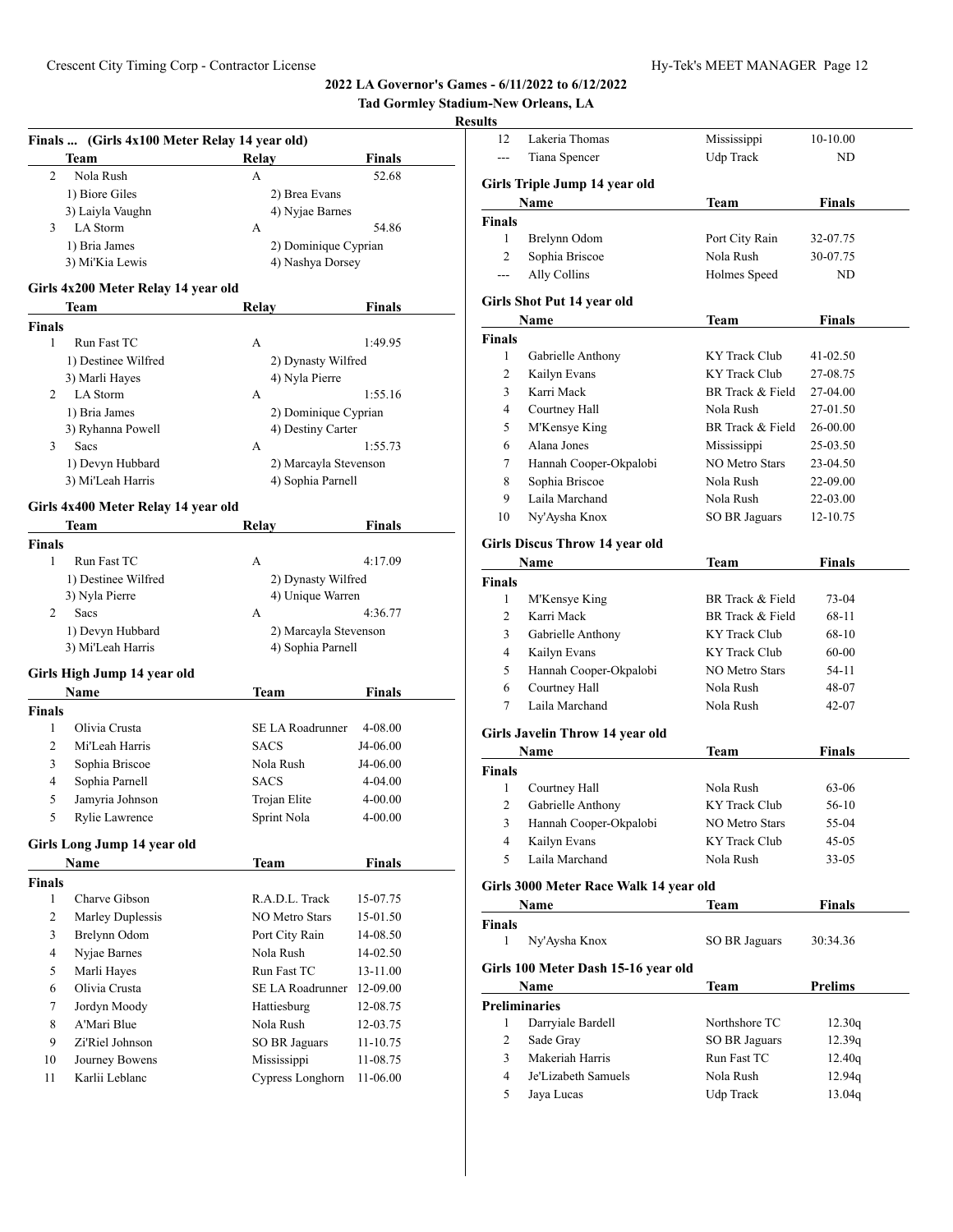## 2022 LA Governor's Games - 6/11/2022 to 6/12/2022

### Tad Gormley Stadium-New Orleans, LA

### Results

#### Finals ... (Girls 4x100 Meter Relay 14 year old)

| | Team | Relay | Finals |
|---|---|---|---|
| 2 | Nola Rush | A | 52.68 |
| | 1) Biore Giles | 2) Brea Evans | |
| | 3) Laiyla Vaughn | 4) Nyjae Barnes | |
| 3 | LA Storm | A | 54.86 |
| | 1) Bria James | 2) Dominique Cyprian | |
| | 3) Mi'Kia Lewis | 4) Nashya Dorsey | |

#### Girls 4x200 Meter Relay 14 year old

| | Team | Relay | Finals |
|---|---|---|---|
| **Finals** | | | |
| 1 | Run Fast TC | A | 1:49.95 |
| | 1) Destinee Wilfred | 2) Dynasty Wilfred | |
| | 3) Marli Hayes | 4) Nyla Pierre | |
| 2 | LA Storm | A | 1:55.16 |
| | 1) Bria James | 2) Dominique Cyprian | |
| | 3) Ryhanna Powell | 4) Destiny Carter | |
| 3 | Sacs | A | 1:55.73 |
| | 1) Devyn Hubbard | 2) Marcayla Stevenson | |
| | 3) Mi'Leah Harris | 4) Sophia Parnell | |

#### Girls 4x400 Meter Relay 14 year old

| | Team | Relay | Finals |
|---|---|---|---|
| **Finals** | | | |
| 1 | Run Fast TC | A | 4:17.09 |
| | 1) Destinee Wilfred | 2) Dynasty Wilfred | |
| | 3) Nyla Pierre | 4) Unique Warren | |
| 2 | Sacs | A | 4:36.77 |
| | 1) Devyn Hubbard | 2) Marcayla Stevenson | |
| | 3) Mi'Leah Harris | 4) Sophia Parnell | |

#### Girls High Jump 14 year old

| | Name | Team | Finals |
|---|---|---|---|
| **Finals** | | | |
| 1 | Olivia Crusta | SE LA Roadrunner | 4-08.00 |
| 2 | Mi'Leah Harris | SACS | J4-06.00 |
| 3 | Sophia Briscoe | Nola Rush | J4-06.00 |
| 4 | Sophia Parnell | SACS | 4-04.00 |
| 5 | Jamyria Johnson | Trojan Elite | 4-00.00 |
| 5 | Rylie Lawrence | Sprint Nola | 4-00.00 |

#### Girls Long Jump 14 year old

| | Name | Team | Finals |
|---|---|---|---|
| **Finals** | | | |
| 1 | Charve Gibson | R.A.D.L. Track | 15-07.75 |
| 2 | Marley Duplessis | NO Metro Stars | 15-01.50 |
| 3 | Brelynn Odom | Port City Rain | 14-08.50 |
| 4 | Nyjae Barnes | Nola Rush | 14-02.50 |
| 5 | Marli Hayes | Run Fast TC | 13-11.00 |
| 6 | Olivia Crusta | SE LA Roadrunner | 12-09.00 |
| 7 | Jordyn Moody | Hattiesburg | 12-08.75 |
| 8 | A'Mari Blue | Nola Rush | 12-03.75 |
| 9 | Zi'Riel Johnson | SO BR Jaguars | 11-10.75 |
| 10 | Journey Bowens | Mississippi | 11-08.75 |
| 11 | Karlii Leblanc | Cypress Longhorn | 11-06.00 |
| 12 | Lakeria Thomas | Mississippi | 10-10.00 |
| --- | Tiana Spencer | Udp Track | ND |

#### Girls Triple Jump 14 year old

| | Name | Team | Finals |
|---|---|---|---|
| **Finals** | | | |
| 1 | Brelynn Odom | Port City Rain | 32-07.75 |
| 2 | Sophia Briscoe | Nola Rush | 30-07.75 |
| --- | Ally Collins | Holmes Speed | ND |

#### Girls Shot Put 14 year old

| | Name | Team | Finals |
|---|---|---|---|
| **Finals** | | | |
| 1 | Gabrielle Anthony | KY Track Club | 41-02.50 |
| 2 | Kailyn Evans | KY Track Club | 27-08.75 |
| 3 | Karri Mack | BR Track & Field | 27-04.00 |
| 4 | Courtney Hall | Nola Rush | 27-01.50 |
| 5 | M'Kensye King | BR Track & Field | 26-00.00 |
| 6 | Alana Jones | Mississippi | 25-03.50 |
| 7 | Hannah Cooper-Okpalobi | NO Metro Stars | 23-04.50 |
| 8 | Sophia Briscoe | Nola Rush | 22-09.00 |
| 9 | Laila Marchand | Nola Rush | 22-03.00 |
| 10 | Ny'Aysha Knox | SO BR Jaguars | 12-10.75 |

#### Girls Discus Throw 14 year old

| | Name | Team | Finals |
|---|---|---|---|
| **Finals** | | | |
| 1 | M'Kensye King | BR Track & Field | 73-04 |
| 2 | Karri Mack | BR Track & Field | 68-11 |
| 3 | Gabrielle Anthony | KY Track Club | 68-10 |
| 4 | Kailyn Evans | KY Track Club | 60-00 |
| 5 | Hannah Cooper-Okpalobi | NO Metro Stars | 54-11 |
| 6 | Courtney Hall | Nola Rush | 48-07 |
| 7 | Laila Marchand | Nola Rush | 42-07 |

#### Girls Javelin Throw 14 year old

| | Name | Team | Finals |
|---|---|---|---|
| **Finals** | | | |
| 1 | Courtney Hall | Nola Rush | 63-06 |
| 2 | Gabrielle Anthony | KY Track Club | 56-10 |
| 3 | Hannah Cooper-Okpalobi | NO Metro Stars | 55-04 |
| 4 | Kailyn Evans | KY Track Club | 45-05 |
| 5 | Laila Marchand | Nola Rush | 33-05 |

#### Girls 3000 Meter Race Walk 14 year old

| | Name | Team | Finals |
|---|---|---|---|
| **Finals** | | | |
| 1 | Ny'Aysha Knox | SO BR Jaguars | 30:34.36 |

#### Girls 100 Meter Dash 15-16 year old

| | Name | Team | Prelims |
|---|---|---|---|
| **Preliminaries** | | | |
| 1 | Darryiale Bardell | Northshore TC | 12.30q |
| 2 | Sade Gray | SO BR Jaguars | 12.39q |
| 3 | Makeriah Harris | Run Fast TC | 12.40q |
| 4 | Je'Lizabeth Samuels | Nola Rush | 12.94q |
| 5 | Jaya Lucas | Udp Track | 13.04q |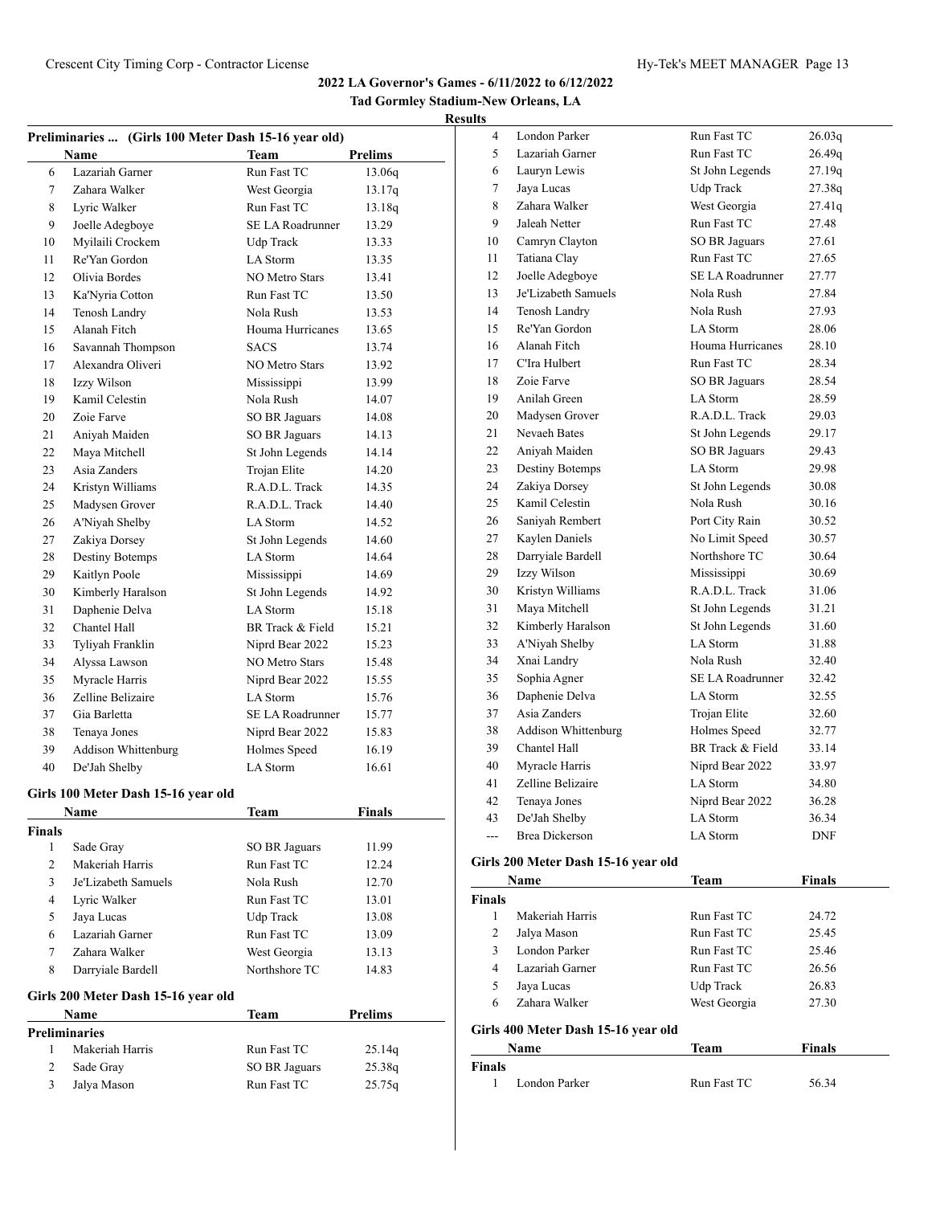**2022 LA Governor's Games - 6/11/2022 to 6/12/2022**

**Tad Gormley Stadium-New Orleans, LA**

**Results**

### Preliminaries ... (Girls 100 Meter Dash 15-16 year old)

| | Name | Team | Prelims |
|---|---|---|---|
| 6 | Lazariah Garner | Run Fast TC | 13.06q |
| 7 | Zahara Walker | West Georgia | 13.17q |
| 8 | Lyric Walker | Run Fast TC | 13.18q |
| 9 | Joelle Adegboye | SE LA Roadrunner | 13.29 |
| 10 | Myilaili Crockem | Udp Track | 13.33 |
| 11 | Re'Yan Gordon | LA Storm | 13.35 |
| 12 | Olivia Bordes | NO Metro Stars | 13.41 |
| 13 | Ka'Nyria Cotton | Run Fast TC | 13.50 |
| 14 | Tenosh Landry | Nola Rush | 13.53 |
| 15 | Alanah Fitch | Houma Hurricanes | 13.65 |
| 16 | Savannah Thompson | SACS | 13.74 |
| 17 | Alexandra Oliveri | NO Metro Stars | 13.92 |
| 18 | Izzy Wilson | Mississippi | 13.99 |
| 19 | Kamil Celestin | Nola Rush | 14.07 |
| 20 | Zoie Farve | SO BR Jaguars | 14.08 |
| 21 | Aniyah Maiden | SO BR Jaguars | 14.13 |
| 22 | Maya Mitchell | St John Legends | 14.14 |
| 23 | Asia Zanders | Trojan Elite | 14.20 |
| 24 | Kristyn Williams | R.A.D.L. Track | 14.35 |
| 25 | Madysen Grover | R.A.D.L. Track | 14.40 |
| 26 | A'Niyah Shelby | LA Storm | 14.52 |
| 27 | Zakiya Dorsey | St John Legends | 14.60 |
| 28 | Destiny Botemps | LA Storm | 14.64 |
| 29 | Kaitlyn Poole | Mississippi | 14.69 |
| 30 | Kimberly Haralson | St John Legends | 14.92 |
| 31 | Daphenie Delva | LA Storm | 15.18 |
| 32 | Chantel Hall | BR Track & Field | 15.21 |
| 33 | Tyliyah Franklin | Niprd Bear 2022 | 15.23 |
| 34 | Alyssa Lawson | NO Metro Stars | 15.48 |
| 35 | Myracle Harris | Niprd Bear 2022 | 15.55 |
| 36 | Zelline Belizaire | LA Storm | 15.76 |
| 37 | Gia Barletta | SE LA Roadrunner | 15.77 |
| 38 | Tenaya Jones | Niprd Bear 2022 | 15.83 |
| 39 | Addison Whittenburg | Holmes Speed | 16.19 |
| 40 | De'Jah Shelby | LA Storm | 16.61 |

### Girls 100 Meter Dash 15-16 year old

| | Name | Team | Finals |
|---|---|---|---|
| **Finals** | | | |
| 1 | Sade Gray | SO BR Jaguars | 11.99 |
| 2 | Makeriah Harris | Run Fast TC | 12.24 |
| 3 | Je'Lizabeth Samuels | Nola Rush | 12.70 |
| 4 | Lyric Walker | Run Fast TC | 13.01 |
| 5 | Jaya Lucas | Udp Track | 13.08 |
| 6 | Lazariah Garner | Run Fast TC | 13.09 |
| 7 | Zahara Walker | West Georgia | 13.13 |
| 8 | Darryiale Bardell | Northshore TC | 14.83 |

### Girls 200 Meter Dash 15-16 year old

| | Name | Team | Prelims |
|---|---|---|---|
| **Preliminaries** | | | |
| 1 | Makeriah Harris | Run Fast TC | 25.14q |
| 2 | Sade Gray | SO BR Jaguars | 25.38q |
| 3 | Jalya Mason | Run Fast TC | 25.75q |
| 4 | London Parker | Run Fast TC | 26.03q |
| 5 | Lazariah Garner | Run Fast TC | 26.49q |
| 6 | Lauryn Lewis | St John Legends | 27.19q |
| 7 | Jaya Lucas | Udp Track | 27.38q |
| 8 | Zahara Walker | West Georgia | 27.41q |
| 9 | Jaleah Netter | Run Fast TC | 27.48 |
| 10 | Camryn Clayton | SO BR Jaguars | 27.61 |
| 11 | Tatiana Clay | Run Fast TC | 27.65 |
| 12 | Joelle Adegboye | SE LA Roadrunner | 27.77 |
| 13 | Je'Lizabeth Samuels | Nola Rush | 27.84 |
| 14 | Tenosh Landry | Nola Rush | 27.93 |
| 15 | Re'Yan Gordon | LA Storm | 28.06 |
| 16 | Alanah Fitch | Houma Hurricanes | 28.10 |
| 17 | C'Ira Hulbert | Run Fast TC | 28.34 |
| 18 | Zoie Farve | SO BR Jaguars | 28.54 |
| 19 | Anilah Green | LA Storm | 28.59 |
| 20 | Madysen Grover | R.A.D.L. Track | 29.03 |
| 21 | Nevaeh Bates | St John Legends | 29.17 |
| 22 | Aniyah Maiden | SO BR Jaguars | 29.43 |
| 23 | Destiny Botemps | LA Storm | 29.98 |
| 24 | Zakiya Dorsey | St John Legends | 30.08 |
| 25 | Kamil Celestin | Nola Rush | 30.16 |
| 26 | Saniyah Rembert | Port City Rain | 30.52 |
| 27 | Kaylen Daniels | No Limit Speed | 30.57 |
| 28 | Darryiale Bardell | Northshore TC | 30.64 |
| 29 | Izzy Wilson | Mississippi | 30.69 |
| 30 | Kristyn Williams | R.A.D.L. Track | 31.06 |
| 31 | Maya Mitchell | St John Legends | 31.21 |
| 32 | Kimberly Haralson | St John Legends | 31.60 |
| 33 | A'Niyah Shelby | LA Storm | 31.88 |
| 34 | Xnai Landry | Nola Rush | 32.40 |
| 35 | Sophia Agner | SE LA Roadrunner | 32.42 |
| 36 | Daphenie Delva | LA Storm | 32.55 |
| 37 | Asia Zanders | Trojan Elite | 32.60 |
| 38 | Addison Whittenburg | Holmes Speed | 32.77 |
| 39 | Chantel Hall | BR Track & Field | 33.14 |
| 40 | Myracle Harris | Niprd Bear 2022 | 33.97 |
| 41 | Zelline Belizaire | LA Storm | 34.80 |
| 42 | Tenaya Jones | Niprd Bear 2022 | 36.28 |
| 43 | De'Jah Shelby | LA Storm | 36.34 |
| --- | Brea Dickerson | LA Storm | DNF |

### Girls 200 Meter Dash 15-16 year old

| | Name | Team | Finals |
|---|---|---|---|
| **Finals** | | | |
| 1 | Makeriah Harris | Run Fast TC | 24.72 |
| 2 | Jalya Mason | Run Fast TC | 25.45 |
| 3 | London Parker | Run Fast TC | 25.46 |
| 4 | Lazariah Garner | Run Fast TC | 26.56 |
| 5 | Jaya Lucas | Udp Track | 26.83 |
| 6 | Zahara Walker | West Georgia | 27.30 |

### Girls 400 Meter Dash 15-16 year old

| | Name | Team | Finals |
|---|---|---|---|
| **Finals** | | | |
| 1 | London Parker | Run Fast TC | 56.34 |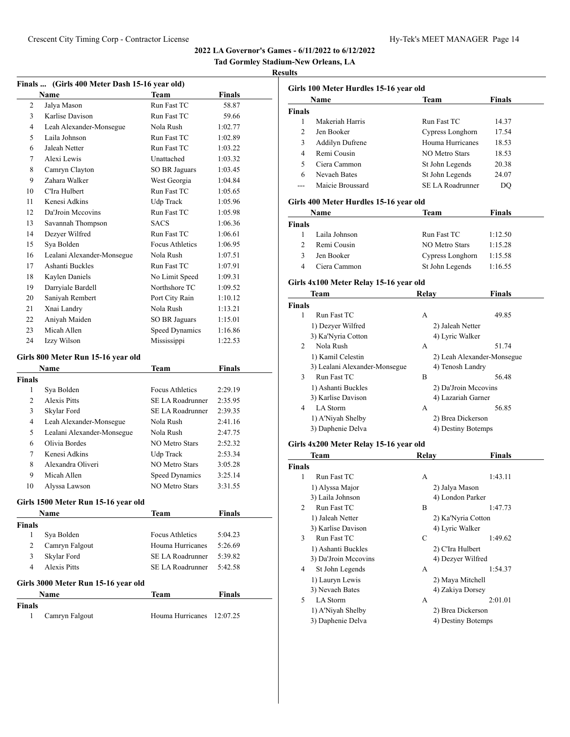## 2022 LA Governor's Games - 6/11/2022 to 6/12/2022

**Tad Gormley Stadium-New Orleans, LA**

**Results**

### Finals ... (Girls 400 Meter Dash 15-16 year old)

| | Name | Team | Finals |
|---|---|---|---|
| 2 | Jalya Mason | Run Fast TC | 58.87 |
| 3 | Karlise Davison | Run Fast TC | 59.66 |
| 4 | Leah Alexander-Monsegue | Nola Rush | 1:02.77 |
| 5 | Laila Johnson | Run Fast TC | 1:02.89 |
| 6 | Jaleah Netter | Run Fast TC | 1:03.22 |
| 7 | Alexi Lewis | Unattached | 1:03.32 |
| 8 | Camryn Clayton | SO BR Jaguars | 1:03.45 |
| 9 | Zahara Walker | West Georgia | 1:04.84 |
| 10 | C'Ira Hulbert | Run Fast TC | 1:05.65 |
| 11 | Kenesi Adkins | Udp Track | 1:05.96 |
| 12 | Da'Jroin Mccovins | Run Fast TC | 1:05.98 |
| 13 | Savannah Thompson | SACS | 1:06.36 |
| 14 | Dezyer Wilfred | Run Fast TC | 1:06.61 |
| 15 | Sya Bolden | Focus Athletics | 1:06.95 |
| 16 | Lealani Alexander-Monsegue | Nola Rush | 1:07.51 |
| 17 | Ashanti Buckles | Run Fast TC | 1:07.91 |
| 18 | Kaylen Daniels | No Limit Speed | 1:09.31 |
| 19 | Darryiale Bardell | Northshore TC | 1:09.52 |
| 20 | Saniyah Rembert | Port City Rain | 1:10.12 |
| 21 | Xnai Landry | Nola Rush | 1:13.21 |
| 22 | Aniyah Maiden | SO BR Jaguars | 1:15.01 |
| 23 | Micah Allen | Speed Dynamics | 1:16.86 |
| 24 | Izzy Wilson | Mississippi | 1:22.53 |

### Girls 800 Meter Run 15-16 year old

| | Name | Team | Finals |
|---|---|---|---|
| **Finals** | | | |
| 1 | Sya Bolden | Focus Athletics | 2:29.19 |
| 2 | Alexis Pitts | SE LA Roadrunner | 2:35.95 |
| 3 | Skylar Ford | SE LA Roadrunner | 2:39.35 |
| 4 | Leah Alexander-Monsegue | Nola Rush | 2:41.16 |
| 5 | Lealani Alexander-Monsegue | Nola Rush | 2:47.75 |
| 6 | Olivia Bordes | NO Metro Stars | 2:52.32 |
| 7 | Kenesi Adkins | Udp Track | 2:53.34 |
| 8 | Alexandra Oliveri | NO Metro Stars | 3:05.28 |
| 9 | Micah Allen | Speed Dynamics | 3:25.14 |
| 10 | Alyssa Lawson | NO Metro Stars | 3:31.55 |

### Girls 1500 Meter Run 15-16 year old

| | Name | Team | Finals |
|---|---|---|---|
| **Finals** | | | |
| 1 | Sya Bolden | Focus Athletics | 5:04.23 |
| 2 | Camryn Falgout | Houma Hurricanes | 5:26.69 |
| 3 | Skylar Ford | SE LA Roadrunner | 5:39.82 |
| 4 | Alexis Pitts | SE LA Roadrunner | 5:42.58 |

### Girls 3000 Meter Run 15-16 year old

| | Name | Team | Finals |
|---|---|---|---|
| **Finals** | | | |
| 1 | Camryn Falgout | Houma Hurricanes | 12:07.25 |

### Girls 100 Meter Hurdles 15-16 year old

| | Name | Team | Finals |
|---|---|---|---|
| **Finals** | | | |
| 1 | Makeriah Harris | Run Fast TC | 14.37 |
| 2 | Jen Booker | Cypress Longhorn | 17.54 |
| 3 | Addilyn Dufrene | Houma Hurricanes | 18.53 |
| 4 | Remi Cousin | NO Metro Stars | 18.53 |
| 5 | Ciera Cammon | St John Legends | 20.38 |
| 6 | Nevaeh Bates | St John Legends | 24.07 |
| --- | Maicie Broussard | SE LA Roadrunner | DQ |

### Girls 400 Meter Hurdles 15-16 year old

| | Name | Team | Finals |
|---|---|---|---|
| **Finals** | | | |
| 1 | Laila Johnson | Run Fast TC | 1:12.50 |
| 2 | Remi Cousin | NO Metro Stars | 1:15.28 |
| 3 | Jen Booker | Cypress Longhorn | 1:15.58 |
| 4 | Ciera Cammon | St John Legends | 1:16.55 |

### Girls 4x100 Meter Relay 15-16 year old

| | Team | Relay | Finals |
|---|---|---|---|
| **Finals** | | | |
| 1 | Run Fast TC | A | 49.85 |
| | 1) Dezyer Wilfred | 2) Jaleah Netter | |
| | 3) Ka'Nyria Cotton | 4) Lyric Walker | |
| 2 | Nola Rush | A | 51.74 |
| | 1) Kamil Celestin | 2) Leah Alexander-Monsegue | |
| | 3) Lealani Alexander-Monsegue | 4) Tenosh Landry | |
| 3 | Run Fast TC | B | 56.48 |
| | 1) Ashanti Buckles | 2) Da'Jroin Mccovins | |
| | 3) Karlise Davison | 4) Lazariah Garner | |
| 4 | LA Storm | A | 56.85 |
| | 1) A'Niyah Shelby | 2) Brea Dickerson | |
| | 3) Daphenie Delva | 4) Destiny Botemps | |

### Girls 4x200 Meter Relay 15-16 year old

| | Team | Relay | Finals |
|---|---|---|---|
| **Finals** | | | |
| 1 | Run Fast TC | A | 1:43.11 |
| | 1) Alyssa Major | 2) Jalya Mason | |
| | 3) Laila Johnson | 4) London Parker | |
| 2 | Run Fast TC | B | 1:47.73 |
| | 1) Jaleah Netter | 2) Ka'Nyria Cotton | |
| | 3) Karlise Davison | 4) Lyric Walker | |
| 3 | Run Fast TC | C | 1:49.62 |
| | 1) Ashanti Buckles | 2) C'Ira Hulbert | |
| | 3) Da'Jroin Mccovins | 4) Dezyer Wilfred | |
| 4 | St John Legends | A | 1:54.37 |
| | 1) Lauryn Lewis | 2) Maya Mitchell | |
| | 3) Nevaeh Bates | 4) Zakiya Dorsey | |
| 5 | LA Storm | A | 2:01.01 |
| | 1) A'Niyah Shelby | 2) Brea Dickerson | |
| | 3) Daphenie Delva | 4) Destiny Botemps | |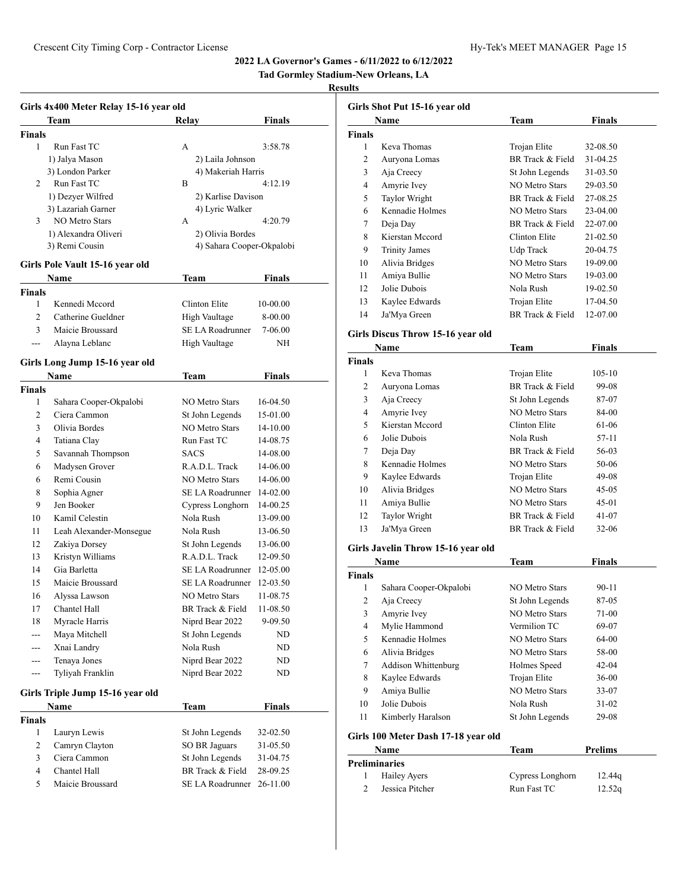## 2022 LA Governor's Games - 6/11/2022 to 6/12/2022

### Tad Gormley Stadium-New Orleans, LA

### Results

#### Girls 4x400 Meter Relay 15-16 year old

| | Team | Relay | Finals |
|---|---|---|---|
| **Finals** | | | |
| 1 | Run Fast TC | A | 3:58.78 |
| | 1) Jalya Mason | 2) Laila Johnson | |
| | 3) London Parker | 4) Makeriah Harris | |
| 2 | Run Fast TC | B | 4:12.19 |
| | 1) Dezyer Wilfred | 2) Karlise Davison | |
| | 3) Lazariah Garner | 4) Lyric Walker | |
| 3 | NO Metro Stars | A | 4:20.79 |
| | 1) Alexandra Oliveri | 2) Olivia Bordes | |
| | 3) Remi Cousin | 4) Sahara Cooper-Okpalobi | |

#### Girls Pole Vault 15-16 year old

| | Name | Team | Finals |
|---|---|---|---|
| **Finals** | | | |
| 1 | Kennedi Mccord | Clinton Elite | 10-00.00 |
| 2 | Catherine Gueldner | High Vaultage | 8-00.00 |
| 3 | Maicie Broussard | SE LA Roadrunner | 7-06.00 |
| --- | Alayna Leblanc | High Vaultage | NH |

#### Girls Long Jump 15-16 year old

| | Name | Team | Finals |
|---|---|---|---|
| **Finals** | | | |
| 1 | Sahara Cooper-Okpalobi | NO Metro Stars | 16-04.50 |
| 2 | Ciera Cammon | St John Legends | 15-01.00 |
| 3 | Olivia Bordes | NO Metro Stars | 14-10.00 |
| 4 | Tatiana Clay | Run Fast TC | 14-08.75 |
| 5 | Savannah Thompson | SACS | 14-08.00 |
| 6 | Madysen Grover | R.A.D.L. Track | 14-06.00 |
| 6 | Remi Cousin | NO Metro Stars | 14-06.00 |
| 8 | Sophia Agner | SE LA Roadrunner | 14-02.00 |
| 9 | Jen Booker | Cypress Longhorn | 14-00.25 |
| 10 | Kamil Celestin | Nola Rush | 13-09.00 |
| 11 | Leah Alexander-Monsegue | Nola Rush | 13-06.50 |
| 12 | Zakiya Dorsey | St John Legends | 13-06.00 |
| 13 | Kristyn Williams | R.A.D.L. Track | 12-09.50 |
| 14 | Gia Barletta | SE LA Roadrunner | 12-05.00 |
| 15 | Maicie Broussard | SE LA Roadrunner | 12-03.50 |
| 16 | Alyssa Lawson | NO Metro Stars | 11-08.75 |
| 17 | Chantel Hall | BR Track & Field | 11-08.50 |
| 18 | Myracle Harris | Niprd Bear 2022 | 9-09.50 |
| --- | Maya Mitchell | St John Legends | ND |
| --- | Xnai Landry | Nola Rush | ND |
| --- | Tenaya Jones | Niprd Bear 2022 | ND |
| --- | Tyliyah Franklin | Niprd Bear 2022 | ND |

#### Girls Triple Jump 15-16 year old

| | Name | Team | Finals |
|---|---|---|---|
| **Finals** | | | |
| 1 | Lauryn Lewis | St John Legends | 32-02.50 |
| 2 | Camryn Clayton | SO BR Jaguars | 31-05.50 |
| 3 | Ciera Cammon | St John Legends | 31-04.75 |
| 4 | Chantel Hall | BR Track & Field | 28-09.25 |
| 5 | Maicie Broussard | SE LA Roadrunner | 26-11.00 |

#### Girls Shot Put 15-16 year old

| | Name | Team | Finals |
|---|---|---|---|
| **Finals** | | | |
| 1 | Keva Thomas | Trojan Elite | 32-08.50 |
| 2 | Auryona Lomas | BR Track & Field | 31-04.25 |
| 3 | Aja Creecy | St John Legends | 31-03.50 |
| 4 | Amyrie Ivey | NO Metro Stars | 29-03.50 |
| 5 | Taylor Wright | BR Track & Field | 27-08.25 |
| 6 | Kennadie Holmes | NO Metro Stars | 23-04.00 |
| 7 | Deja Day | BR Track & Field | 22-07.00 |
| 8 | Kierstan Mccord | Clinton Elite | 21-02.50 |
| 9 | Trinity James | Udp Track | 20-04.75 |
| 10 | Alivia Bridges | NO Metro Stars | 19-09.00 |
| 11 | Amiya Bullie | NO Metro Stars | 19-03.00 |
| 12 | Jolie Dubois | Nola Rush | 19-02.50 |
| 13 | Kaylee Edwards | Trojan Elite | 17-04.50 |
| 14 | Ja'Mya Green | BR Track & Field | 12-07.00 |

#### Girls Discus Throw 15-16 year old

| | Name | Team | Finals |
|---|---|---|---|
| **Finals** | | | |
| 1 | Keva Thomas | Trojan Elite | 105-10 |
| 2 | Auryona Lomas | BR Track & Field | 99-08 |
| 3 | Aja Creecy | St John Legends | 87-07 |
| 4 | Amyrie Ivey | NO Metro Stars | 84-00 |
| 5 | Kierstan Mccord | Clinton Elite | 61-06 |
| 6 | Jolie Dubois | Nola Rush | 57-11 |
| 7 | Deja Day | BR Track & Field | 56-03 |
| 8 | Kennadie Holmes | NO Metro Stars | 50-06 |
| 9 | Kaylee Edwards | Trojan Elite | 49-08 |
| 10 | Alivia Bridges | NO Metro Stars | 45-05 |
| 11 | Amiya Bullie | NO Metro Stars | 45-01 |
| 12 | Taylor Wright | BR Track & Field | 41-07 |
| 13 | Ja'Mya Green | BR Track & Field | 32-06 |

#### Girls Javelin Throw 15-16 year old

| | Name | Team | Finals |
|---|---|---|---|
| **Finals** | | | |
| 1 | Sahara Cooper-Okpalobi | NO Metro Stars | 90-11 |
| 2 | Aja Creecy | St John Legends | 87-05 |
| 3 | Amyrie Ivey | NO Metro Stars | 71-00 |
| 4 | Mylie Hammond | Vermilion TC | 69-07 |
| 5 | Kennadie Holmes | NO Metro Stars | 64-00 |
| 6 | Alivia Bridges | NO Metro Stars | 58-00 |
| 7 | Addison Whittenburg | Holmes Speed | 42-04 |
| 8 | Kaylee Edwards | Trojan Elite | 36-00 |
| 9 | Amiya Bullie | NO Metro Stars | 33-07 |
| 10 | Jolie Dubois | Nola Rush | 31-02 |
| 11 | Kimberly Haralson | St John Legends | 29-08 |

#### Girls 100 Meter Dash 17-18 year old

| | Name | Team | Prelims |
|---|---|---|---|
| **Preliminaries** | | | |
| 1 | Hailey Ayers | Cypress Longhorn | 12.44q |
| 2 | Jessica Pitcher | Run Fast TC | 12.52q |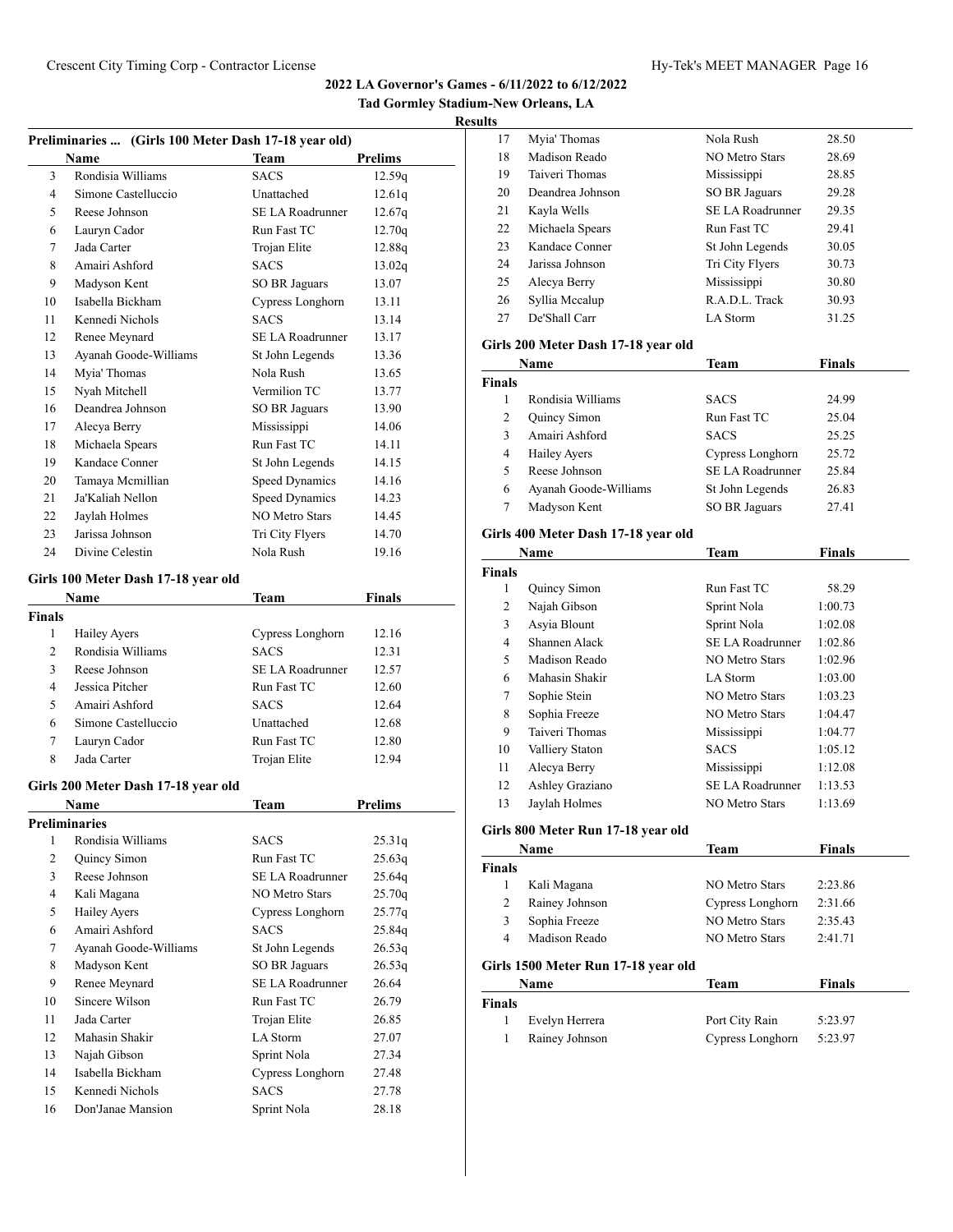**2022 LA Governor's Games - 6/11/2022 to 6/12/2022**

**Tad Gormley Stadium-New Orleans, LA**

**Results**

### Preliminaries ... (Girls 100 Meter Dash 17-18 year old)

| | Name | Team | Prelims |
|---|---|---|---|
| 3 | Rondisia Williams | SACS | 12.59q |
| 4 | Simone Castelluccio | Unattached | 12.61q |
| 5 | Reese Johnson | SE LA Roadrunner | 12.67q |
| 6 | Lauryn Cador | Run Fast TC | 12.70q |
| 7 | Jada Carter | Trojan Elite | 12.88q |
| 8 | Amairi Ashford | SACS | 13.02q |
| 9 | Madyson Kent | SO BR Jaguars | 13.07 |
| 10 | Isabella Bickham | Cypress Longhorn | 13.11 |
| 11 | Kennedi Nichols | SACS | 13.14 |
| 12 | Renee Meynard | SE LA Roadrunner | 13.17 |
| 13 | Ayanah Goode-Williams | St John Legends | 13.36 |
| 14 | Myia' Thomas | Nola Rush | 13.65 |
| 15 | Nyah Mitchell | Vermilion TC | 13.77 |
| 16 | Deandrea Johnson | SO BR Jaguars | 13.90 |
| 17 | Alecya Berry | Mississippi | 14.06 |
| 18 | Michaela Spears | Run Fast TC | 14.11 |
| 19 | Kandace Conner | St John Legends | 14.15 |
| 20 | Tamaya Mcmillian | Speed Dynamics | 14.16 |
| 21 | Ja'Kaliah Nellon | Speed Dynamics | 14.23 |
| 22 | Jaylah Holmes | NO Metro Stars | 14.45 |
| 23 | Jarissa Johnson | Tri City Flyers | 14.70 |
| 24 | Divine Celestin | Nola Rush | 19.16 |

### Girls 100 Meter Dash 17-18 year old

| | Name | Team | Finals |
|---|---|---|---|
| **Finals** | | | |
| 1 | Hailey Ayers | Cypress Longhorn | 12.16 |
| 2 | Rondisia Williams | SACS | 12.31 |
| 3 | Reese Johnson | SE LA Roadrunner | 12.57 |
| 4 | Jessica Pitcher | Run Fast TC | 12.60 |
| 5 | Amairi Ashford | SACS | 12.64 |
| 6 | Simone Castelluccio | Unattached | 12.68 |
| 7 | Lauryn Cador | Run Fast TC | 12.80 |
| 8 | Jada Carter | Trojan Elite | 12.94 |

### Girls 200 Meter Dash 17-18 year old

| | Name | Team | Prelims |
|---|---|---|---|
| **Preliminaries** | | | |
| 1 | Rondisia Williams | SACS | 25.31q |
| 2 | Quincy Simon | Run Fast TC | 25.63q |
| 3 | Reese Johnson | SE LA Roadrunner | 25.64q |
| 4 | Kali Magana | NO Metro Stars | 25.70q |
| 5 | Hailey Ayers | Cypress Longhorn | 25.77q |
| 6 | Amairi Ashford | SACS | 25.84q |
| 7 | Ayanah Goode-Williams | St John Legends | 26.53q |
| 8 | Madyson Kent | SO BR Jaguars | 26.53q |
| 9 | Renee Meynard | SE LA Roadrunner | 26.64 |
| 10 | Sincere Wilson | Run Fast TC | 26.79 |
| 11 | Jada Carter | Trojan Elite | 26.85 |
| 12 | Mahasin Shakir | LA Storm | 27.07 |
| 13 | Najah Gibson | Sprint Nola | 27.34 |
| 14 | Isabella Bickham | Cypress Longhorn | 27.48 |
| 15 | Kennedi Nichols | SACS | 27.78 |
| 16 | Don'Janae Mansion | Sprint Nola | 28.18 |
| 17 | Myia' Thomas | Nola Rush | 28.50 |
| 18 | Madison Reado | NO Metro Stars | 28.69 |
| 19 | Taiveri Thomas | Mississippi | 28.85 |
| 20 | Deandrea Johnson | SO BR Jaguars | 29.28 |
| 21 | Kayla Wells | SE LA Roadrunner | 29.35 |
| 22 | Michaela Spears | Run Fast TC | 29.41 |
| 23 | Kandace Conner | St John Legends | 30.05 |
| 24 | Jarissa Johnson | Tri City Flyers | 30.73 |
| 25 | Alecya Berry | Mississippi | 30.80 |
| 26 | Syllia Mccalup | R.A.D.L. Track | 30.93 |
| 27 | De'Shall Carr | LA Storm | 31.25 |

### Girls 200 Meter Dash 17-18 year old

| | Name | Team | Finals |
|---|---|---|---|
| **Finals** | | | |
| 1 | Rondisia Williams | SACS | 24.99 |
| 2 | Quincy Simon | Run Fast TC | 25.04 |
| 3 | Amairi Ashford | SACS | 25.25 |
| 4 | Hailey Ayers | Cypress Longhorn | 25.72 |
| 5 | Reese Johnson | SE LA Roadrunner | 25.84 |
| 6 | Ayanah Goode-Williams | St John Legends | 26.83 |
| 7 | Madyson Kent | SO BR Jaguars | 27.41 |

### Girls 400 Meter Dash 17-18 year old

| | Name | Team | Finals |
|---|---|---|---|
| **Finals** | | | |
| 1 | Quincy Simon | Run Fast TC | 58.29 |
| 2 | Najah Gibson | Sprint Nola | 1:00.73 |
| 3 | Asyia Blount | Sprint Nola | 1:02.08 |
| 4 | Shannen Alack | SE LA Roadrunner | 1:02.86 |
| 5 | Madison Reado | NO Metro Stars | 1:02.96 |
| 6 | Mahasin Shakir | LA Storm | 1:03.00 |
| 7 | Sophie Stein | NO Metro Stars | 1:03.23 |
| 8 | Sophia Freeze | NO Metro Stars | 1:04.47 |
| 9 | Taiveri Thomas | Mississippi | 1:04.77 |
| 10 | Valliery Staton | SACS | 1:05.12 |
| 11 | Alecya Berry | Mississippi | 1:12.08 |
| 12 | Ashley Graziano | SE LA Roadrunner | 1:13.53 |
| 13 | Jaylah Holmes | NO Metro Stars | 1:13.69 |

### Girls 800 Meter Run 17-18 year old

| | Name | Team | Finals |
|---|---|---|---|
| **Finals** | | | |
| 1 | Kali Magana | NO Metro Stars | 2:23.86 |
| 2 | Rainey Johnson | Cypress Longhorn | 2:31.66 |
| 3 | Sophia Freeze | NO Metro Stars | 2:35.43 |
| 4 | Madison Reado | NO Metro Stars | 2:41.71 |

### Girls 1500 Meter Run 17-18 year old

| | Name | Team | Finals |
|---|---|---|---|
| **Finals** | | | |
| 1 | Evelyn Herrera | Port City Rain | 5:23.97 |
| 1 | Rainey Johnson | Cypress Longhorn | 5:23.97 |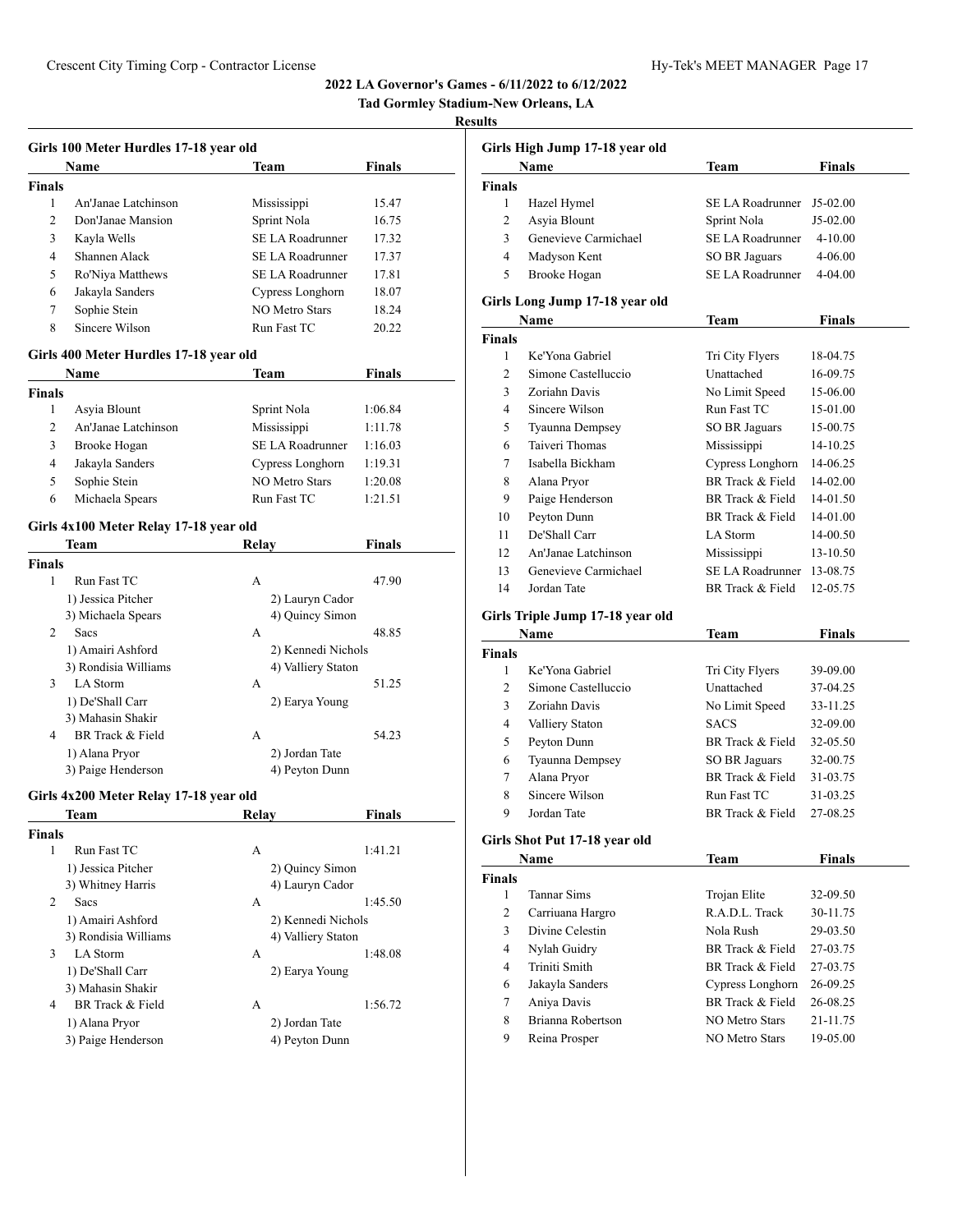**2022 LA Governor's Games - 6/11/2022 to 6/12/2022**

**Tad Gormley Stadium-New Orleans, LA**

**Results**

### Girls 100 Meter Hurdles 17-18 year old

| | Name | Team | Finals |
|---|---|---|---|
| **Finals** | | | |
| 1 | An'Janae Latchinson | Mississippi | 15.47 |
| 2 | Don'Janae Mansion | Sprint Nola | 16.75 |
| 3 | Kayla Wells | SE LA Roadrunner | 17.32 |
| 4 | Shannen Alack | SE LA Roadrunner | 17.37 |
| 5 | Ro'Niya Matthews | SE LA Roadrunner | 17.81 |
| 6 | Jakayla Sanders | Cypress Longhorn | 18.07 |
| 7 | Sophie Stein | NO Metro Stars | 18.24 |
| 8 | Sincere Wilson | Run Fast TC | 20.22 |

### Girls 400 Meter Hurdles 17-18 year old

| | Name | Team | Finals |
|---|---|---|---|
| **Finals** | | | |
| 1 | Asyia Blount | Sprint Nola | 1:06.84 |
| 2 | An'Janae Latchinson | Mississippi | 1:11.78 |
| 3 | Brooke Hogan | SE LA Roadrunner | 1:16.03 |
| 4 | Jakayla Sanders | Cypress Longhorn | 1:19.31 |
| 5 | Sophie Stein | NO Metro Stars | 1:20.08 |
| 6 | Michaela Spears | Run Fast TC | 1:21.51 |

### Girls 4x100 Meter Relay 17-18 year old

| | Team | Relay | Finals |
|---|---|---|---|
| **Finals** | | | |
| 1 | Run Fast TC | A | 47.90 |
| | 1) Jessica Pitcher | 2) Lauryn Cador | |
| | 3) Michaela Spears | 4) Quincy Simon | |
| 2 | Sacs | A | 48.85 |
| | 1) Amairi Ashford | 2) Kennedi Nichols | |
| | 3) Rondisia Williams | 4) Valliery Staton | |
| 3 | LA Storm | A | 51.25 |
| | 1) De'Shall Carr | 2) Earya Young | |
| | 3) Mahasin Shakir | | |
| 4 | BR Track & Field | A | 54.23 |
| | 1) Alana Pryor | 2) Jordan Tate | |
| | 3) Paige Henderson | 4) Peyton Dunn | |

### Girls 4x200 Meter Relay 17-18 year old

| | Team | Relay | Finals |
|---|---|---|---|
| **Finals** | | | |
| 1 | Run Fast TC | A | 1:41.21 |
| | 1) Jessica Pitcher | 2) Quincy Simon | |
| | 3) Whitney Harris | 4) Lauryn Cador | |
| 2 | Sacs | A | 1:45.50 |
| | 1) Amairi Ashford | 2) Kennedi Nichols | |
| | 3) Rondisia Williams | 4) Valliery Staton | |
| 3 | LA Storm | A | 1:48.08 |
| | 1) De'Shall Carr | 2) Earya Young | |
| | 3) Mahasin Shakir | | |
| 4 | BR Track & Field | A | 1:56.72 |
| | 1) Alana Pryor | 2) Jordan Tate | |
| | 3) Paige Henderson | 4) Peyton Dunn | |

### Girls High Jump 17-18 year old

| | Name | Team | Finals |
|---|---|---|---|
| **Finals** | | | |
| 1 | Hazel Hymel | SE LA Roadrunner | J5-02.00 |
| 2 | Asyia Blount | Sprint Nola | J5-02.00 |
| 3 | Genevieve Carmichael | SE LA Roadrunner | 4-10.00 |
| 4 | Madyson Kent | SO BR Jaguars | 4-06.00 |
| 5 | Brooke Hogan | SE LA Roadrunner | 4-04.00 |

### Girls Long Jump 17-18 year old

| | Name | Team | Finals |
|---|---|---|---|
| **Finals** | | | |
| 1 | Ke'Yona Gabriel | Tri City Flyers | 18-04.75 |
| 2 | Simone Castelluccio | Unattached | 16-09.75 |
| 3 | Zoriahn Davis | No Limit Speed | 15-06.00 |
| 4 | Sincere Wilson | Run Fast TC | 15-01.00 |
| 5 | Tyaunna Dempsey | SO BR Jaguars | 15-00.75 |
| 6 | Taiveri Thomas | Mississippi | 14-10.25 |
| 7 | Isabella Bickham | Cypress Longhorn | 14-06.25 |
| 8 | Alana Pryor | BR Track & Field | 14-02.00 |
| 9 | Paige Henderson | BR Track & Field | 14-01.50 |
| 10 | Peyton Dunn | BR Track & Field | 14-01.00 |
| 11 | De'Shall Carr | LA Storm | 14-00.50 |
| 12 | An'Janae Latchinson | Mississippi | 13-10.50 |
| 13 | Genevieve Carmichael | SE LA Roadrunner | 13-08.75 |
| 14 | Jordan Tate | BR Track & Field | 12-05.75 |

### Girls Triple Jump 17-18 year old

| | Name | Team | Finals |
|---|---|---|---|
| **Finals** | | | |
| 1 | Ke'Yona Gabriel | Tri City Flyers | 39-09.00 |
| 2 | Simone Castelluccio | Unattached | 37-04.25 |
| 3 | Zoriahn Davis | No Limit Speed | 33-11.25 |
| 4 | Valliery Staton | SACS | 32-09.00 |
| 5 | Peyton Dunn | BR Track & Field | 32-05.50 |
| 6 | Tyaunna Dempsey | SO BR Jaguars | 32-00.75 |
| 7 | Alana Pryor | BR Track & Field | 31-03.75 |
| 8 | Sincere Wilson | Run Fast TC | 31-03.25 |
| 9 | Jordan Tate | BR Track & Field | 27-08.25 |

### Girls Shot Put 17-18 year old

| | Name | Team | Finals |
|---|---|---|---|
| **Finals** | | | |
| 1 | Tannar Sims | Trojan Elite | 32-09.50 |
| 2 | Carriuana Hargro | R.A.D.L. Track | 30-11.75 |
| 3 | Divine Celestin | Nola Rush | 29-03.50 |
| 4 | Nylah Guidry | BR Track & Field | 27-03.75 |
| 4 | Triniti Smith | BR Track & Field | 27-03.75 |
| 6 | Jakayla Sanders | Cypress Longhorn | 26-09.25 |
| 7 | Aniya Davis | BR Track & Field | 26-08.25 |
| 8 | Brianna Robertson | NO Metro Stars | 21-11.75 |
| 9 | Reina Prosper | NO Metro Stars | 19-05.00 |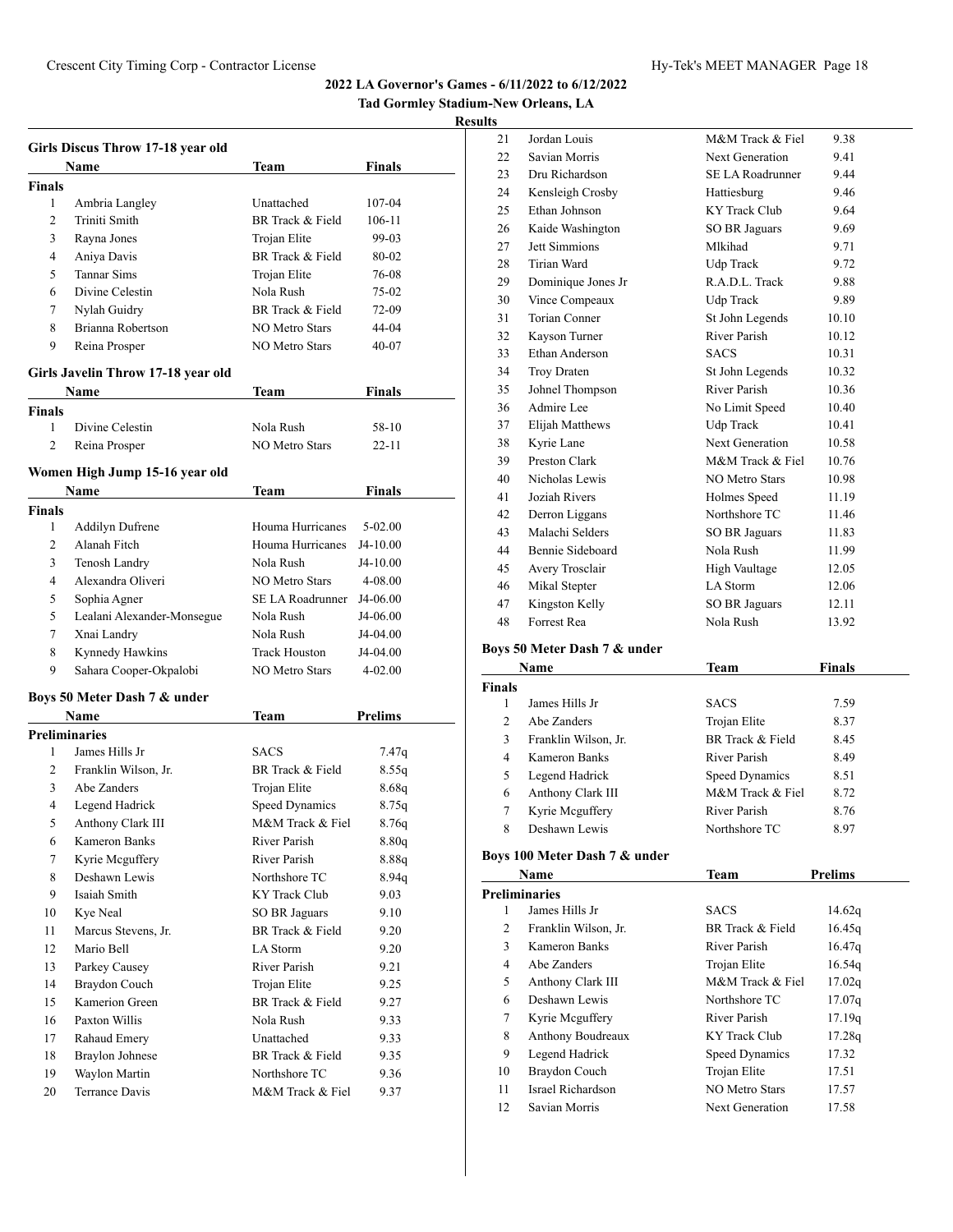**2022 LA Governor's Games - 6/11/2022 to 6/12/2022**

**Tad Gormley Stadium-New Orleans, LA**

**Results**

### Girls Discus Throw 17-18 year old

| | Name | Team | Finals |
|---|---|---|---|
| **Finals** | | | |
| 1 | Ambria Langley | Unattached | 107-04 |
| 2 | Triniti Smith | BR Track & Field | 106-11 |
| 3 | Rayna Jones | Trojan Elite | 99-03 |
| 4 | Aniya Davis | BR Track & Field | 80-02 |
| 5 | Tannar Sims | Trojan Elite | 76-08 |
| 6 | Divine Celestin | Nola Rush | 75-02 |
| 7 | Nylah Guidry | BR Track & Field | 72-09 |
| 8 | Brianna Robertson | NO Metro Stars | 44-04 |
| 9 | Reina Prosper | NO Metro Stars | 40-07 |

### Girls Javelin Throw 17-18 year old

| | Name | Team | Finals |
|---|---|---|---|
| **Finals** | | | |
| 1 | Divine Celestin | Nola Rush | 58-10 |
| 2 | Reina Prosper | NO Metro Stars | 22-11 |

### Women High Jump 15-16 year old

| | Name | Team | Finals |
|---|---|---|---|
| **Finals** | | | |
| 1 | Addilyn Dufrene | Houma Hurricanes | 5-02.00 |
| 2 | Alanah Fitch | Houma Hurricanes | J4-10.00 |
| 3 | Tenosh Landry | Nola Rush | J4-10.00 |
| 4 | Alexandra Oliveri | NO Metro Stars | 4-08.00 |
| 5 | Sophia Agner | SE LA Roadrunner | J4-06.00 |
| 5 | Lealani Alexander-Monsegue | Nola Rush | J4-06.00 |
| 7 | Xnai Landry | Nola Rush | J4-04.00 |
| 8 | Kynnedy Hawkins | Track Houston | J4-04.00 |
| 9 | Sahara Cooper-Okpalobi | NO Metro Stars | 4-02.00 |

### Boys 50 Meter Dash 7 & under

| | Name | Team | Prelims |
|---|---|---|---|
| **Preliminaries** | | | |
| 1 | James Hills Jr | SACS | 7.47q |
| 2 | Franklin Wilson, Jr. | BR Track & Field | 8.55q |
| 3 | Abe Zanders | Trojan Elite | 8.68q |
| 4 | Legend Hadrick | Speed Dynamics | 8.75q |
| 5 | Anthony Clark III | M&M Track & Fiel | 8.76q |
| 6 | Kameron Banks | River Parish | 8.80q |
| 7 | Kyrie Mcguffery | River Parish | 8.88q |
| 8 | Deshawn Lewis | Northshore TC | 8.94q |
| 9 | Isaiah Smith | KY Track Club | 9.03 |
| 10 | Kye Neal | SO BR Jaguars | 9.10 |
| 11 | Marcus Stevens, Jr. | BR Track & Field | 9.20 |
| 12 | Mario Bell | LA Storm | 9.20 |
| 13 | Parkey Causey | River Parish | 9.21 |
| 14 | Braydon Couch | Trojan Elite | 9.25 |
| 15 | Kamerion Green | BR Track & Field | 9.27 |
| 16 | Paxton Willis | Nola Rush | 9.33 |
| 17 | Rahaud Emery | Unattached | 9.33 |
| 18 | Braylon Johnese | BR Track & Field | 9.35 |
| 19 | Waylon Martin | Northshore TC | 9.36 |
| 20 | Terrance Davis | M&M Track & Fiel | 9.37 |
| 21 | Jordan Louis | M&M Track & Fiel | 9.38 |
| 22 | Savian Morris | Next Generation | 9.41 |
| 23 | Dru Richardson | SE LA Roadrunner | 9.44 |
| 24 | Kensleigh Crosby | Hattiesburg | 9.46 |
| 25 | Ethan Johnson | KY Track Club | 9.64 |
| 26 | Kaide Washington | SO BR Jaguars | 9.69 |
| 27 | Jett Simmions | Mlkihad | 9.71 |
| 28 | Tirian Ward | Udp Track | 9.72 |
| 29 | Dominique Jones Jr | R.A.D.L. Track | 9.88 |
| 30 | Vince Compeaux | Udp Track | 9.89 |
| 31 | Torian Conner | St John Legends | 10.10 |
| 32 | Kayson Turner | River Parish | 10.12 |
| 33 | Ethan Anderson | SACS | 10.31 |
| 34 | Troy Draten | St John Legends | 10.32 |
| 35 | Johnel Thompson | River Parish | 10.36 |
| 36 | Admire Lee | No Limit Speed | 10.40 |
| 37 | Elijah Matthews | Udp Track | 10.41 |
| 38 | Kyrie Lane | Next Generation | 10.58 |
| 39 | Preston Clark | M&M Track & Fiel | 10.76 |
| 40 | Nicholas Lewis | NO Metro Stars | 10.98 |
| 41 | Joziah Rivers | Holmes Speed | 11.19 |
| 42 | Derron Liggans | Northshore TC | 11.46 |
| 43 | Malachi Selders | SO BR Jaguars | 11.83 |
| 44 | Bennie Sideboard | Nola Rush | 11.99 |
| 45 | Avery Trosclair | High Vaultage | 12.05 |
| 46 | Mikal Stepter | LA Storm | 12.06 |
| 47 | Kingston Kelly | SO BR Jaguars | 12.11 |
| 48 | Forrest Rea | Nola Rush | 13.92 |

### Boys 50 Meter Dash 7 & under

| | Name | Team | Finals |
|---|---|---|---|
| **Finals** | | | |
| 1 | James Hills Jr | SACS | 7.59 |
| 2 | Abe Zanders | Trojan Elite | 8.37 |
| 3 | Franklin Wilson, Jr. | BR Track & Field | 8.45 |
| 4 | Kameron Banks | River Parish | 8.49 |
| 5 | Legend Hadrick | Speed Dynamics | 8.51 |
| 6 | Anthony Clark III | M&M Track & Fiel | 8.72 |
| 7 | Kyrie Mcguffery | River Parish | 8.76 |
| 8 | Deshawn Lewis | Northshore TC | 8.97 |

### Boys 100 Meter Dash 7 & under

| | Name | Team | Prelims |
|---|---|---|---|
| **Preliminaries** | | | |
| 1 | James Hills Jr | SACS | 14.62q |
| 2 | Franklin Wilson, Jr. | BR Track & Field | 16.45q |
| 3 | Kameron Banks | River Parish | 16.47q |
| 4 | Abe Zanders | Trojan Elite | 16.54q |
| 5 | Anthony Clark III | M&M Track & Fiel | 17.02q |
| 6 | Deshawn Lewis | Northshore TC | 17.07q |
| 7 | Kyrie Mcguffery | River Parish | 17.19q |
| 8 | Anthony Boudreaux | KY Track Club | 17.28q |
| 9 | Legend Hadrick | Speed Dynamics | 17.32 |
| 10 | Braydon Couch | Trojan Elite | 17.51 |
| 11 | Israel Richardson | NO Metro Stars | 17.57 |
| 12 | Savian Morris | Next Generation | 17.58 |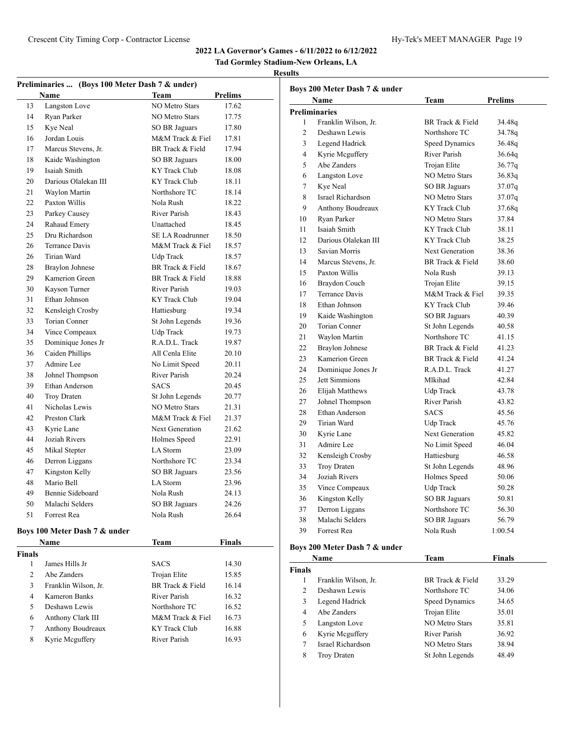## 2022 LA Governor's Games - 6/11/2022 to 6/12/2022

### Tad Gormley Stadium-New Orleans, LA

#### Results

**Preliminaries ... (Boys 100 Meter Dash 7 & under)**

| | Name | Team | Prelims |
|---|---|---|---|
| 13 | Langston Love | NO Metro Stars | 17.62 |
| 14 | Ryan Parker | NO Metro Stars | 17.75 |
| 15 | Kye Neal | SO BR Jaguars | 17.80 |
| 16 | Jordan Louis | M&M Track & Fiel | 17.81 |
| 17 | Marcus Stevens, Jr. | BR Track & Field | 17.94 |
| 18 | Kaide Washington | SO BR Jaguars | 18.00 |
| 19 | Isaiah Smith | KY Track Club | 18.08 |
| 20 | Darious Olalekan III | KY Track Club | 18.11 |
| 21 | Waylon Martin | Northshore TC | 18.14 |
| 22 | Paxton Willis | Nola Rush | 18.22 |
| 23 | Parkey Causey | River Parish | 18.43 |
| 24 | Rahaud Emery | Unattached | 18.45 |
| 25 | Dru Richardson | SE LA Roadrunner | 18.50 |
| 26 | Terrance Davis | M&M Track & Fiel | 18.57 |
| 26 | Tirian Ward | Udp Track | 18.57 |
| 28 | Braylon Johnese | BR Track & Field | 18.67 |
| 29 | Kamerion Green | BR Track & Field | 18.88 |
| 30 | Kayson Turner | River Parish | 19.03 |
| 31 | Ethan Johnson | KY Track Club | 19.04 |
| 32 | Kensleigh Crosby | Hattiesburg | 19.34 |
| 33 | Torian Conner | St John Legends | 19.36 |
| 34 | Vince Compeaux | Udp Track | 19.73 |
| 35 | Dominique Jones Jr | R.A.D.L. Track | 19.87 |
| 36 | Caiden Phillips | All Cenla Elite | 20.10 |
| 37 | Admire Lee | No Limit Speed | 20.11 |
| 38 | Johnel Thompson | River Parish | 20.24 |
| 39 | Ethan Anderson | SACS | 20.45 |
| 40 | Troy Draten | St John Legends | 20.77 |
| 41 | Nicholas Lewis | NO Metro Stars | 21.31 |
| 42 | Preston Clark | M&M Track & Fiel | 21.37 |
| 43 | Kyrie Lane | Next Generation | 21.62 |
| 44 | Joziah Rivers | Holmes Speed | 22.91 |
| 45 | Mikal Stepter | LA Storm | 23.09 |
| 46 | Derron Liggans | Northshore TC | 23.34 |
| 47 | Kingston Kelly | SO BR Jaguars | 23.56 |
| 48 | Mario Bell | LA Storm | 23.96 |
| 49 | Bennie Sideboard | Nola Rush | 24.13 |
| 50 | Malachi Selders | SO BR Jaguars | 24.26 |
| 51 | Forrest Rea | Nola Rush | 26.64 |

**Boys 100 Meter Dash 7 & under**

| | Name | Team | Finals |
|---|---|---|---|
| **Finals** | | | |
| 1 | James Hills Jr | SACS | 14.30 |
| 2 | Abe Zanders | Trojan Elite | 15.85 |
| 3 | Franklin Wilson, Jr. | BR Track & Field | 16.14 |
| 4 | Kameron Banks | River Parish | 16.32 |
| 5 | Deshawn Lewis | Northshore TC | 16.52 |
| 6 | Anthony Clark III | M&M Track & Fiel | 16.73 |
| 7 | Anthony Boudreaux | KY Track Club | 16.88 |
| 8 | Kyrie Mcguffery | River Parish | 16.93 |

**Boys 200 Meter Dash 7 & under**

| | Name | Team | Prelims |
|---|---|---|---|
| **Preliminaries** | | | |
| 1 | Franklin Wilson, Jr. | BR Track & Field | 34.48q |
| 2 | Deshawn Lewis | Northshore TC | 34.78q |
| 3 | Legend Hadrick | Speed Dynamics | 36.48q |
| 4 | Kyrie Mcguffery | River Parish | 36.64q |
| 5 | Abe Zanders | Trojan Elite | 36.77q |
| 6 | Langston Love | NO Metro Stars | 36.83q |
| 7 | Kye Neal | SO BR Jaguars | 37.07q |
| 8 | Israel Richardson | NO Metro Stars | 37.07q |
| 9 | Anthony Boudreaux | KY Track Club | 37.68q |
| 10 | Ryan Parker | NO Metro Stars | 37.84 |
| 11 | Isaiah Smith | KY Track Club | 38.11 |
| 12 | Darious Olalekan III | KY Track Club | 38.25 |
| 13 | Savian Morris | Next Generation | 38.36 |
| 14 | Marcus Stevens, Jr. | BR Track & Field | 38.60 |
| 15 | Paxton Willis | Nola Rush | 39.13 |
| 16 | Braydon Couch | Trojan Elite | 39.15 |
| 17 | Terrance Davis | M&M Track & Fiel | 39.35 |
| 18 | Ethan Johnson | KY Track Club | 39.46 |
| 19 | Kaide Washington | SO BR Jaguars | 40.39 |
| 20 | Torian Conner | St John Legends | 40.58 |
| 21 | Waylon Martin | Northshore TC | 41.15 |
| 22 | Braylon Johnese | BR Track & Field | 41.23 |
| 23 | Kamerion Green | BR Track & Field | 41.24 |
| 24 | Dominique Jones Jr | R.A.D.L. Track | 41.27 |
| 25 | Jett Simmions | Mlkihad | 42.84 |
| 26 | Elijah Matthews | Udp Track | 43.78 |
| 27 | Johnel Thompson | River Parish | 43.82 |
| 28 | Ethan Anderson | SACS | 45.56 |
| 29 | Tirian Ward | Udp Track | 45.76 |
| 30 | Kyrie Lane | Next Generation | 45.82 |
| 31 | Admire Lee | No Limit Speed | 46.04 |
| 32 | Kensleigh Crosby | Hattiesburg | 46.58 |
| 33 | Troy Draten | St John Legends | 48.96 |
| 34 | Joziah Rivers | Holmes Speed | 50.06 |
| 35 | Vince Compeaux | Udp Track | 50.28 |
| 36 | Kingston Kelly | SO BR Jaguars | 50.81 |
| 37 | Derron Liggans | Northshore TC | 56.30 |
| 38 | Malachi Selders | SO BR Jaguars | 56.79 |
| 39 | Forrest Rea | Nola Rush | 1:00.54 |

**Boys 200 Meter Dash 7 & under**

| | Name | Team | Finals |
|---|---|---|---|
| **Finals** | | | |
| 1 | Franklin Wilson, Jr. | BR Track & Field | 33.29 |
| 2 | Deshawn Lewis | Northshore TC | 34.06 |
| 3 | Legend Hadrick | Speed Dynamics | 34.65 |
| 4 | Abe Zanders | Trojan Elite | 35.01 |
| 5 | Langston Love | NO Metro Stars | 35.81 |
| 6 | Kyrie Mcguffery | River Parish | 36.92 |
| 7 | Israel Richardson | NO Metro Stars | 38.94 |
| 8 | Troy Draten | St John Legends | 48.49 |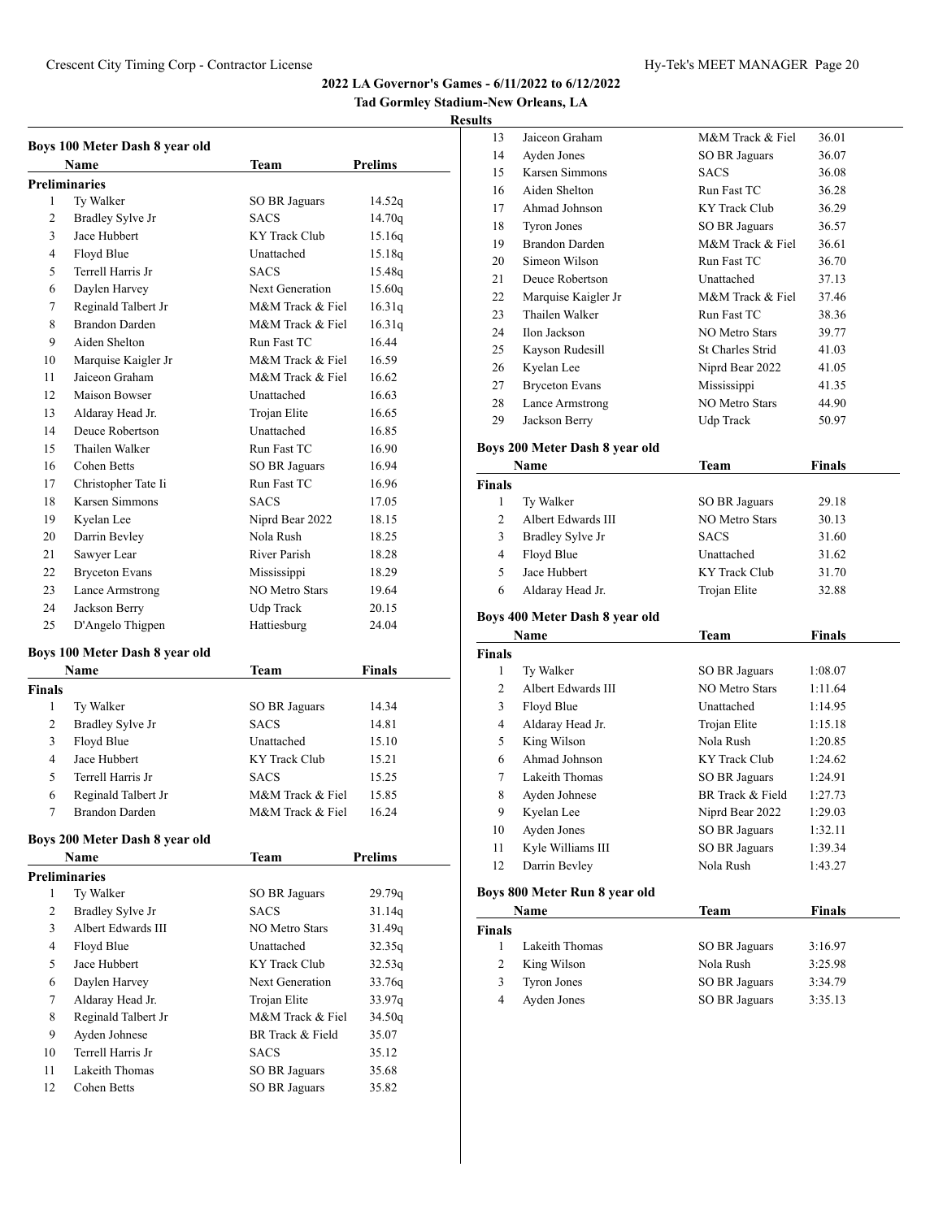**2022 LA Governor's Games - 6/11/2022 to 6/12/2022**

**Tad Gormley Stadium-New Orleans, LA**

**Results**

### Boys 100 Meter Dash 8 year old

| | Name | Team | Prelims |
|---|---|---|---|
| **Preliminaries** | | | |
| 1 | Ty Walker | SO BR Jaguars | 14.52q |
| 2 | Bradley Sylve Jr | SACS | 14.70q |
| 3 | Jace Hubbert | KY Track Club | 15.16q |
| 4 | Floyd Blue | Unattached | 15.18q |
| 5 | Terrell Harris Jr | SACS | 15.48q |
| 6 | Daylen Harvey | Next Generation | 15.60q |
| 7 | Reginald Talbert Jr | M&M Track & Fiel | 16.31q |
| 8 | Brandon Darden | M&M Track & Fiel | 16.31q |
| 9 | Aiden Shelton | Run Fast TC | 16.44 |
| 10 | Marquise Kaigler Jr | M&M Track & Fiel | 16.59 |
| 11 | Jaiceon Graham | M&M Track & Fiel | 16.62 |
| 12 | Maison Bowser | Unattached | 16.63 |
| 13 | Aldaray Head Jr. | Trojan Elite | 16.65 |
| 14 | Deuce Robertson | Unattached | 16.85 |
| 15 | Thailen Walker | Run Fast TC | 16.90 |
| 16 | Cohen Betts | SO BR Jaguars | 16.94 |
| 17 | Christopher Tate Ii | Run Fast TC | 16.96 |
| 18 | Karsen Simmons | SACS | 17.05 |
| 19 | Kyelan Lee | Niprd Bear 2022 | 18.15 |
| 20 | Darrin Bevley | Nola Rush | 18.25 |
| 21 | Sawyer Lear | River Parish | 18.28 |
| 22 | Bryceton Evans | Mississippi | 18.29 |
| 23 | Lance Armstrong | NO Metro Stars | 19.64 |
| 24 | Jackson Berry | Udp Track | 20.15 |
| 25 | D'Angelo Thigpen | Hattiesburg | 24.04 |

### Boys 100 Meter Dash 8 year old

| | Name | Team | Finals |
|---|---|---|---|
| **Finals** | | | |
| 1 | Ty Walker | SO BR Jaguars | 14.34 |
| 2 | Bradley Sylve Jr | SACS | 14.81 |
| 3 | Floyd Blue | Unattached | 15.10 |
| 4 | Jace Hubbert | KY Track Club | 15.21 |
| 5 | Terrell Harris Jr | SACS | 15.25 |
| 6 | Reginald Talbert Jr | M&M Track & Fiel | 15.85 |
| 7 | Brandon Darden | M&M Track & Fiel | 16.24 |

### Boys 200 Meter Dash 8 year old

| | Name | Team | Prelims |
|---|---|---|---|
| **Preliminaries** | | | |
| 1 | Ty Walker | SO BR Jaguars | 29.79q |
| 2 | Bradley Sylve Jr | SACS | 31.14q |
| 3 | Albert Edwards III | NO Metro Stars | 31.49q |
| 4 | Floyd Blue | Unattached | 32.35q |
| 5 | Jace Hubbert | KY Track Club | 32.53q |
| 6 | Daylen Harvey | Next Generation | 33.76q |
| 7 | Aldaray Head Jr. | Trojan Elite | 33.97q |
| 8 | Reginald Talbert Jr | M&M Track & Fiel | 34.50q |
| 9 | Ayden Johnese | BR Track & Field | 35.07 |
| 10 | Terrell Harris Jr | SACS | 35.12 |
| 11 | Lakeith Thomas | SO BR Jaguars | 35.68 |
| 12 | Cohen Betts | SO BR Jaguars | 35.82 |
| 13 | Jaiceon Graham | M&M Track & Fiel | 36.01 |
| 14 | Ayden Jones | SO BR Jaguars | 36.07 |
| 15 | Karsen Simmons | SACS | 36.08 |
| 16 | Aiden Shelton | Run Fast TC | 36.28 |
| 17 | Ahmad Johnson | KY Track Club | 36.29 |
| 18 | Tyron Jones | SO BR Jaguars | 36.57 |
| 19 | Brandon Darden | M&M Track & Fiel | 36.61 |
| 20 | Simeon Wilson | Run Fast TC | 36.70 |
| 21 | Deuce Robertson | Unattached | 37.13 |
| 22 | Marquise Kaigler Jr | M&M Track & Fiel | 37.46 |
| 23 | Thailen Walker | Run Fast TC | 38.36 |
| 24 | Ilon Jackson | NO Metro Stars | 39.77 |
| 25 | Kayson Rudesill | St Charles Strid | 41.03 |
| 26 | Kyelan Lee | Niprd Bear 2022 | 41.05 |
| 27 | Bryceton Evans | Mississippi | 41.35 |
| 28 | Lance Armstrong | NO Metro Stars | 44.90 |
| 29 | Jackson Berry | Udp Track | 50.97 |

### Boys 200 Meter Dash 8 year old

| | Name | Team | Finals |
|---|---|---|---|
| **Finals** | | | |
| 1 | Ty Walker | SO BR Jaguars | 29.18 |
| 2 | Albert Edwards III | NO Metro Stars | 30.13 |
| 3 | Bradley Sylve Jr | SACS | 31.60 |
| 4 | Floyd Blue | Unattached | 31.62 |
| 5 | Jace Hubbert | KY Track Club | 31.70 |
| 6 | Aldaray Head Jr. | Trojan Elite | 32.88 |

### Boys 400 Meter Dash 8 year old

| | Name | Team | Finals |
|---|---|---|---|
| **Finals** | | | |
| 1 | Ty Walker | SO BR Jaguars | 1:08.07 |
| 2 | Albert Edwards III | NO Metro Stars | 1:11.64 |
| 3 | Floyd Blue | Unattached | 1:14.95 |
| 4 | Aldaray Head Jr. | Trojan Elite | 1:15.18 |
| 5 | King Wilson | Nola Rush | 1:20.85 |
| 6 | Ahmad Johnson | KY Track Club | 1:24.62 |
| 7 | Lakeith Thomas | SO BR Jaguars | 1:24.91 |
| 8 | Ayden Johnese | BR Track & Field | 1:27.73 |
| 9 | Kyelan Lee | Niprd Bear 2022 | 1:29.03 |
| 10 | Ayden Jones | SO BR Jaguars | 1:32.11 |
| 11 | Kyle Williams III | SO BR Jaguars | 1:39.34 |
| 12 | Darrin Bevley | Nola Rush | 1:43.27 |

### Boys 800 Meter Run 8 year old

| | Name | Team | Finals |
|---|---|---|---|
| **Finals** | | | |
| 1 | Lakeith Thomas | SO BR Jaguars | 3:16.97 |
| 2 | King Wilson | Nola Rush | 3:25.98 |
| 3 | Tyron Jones | SO BR Jaguars | 3:34.79 |
| 4 | Ayden Jones | SO BR Jaguars | 3:35.13 |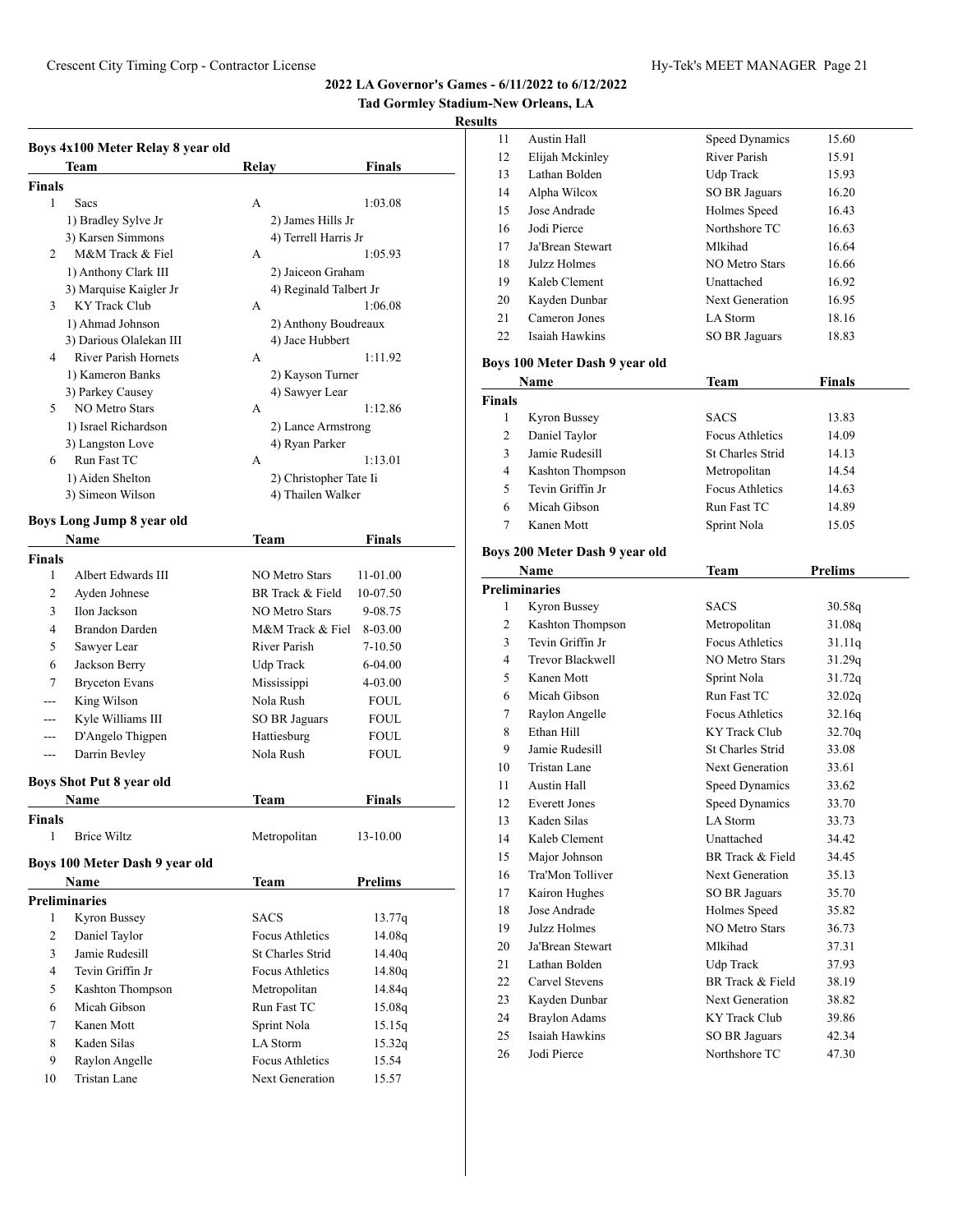2022 LA Governor's Games - 6/11/2022 to 6/12/2022

Tad Gormley Stadium-New Orleans, LA

**Results**

### Boys 4x100 Meter Relay 8 year old

| | Team | Relay | Finals |
|---|---|---|---|
| **Finals** | | | |
| 1 | Sacs | A | 1:03.08 |
| | 1) Bradley Sylve Jr | 2) James Hills Jr | |
| | 3) Karsen Simmons | 4) Terrell Harris Jr | |
| 2 | M&M Track & Fiel | A | 1:05.93 |
| | 1) Anthony Clark III | 2) Jaiceon Graham | |
| | 3) Marquise Kaigler Jr | 4) Reginald Talbert Jr | |
| 3 | KY Track Club | A | 1:06.08 |
| | 1) Ahmad Johnson | 2) Anthony Boudreaux | |
| | 3) Darious Olalekan III | 4) Jace Hubbert | |
| 4 | River Parish Hornets | A | 1:11.92 |
| | 1) Kameron Banks | 2) Kayson Turner | |
| | 3) Parkey Causey | 4) Sawyer Lear | |
| 5 | NO Metro Stars | A | 1:12.86 |
| | 1) Israel Richardson | 2) Lance Armstrong | |
| | 3) Langston Love | 4) Ryan Parker | |
| 6 | Run Fast TC | A | 1:13.01 |
| | 1) Aiden Shelton | 2) Christopher Tate Ii | |
| | 3) Simeon Wilson | 4) Thailen Walker | |

### Boys Long Jump 8 year old

| | Name | Team | Finals |
|---|---|---|---|
| **Finals** | | | |
| 1 | Albert Edwards III | NO Metro Stars | 11-01.00 |
| 2 | Ayden Johnese | BR Track & Field | 10-07.50 |
| 3 | Ilon Jackson | NO Metro Stars | 9-08.75 |
| 4 | Brandon Darden | M&M Track & Fiel | 8-03.00 |
| 5 | Sawyer Lear | River Parish | 7-10.50 |
| 6 | Jackson Berry | Udp Track | 6-04.00 |
| 7 | Bryceton Evans | Mississippi | 4-03.00 |
| --- | King Wilson | Nola Rush | FOUL |
| --- | Kyle Williams III | SO BR Jaguars | FOUL |
| --- | D'Angelo Thigpen | Hattiesburg | FOUL |
| --- | Darrin Bevley | Nola Rush | FOUL |

### Boys Shot Put 8 year old

| | Name | Team | Finals |
|---|---|---|---|
| **Finals** | | | |
| 1 | Brice Wiltz | Metropolitan | 13-10.00 |

### Boys 100 Meter Dash 9 year old

| | Name | Team | Prelims |
|---|---|---|---|
| **Preliminaries** | | | |
| 1 | Kyron Bussey | SACS | 13.77q |
| 2 | Daniel Taylor | Focus Athletics | 14.08q |
| 3 | Jamie Rudesill | St Charles Strid | 14.40q |
| 4 | Tevin Griffin Jr | Focus Athletics | 14.80q |
| 5 | Kashton Thompson | Metropolitan | 14.84q |
| 6 | Micah Gibson | Run Fast TC | 15.08q |
| 7 | Kanen Mott | Sprint Nola | 15.15q |
| 8 | Kaden Silas | LA Storm | 15.32q |
| 9 | Raylon Angelle | Focus Athletics | 15.54 |
| 10 | Tristan Lane | Next Generation | 15.57 |
| 11 | Austin Hall | Speed Dynamics | 15.60 |
| 12 | Elijah Mckinley | River Parish | 15.91 |
| 13 | Lathan Bolden | Udp Track | 15.93 |
| 14 | Alpha Wilcox | SO BR Jaguars | 16.20 |
| 15 | Jose Andrade | Holmes Speed | 16.43 |
| 16 | Jodi Pierce | Northshore TC | 16.63 |
| 17 | Ja'Brean Stewart | Mlkihad | 16.64 |
| 18 | Julzz Holmes | NO Metro Stars | 16.66 |
| 19 | Kaleb Clement | Unattached | 16.92 |
| 20 | Kayden Dunbar | Next Generation | 16.95 |
| 21 | Cameron Jones | LA Storm | 18.16 |
| 22 | Isaiah Hawkins | SO BR Jaguars | 18.83 |

### Boys 100 Meter Dash 9 year old

| | Name | Team | Finals |
|---|---|---|---|
| **Finals** | | | |
| 1 | Kyron Bussey | SACS | 13.83 |
| 2 | Daniel Taylor | Focus Athletics | 14.09 |
| 3 | Jamie Rudesill | St Charles Strid | 14.13 |
| 4 | Kashton Thompson | Metropolitan | 14.54 |
| 5 | Tevin Griffin Jr | Focus Athletics | 14.63 |
| 6 | Micah Gibson | Run Fast TC | 14.89 |
| 7 | Kanen Mott | Sprint Nola | 15.05 |

### Boys 200 Meter Dash 9 year old

| | Name | Team | Prelims |
|---|---|---|---|
| **Preliminaries** | | | |
| 1 | Kyron Bussey | SACS | 30.58q |
| 2 | Kashton Thompson | Metropolitan | 31.08q |
| 3 | Tevin Griffin Jr | Focus Athletics | 31.11q |
| 4 | Trevor Blackwell | NO Metro Stars | 31.29q |
| 5 | Kanen Mott | Sprint Nola | 31.72q |
| 6 | Micah Gibson | Run Fast TC | 32.02q |
| 7 | Raylon Angelle | Focus Athletics | 32.16q |
| 8 | Ethan Hill | KY Track Club | 32.70q |
| 9 | Jamie Rudesill | St Charles Strid | 33.08 |
| 10 | Tristan Lane | Next Generation | 33.61 |
| 11 | Austin Hall | Speed Dynamics | 33.62 |
| 12 | Everett Jones | Speed Dynamics | 33.70 |
| 13 | Kaden Silas | LA Storm | 33.73 |
| 14 | Kaleb Clement | Unattached | 34.42 |
| 15 | Major Johnson | BR Track & Field | 34.45 |
| 16 | Tra'Mon Tolliver | Next Generation | 35.13 |
| 17 | Kairon Hughes | SO BR Jaguars | 35.70 |
| 18 | Jose Andrade | Holmes Speed | 35.82 |
| 19 | Julzz Holmes | NO Metro Stars | 36.73 |
| 20 | Ja'Brean Stewart | Mlkihad | 37.31 |
| 21 | Lathan Bolden | Udp Track | 37.93 |
| 22 | Carvel Stevens | BR Track & Field | 38.19 |
| 23 | Kayden Dunbar | Next Generation | 38.82 |
| 24 | Braylon Adams | KY Track Club | 39.86 |
| 25 | Isaiah Hawkins | SO BR Jaguars | 42.34 |
| 26 | Jodi Pierce | Northshore TC | 47.30 |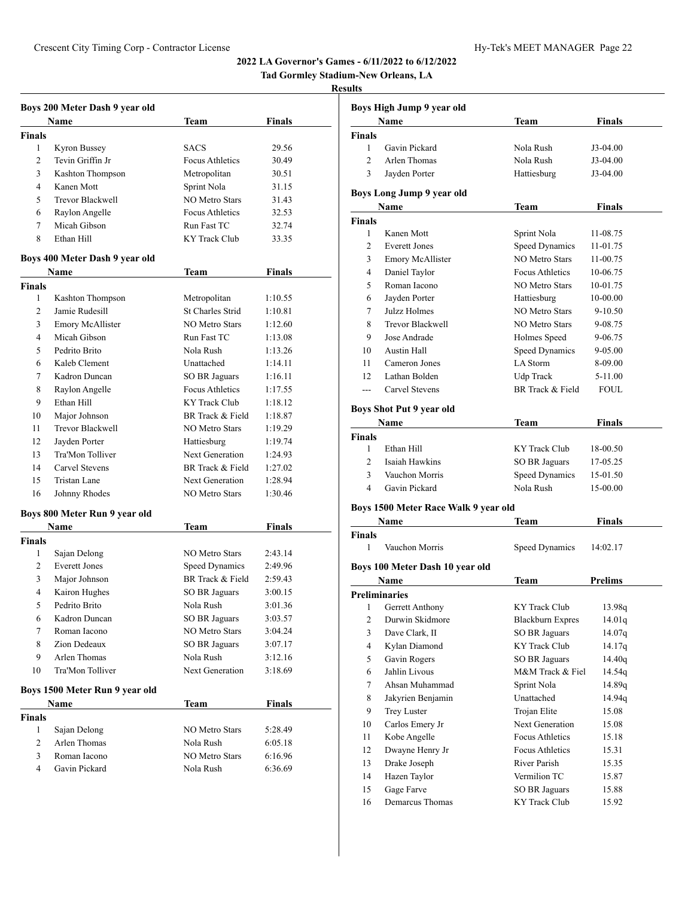## 2022 LA Governor's Games - 6/11/2022 to 6/12/2022

### Tad Gormley Stadium-New Orleans, LA

#### Results

**Boys 200 Meter Dash 9 year old**

| | Name | Team | Finals |
|---|---|---|---|
| **Finals** | | | |
| 1 | Kyron Bussey | SACS | 29.56 |
| 2 | Tevin Griffin Jr | Focus Athletics | 30.49 |
| 3 | Kashton Thompson | Metropolitan | 30.51 |
| 4 | Kanen Mott | Sprint Nola | 31.15 |
| 5 | Trevor Blackwell | NO Metro Stars | 31.43 |
| 6 | Raylon Angelle | Focus Athletics | 32.53 |
| 7 | Micah Gibson | Run Fast TC | 32.74 |
| 8 | Ethan Hill | KY Track Club | 33.35 |

**Boys 400 Meter Dash 9 year old**

| | Name | Team | Finals |
|---|---|---|---|
| **Finals** | | | |
| 1 | Kashton Thompson | Metropolitan | 1:10.55 |
| 2 | Jamie Rudesill | St Charles Strid | 1:10.81 |
| 3 | Emory McAllister | NO Metro Stars | 1:12.60 |
| 4 | Micah Gibson | Run Fast TC | 1:13.08 |
| 5 | Pedrito Brito | Nola Rush | 1:13.26 |
| 6 | Kaleb Clement | Unattached | 1:14.11 |
| 7 | Kadron Duncan | SO BR Jaguars | 1:16.11 |
| 8 | Raylon Angelle | Focus Athletics | 1:17.55 |
| 9 | Ethan Hill | KY Track Club | 1:18.12 |
| 10 | Major Johnson | BR Track & Field | 1:18.87 |
| 11 | Trevor Blackwell | NO Metro Stars | 1:19.29 |
| 12 | Jayden Porter | Hattiesburg | 1:19.74 |
| 13 | Tra'Mon Tolliver | Next Generation | 1:24.93 |
| 14 | Carvel Stevens | BR Track & Field | 1:27.02 |
| 15 | Tristan Lane | Next Generation | 1:28.94 |
| 16 | Johnny Rhodes | NO Metro Stars | 1:30.46 |

**Boys 800 Meter Run 9 year old**

| | Name | Team | Finals |
|---|---|---|---|
| **Finals** | | | |
| 1 | Sajan Delong | NO Metro Stars | 2:43.14 |
| 2 | Everett Jones | Speed Dynamics | 2:49.96 |
| 3 | Major Johnson | BR Track & Field | 2:59.43 |
| 4 | Kairon Hughes | SO BR Jaguars | 3:00.15 |
| 5 | Pedrito Brito | Nola Rush | 3:01.36 |
| 6 | Kadron Duncan | SO BR Jaguars | 3:03.57 |
| 7 | Roman Iacono | NO Metro Stars | 3:04.24 |
| 8 | Zion Dedeaux | SO BR Jaguars | 3:07.17 |
| 9 | Arlen Thomas | Nola Rush | 3:12.16 |
| 10 | Tra'Mon Tolliver | Next Generation | 3:18.69 |

**Boys 1500 Meter Run 9 year old**

| | Name | Team | Finals |
|---|---|---|---|
| **Finals** | | | |
| 1 | Sajan Delong | NO Metro Stars | 5:28.49 |
| 2 | Arlen Thomas | Nola Rush | 6:05.18 |
| 3 | Roman Iacono | NO Metro Stars | 6:16.96 |
| 4 | Gavin Pickard | Nola Rush | 6:36.69 |

**Boys High Jump 9 year old**

| | Name | Team | Finals |
|---|---|---|---|
| **Finals** | | | |
| 1 | Gavin Pickard | Nola Rush | J3-04.00 |
| 2 | Arlen Thomas | Nola Rush | J3-04.00 |
| 3 | Jayden Porter | Hattiesburg | J3-04.00 |

**Boys Long Jump 9 year old**

| | Name | Team | Finals |
|---|---|---|---|
| **Finals** | | | |
| 1 | Kanen Mott | Sprint Nola | 11-08.75 |
| 2 | Everett Jones | Speed Dynamics | 11-01.75 |
| 3 | Emory McAllister | NO Metro Stars | 11-00.75 |
| 4 | Daniel Taylor | Focus Athletics | 10-06.75 |
| 5 | Roman Iacono | NO Metro Stars | 10-01.75 |
| 6 | Jayden Porter | Hattiesburg | 10-00.00 |
| 7 | Julzz Holmes | NO Metro Stars | 9-10.50 |
| 8 | Trevor Blackwell | NO Metro Stars | 9-08.75 |
| 9 | Jose Andrade | Holmes Speed | 9-06.75 |
| 10 | Austin Hall | Speed Dynamics | 9-05.00 |
| 11 | Cameron Jones | LA Storm | 8-09.00 |
| 12 | Lathan Bolden | Udp Track | 5-11.00 |
| --- | Carvel Stevens | BR Track & Field | FOUL |

**Boys Shot Put 9 year old**

| | Name | Team | Finals |
|---|---|---|---|
| **Finals** | | | |
| 1 | Ethan Hill | KY Track Club | 18-00.50 |
| 2 | Isaiah Hawkins | SO BR Jaguars | 17-05.25 |
| 3 | Vauchon Morris | Speed Dynamics | 15-01.50 |
| 4 | Gavin Pickard | Nola Rush | 15-00.00 |

**Boys 1500 Meter Race Walk 9 year old**

| | Name | Team | Finals |
|---|---|---|---|
| **Finals** | | | |
| 1 | Vauchon Morris | Speed Dynamics | 14:02.17 |

**Boys 100 Meter Dash 10 year old**

| | Name | Team | Prelims |
|---|---|---|---|
| **Preliminaries** | | | |
| 1 | Gerrett Anthony | KY Track Club | 13.98q |
| 2 | Durwin Skidmore | Blackburn Expres | 14.01q |
| 3 | Dave Clark, II | SO BR Jaguars | 14.07q |
| 4 | Kylan Diamond | KY Track Club | 14.17q |
| 5 | Gavin Rogers | SO BR Jaguars | 14.40q |
| 6 | Jahlin Livous | M&M Track & Fiel | 14.54q |
| 7 | Ahsan Muhammad | Sprint Nola | 14.89q |
| 8 | Jakyrien Benjamin | Unattached | 14.94q |
| 9 | Trey Luster | Trojan Elite | 15.08 |
| 10 | Carlos Emery Jr | Next Generation | 15.08 |
| 11 | Kobe Angelle | Focus Athletics | 15.18 |
| 12 | Dwayne Henry Jr | Focus Athletics | 15.31 |
| 13 | Drake Joseph | River Parish | 15.35 |
| 14 | Hazen Taylor | Vermilion TC | 15.87 |
| 15 | Gage Farve | SO BR Jaguars | 15.88 |
| 16 | Demarcus Thomas | KY Track Club | 15.92 |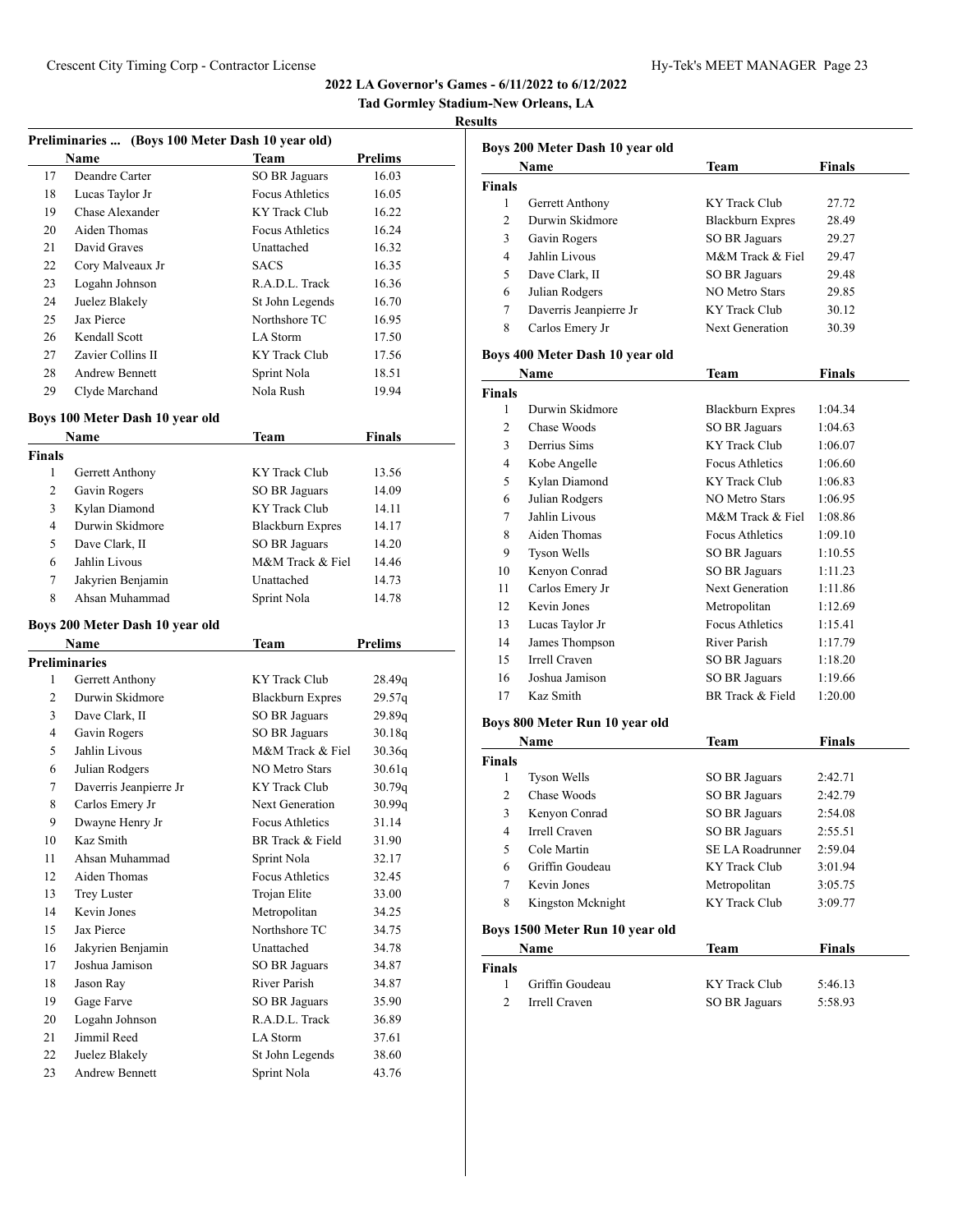## 2022 LA Governor's Games - 6/11/2022 to 6/12/2022

### Tad Gormley Stadium-New Orleans, LA

#### Results

### Preliminaries ... (Boys 100 Meter Dash 10 year old)

| | Name | Team | Prelims |
|---|---|---|---|
| 17 | Deandre Carter | SO BR Jaguars | 16.03 |
| 18 | Lucas Taylor Jr | Focus Athletics | 16.05 |
| 19 | Chase Alexander | KY Track Club | 16.22 |
| 20 | Aiden Thomas | Focus Athletics | 16.24 |
| 21 | David Graves | Unattached | 16.32 |
| 22 | Cory Malveaux Jr | SACS | 16.35 |
| 23 | Logahn Johnson | R.A.D.L. Track | 16.36 |
| 24 | Juelez Blakely | St John Legends | 16.70 |
| 25 | Jax Pierce | Northshore TC | 16.95 |
| 26 | Kendall Scott | LA Storm | 17.50 |
| 27 | Zavier Collins II | KY Track Club | 17.56 |
| 28 | Andrew Bennett | Sprint Nola | 18.51 |
| 29 | Clyde Marchand | Nola Rush | 19.94 |

### Boys 100 Meter Dash 10 year old

| | Name | Team | Finals |
|---|---|---|---|
| **Finals** | | | |
| 1 | Gerrett Anthony | KY Track Club | 13.56 |
| 2 | Gavin Rogers | SO BR Jaguars | 14.09 |
| 3 | Kylan Diamond | KY Track Club | 14.11 |
| 4 | Durwin Skidmore | Blackburn Expres | 14.17 |
| 5 | Dave Clark, II | SO BR Jaguars | 14.20 |
| 6 | Jahlin Livous | M&M Track & Fiel | 14.46 |
| 7 | Jakyrien Benjamin | Unattached | 14.73 |
| 8 | Ahsan Muhammad | Sprint Nola | 14.78 |

### Boys 200 Meter Dash 10 year old

| | Name | Team | Prelims |
|---|---|---|---|
| **Preliminaries** | | | |
| 1 | Gerrett Anthony | KY Track Club | 28.49q |
| 2 | Durwin Skidmore | Blackburn Expres | 29.57q |
| 3 | Dave Clark, II | SO BR Jaguars | 29.89q |
| 4 | Gavin Rogers | SO BR Jaguars | 30.18q |
| 5 | Jahlin Livous | M&M Track & Fiel | 30.36q |
| 6 | Julian Rodgers | NO Metro Stars | 30.61q |
| 7 | Daverris Jeanpierre Jr | KY Track Club | 30.79q |
| 8 | Carlos Emery Jr | Next Generation | 30.99q |
| 9 | Dwayne Henry Jr | Focus Athletics | 31.14 |
| 10 | Kaz Smith | BR Track & Field | 31.90 |
| 11 | Ahsan Muhammad | Sprint Nola | 32.17 |
| 12 | Aiden Thomas | Focus Athletics | 32.45 |
| 13 | Trey Luster | Trojan Elite | 33.00 |
| 14 | Kevin Jones | Metropolitan | 34.25 |
| 15 | Jax Pierce | Northshore TC | 34.75 |
| 16 | Jakyrien Benjamin | Unattached | 34.78 |
| 17 | Joshua Jamison | SO BR Jaguars | 34.87 |
| 18 | Jason Ray | River Parish | 34.87 |
| 19 | Gage Farve | SO BR Jaguars | 35.90 |
| 20 | Logahn Johnson | R.A.D.L. Track | 36.89 |
| 21 | Jimmil Reed | LA Storm | 37.61 |
| 22 | Juelez Blakely | St John Legends | 38.60 |
| 23 | Andrew Bennett | Sprint Nola | 43.76 |

### Boys 200 Meter Dash 10 year old

| | Name | Team | Finals |
|---|---|---|---|
| **Finals** | | | |
| 1 | Gerrett Anthony | KY Track Club | 27.72 |
| 2 | Durwin Skidmore | Blackburn Expres | 28.49 |
| 3 | Gavin Rogers | SO BR Jaguars | 29.27 |
| 4 | Jahlin Livous | M&M Track & Fiel | 29.47 |
| 5 | Dave Clark, II | SO BR Jaguars | 29.48 |
| 6 | Julian Rodgers | NO Metro Stars | 29.85 |
| 7 | Daverris Jeanpierre Jr | KY Track Club | 30.12 |
| 8 | Carlos Emery Jr | Next Generation | 30.39 |

### Boys 400 Meter Dash 10 year old

| | Name | Team | Finals |
|---|---|---|---|
| **Finals** | | | |
| 1 | Durwin Skidmore | Blackburn Expres | 1:04.34 |
| 2 | Chase Woods | SO BR Jaguars | 1:04.63 |
| 3 | Derrius Sims | KY Track Club | 1:06.07 |
| 4 | Kobe Angelle | Focus Athletics | 1:06.60 |
| 5 | Kylan Diamond | KY Track Club | 1:06.83 |
| 6 | Julian Rodgers | NO Metro Stars | 1:06.95 |
| 7 | Jahlin Livous | M&M Track & Fiel | 1:08.86 |
| 8 | Aiden Thomas | Focus Athletics | 1:09.10 |
| 9 | Tyson Wells | SO BR Jaguars | 1:10.55 |
| 10 | Kenyon Conrad | SO BR Jaguars | 1:11.23 |
| 11 | Carlos Emery Jr | Next Generation | 1:11.86 |
| 12 | Kevin Jones | Metropolitan | 1:12.69 |
| 13 | Lucas Taylor Jr | Focus Athletics | 1:15.41 |
| 14 | James Thompson | River Parish | 1:17.79 |
| 15 | Irrell Craven | SO BR Jaguars | 1:18.20 |
| 16 | Joshua Jamison | SO BR Jaguars | 1:19.66 |
| 17 | Kaz Smith | BR Track & Field | 1:20.00 |

### Boys 800 Meter Run 10 year old

| | Name | Team | Finals |
|---|---|---|---|
| **Finals** | | | |
| 1 | Tyson Wells | SO BR Jaguars | 2:42.71 |
| 2 | Chase Woods | SO BR Jaguars | 2:42.79 |
| 3 | Kenyon Conrad | SO BR Jaguars | 2:54.08 |
| 4 | Irrell Craven | SO BR Jaguars | 2:55.51 |
| 5 | Cole Martin | SE LA Roadrunner | 2:59.04 |
| 6 | Griffin Goudeau | KY Track Club | 3:01.94 |
| 7 | Kevin Jones | Metropolitan | 3:05.75 |
| 8 | Kingston Mcknight | KY Track Club | 3:09.77 |

### Boys 1500 Meter Run 10 year old

| | Name | Team | Finals |
|---|---|---|---|
| **Finals** | | | |
| 1 | Griffin Goudeau | KY Track Club | 5:46.13 |
| 2 | Irrell Craven | SO BR Jaguars | 5:58.93 |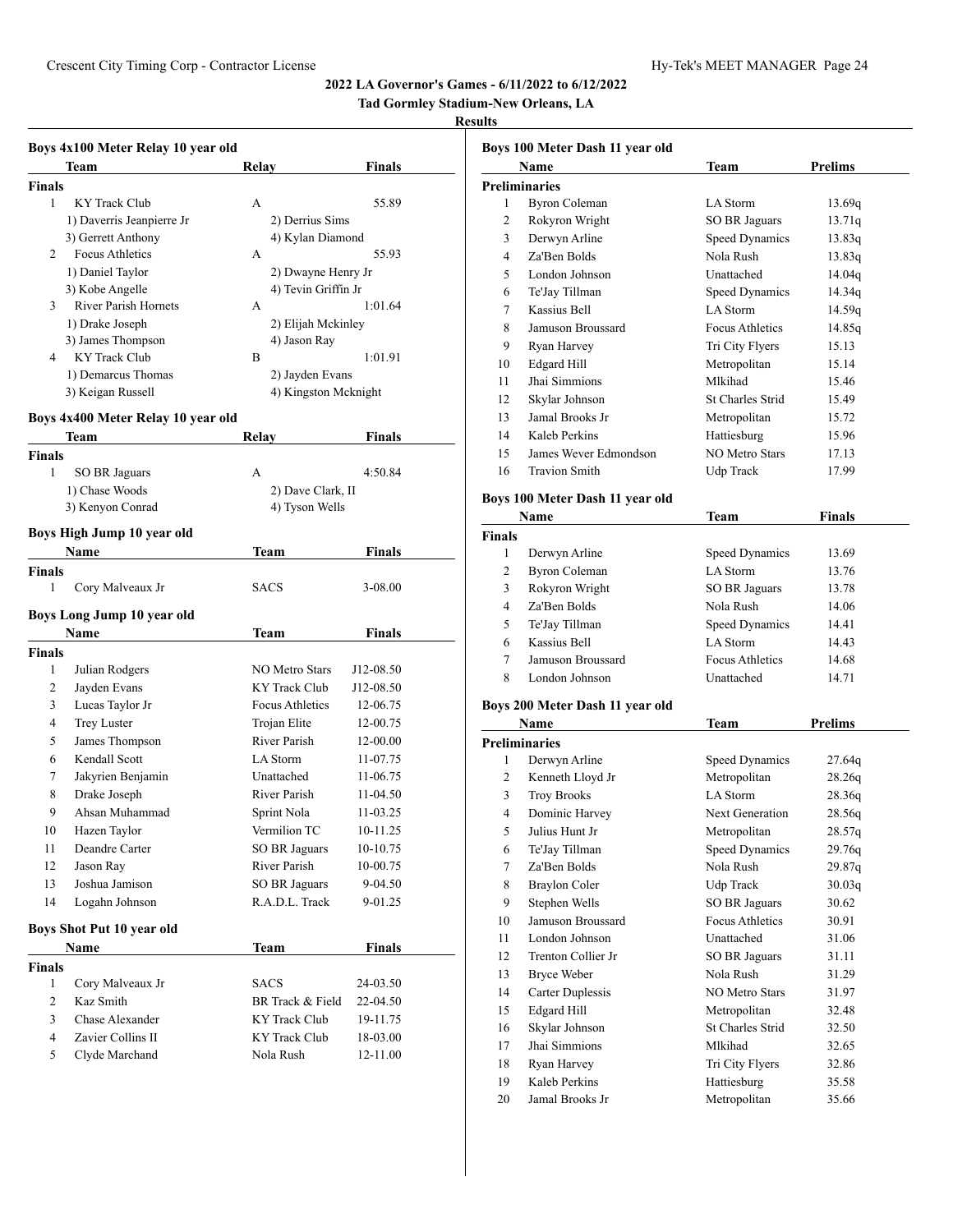**2022 LA Governor's Games - 6/11/2022 to 6/12/2022**

**Tad Gormley Stadium-New Orleans, LA**

**Results**

### Boys 4x100 Meter Relay 10 year old

| | Team | Relay | Finals |
|---|---|---|---|
| **Finals** | | | |
| 1 | KY Track Club | A | 55.89 |
| | 1) Daverris Jeanpierre Jr | 2) Derrius Sims | |
| | 3) Gerrett Anthony | 4) Kylan Diamond | |
| 2 | Focus Athletics | A | 55.93 |
| | 1) Daniel Taylor | 2) Dwayne Henry Jr | |
| | 3) Kobe Angelle | 4) Tevin Griffin Jr | |
| 3 | River Parish Hornets | A | 1:01.64 |
| | 1) Drake Joseph | 2) Elijah Mckinley | |
| | 3) James Thompson | 4) Jason Ray | |
| 4 | KY Track Club | B | 1:01.91 |
| | 1) Demarcus Thomas | 2) Jayden Evans | |
| | 3) Keigan Russell | 4) Kingston Mcknight | |

### Boys 4x400 Meter Relay 10 year old

| | Team | Relay | Finals |
|---|---|---|---|
| **Finals** | | | |
| 1 | SO BR Jaguars | A | 4:50.84 |
| | 1) Chase Woods | 2) Dave Clark, II | |
| | 3) Kenyon Conrad | 4) Tyson Wells | |

### Boys High Jump 10 year old

| | Name | Team | Finals |
|---|---|---|---|
| **Finals** | | | |
| 1 | Cory Malveaux Jr | SACS | 3-08.00 |

### Boys Long Jump 10 year old

| | Name | Team | Finals |
|---|---|---|---|
| **Finals** | | | |
| 1 | Julian Rodgers | NO Metro Stars | J12-08.50 |
| 2 | Jayden Evans | KY Track Club | J12-08.50 |
| 3 | Lucas Taylor Jr | Focus Athletics | 12-06.75 |
| 4 | Trey Luster | Trojan Elite | 12-00.75 |
| 5 | James Thompson | River Parish | 12-00.00 |
| 6 | Kendall Scott | LA Storm | 11-07.75 |
| 7 | Jakyrien Benjamin | Unattached | 11-06.75 |
| 8 | Drake Joseph | River Parish | 11-04.50 |
| 9 | Ahsan Muhammad | Sprint Nola | 11-03.25 |
| 10 | Hazen Taylor | Vermilion TC | 10-11.25 |
| 11 | Deandre Carter | SO BR Jaguars | 10-10.75 |
| 12 | Jason Ray | River Parish | 10-00.75 |
| 13 | Joshua Jamison | SO BR Jaguars | 9-04.50 |
| 14 | Logahn Johnson | R.A.D.L. Track | 9-01.25 |

### Boys Shot Put 10 year old

| | Name | Team | Finals |
|---|---|---|---|
| **Finals** | | | |
| 1 | Cory Malveaux Jr | SACS | 24-03.50 |
| 2 | Kaz Smith | BR Track & Field | 22-04.50 |
| 3 | Chase Alexander | KY Track Club | 19-11.75 |
| 4 | Zavier Collins II | KY Track Club | 18-03.00 |
| 5 | Clyde Marchand | Nola Rush | 12-11.00 |

### Boys 100 Meter Dash 11 year old

| | Name | Team | Prelims |
|---|---|---|---|
| **Preliminaries** | | | |
| 1 | Byron Coleman | LA Storm | 13.69q |
| 2 | Rokyron Wright | SO BR Jaguars | 13.71q |
| 3 | Derwyn Arline | Speed Dynamics | 13.83q |
| 4 | Za'Ben Bolds | Nola Rush | 13.83q |
| 5 | London Johnson | Unattached | 14.04q |
| 6 | Te'Jay Tillman | Speed Dynamics | 14.34q |
| 7 | Kassius Bell | LA Storm | 14.59q |
| 8 | Jamuson Broussard | Focus Athletics | 14.85q |
| 9 | Ryan Harvey | Tri City Flyers | 15.13 |
| 10 | Edgard Hill | Metropolitan | 15.14 |
| 11 | Jhai Simmions | Mlkihad | 15.46 |
| 12 | Skylar Johnson | St Charles Strid | 15.49 |
| 13 | Jamal Brooks Jr | Metropolitan | 15.72 |
| 14 | Kaleb Perkins | Hattiesburg | 15.96 |
| 15 | James Wever Edmondson | NO Metro Stars | 17.13 |
| 16 | Travion Smith | Udp Track | 17.99 |

### Boys 100 Meter Dash 11 year old

| | Name | Team | Finals |
|---|---|---|---|
| **Finals** | | | |
| 1 | Derwyn Arline | Speed Dynamics | 13.69 |
| 2 | Byron Coleman | LA Storm | 13.76 |
| 3 | Rokyron Wright | SO BR Jaguars | 13.78 |
| 4 | Za'Ben Bolds | Nola Rush | 14.06 |
| 5 | Te'Jay Tillman | Speed Dynamics | 14.41 |
| 6 | Kassius Bell | LA Storm | 14.43 |
| 7 | Jamuson Broussard | Focus Athletics | 14.68 |
| 8 | London Johnson | Unattached | 14.71 |

### Boys 200 Meter Dash 11 year old

| | Name | Team | Prelims |
|---|---|---|---|
| **Preliminaries** | | | |
| 1 | Derwyn Arline | Speed Dynamics | 27.64q |
| 2 | Kenneth Lloyd Jr | Metropolitan | 28.26q |
| 3 | Troy Brooks | LA Storm | 28.36q |
| 4 | Dominic Harvey | Next Generation | 28.56q |
| 5 | Julius Hunt Jr | Metropolitan | 28.57q |
| 6 | Te'Jay Tillman | Speed Dynamics | 29.76q |
| 7 | Za'Ben Bolds | Nola Rush | 29.87q |
| 8 | Braylon Coler | Udp Track | 30.03q |
| 9 | Stephen Wells | SO BR Jaguars | 30.62 |
| 10 | Jamuson Broussard | Focus Athletics | 30.91 |
| 11 | London Johnson | Unattached | 31.06 |
| 12 | Trenton Collier Jr | SO BR Jaguars | 31.11 |
| 13 | Bryce Weber | Nola Rush | 31.29 |
| 14 | Carter Duplessis | NO Metro Stars | 31.97 |
| 15 | Edgard Hill | Metropolitan | 32.48 |
| 16 | Skylar Johnson | St Charles Strid | 32.50 |
| 17 | Jhai Simmions | Mlkihad | 32.65 |
| 18 | Ryan Harvey | Tri City Flyers | 32.86 |
| 19 | Kaleb Perkins | Hattiesburg | 35.58 |
| 20 | Jamal Brooks Jr | Metropolitan | 35.66 |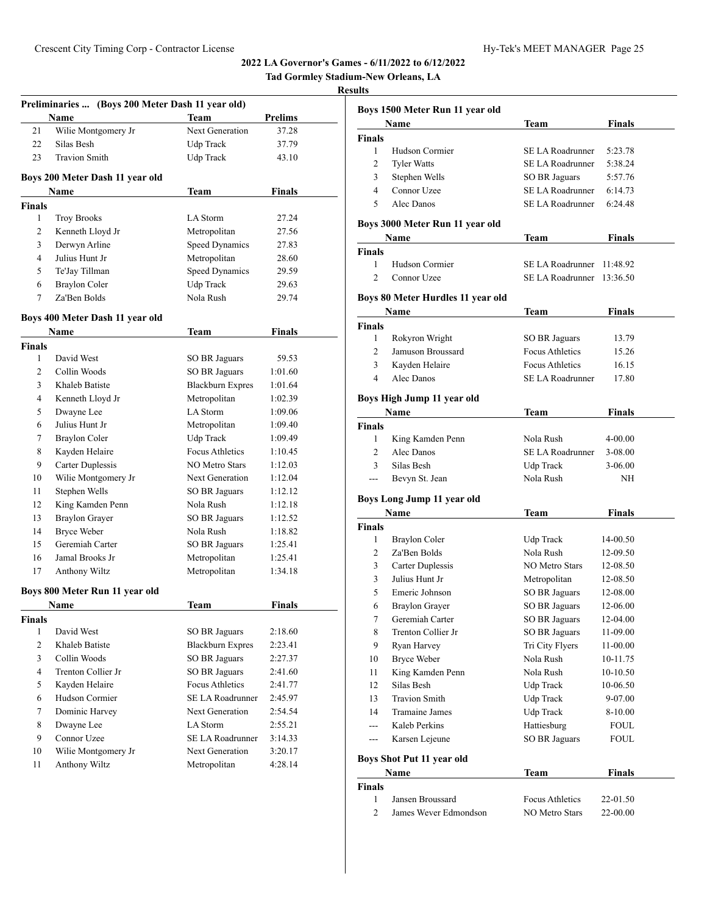## 2022 LA Governor's Games - 6/11/2022 to 6/12/2022

### Tad Gormley Stadium-New Orleans, LA

### Results

#### Preliminaries ... (Boys 200 Meter Dash 11 year old)

| | Name | Team | Prelims |
|---|---|---|---|
| 21 | Wilie Montgomery Jr | Next Generation | 37.28 |
| 22 | Silas Besh | Udp Track | 37.79 |
| 23 | Travion Smith | Udp Track | 43.10 |

#### Boys 200 Meter Dash 11 year old

**Finals**

| | Name | Team | Finals |
|---|---|---|---|
| 1 | Troy Brooks | LA Storm | 27.24 |
| 2 | Kenneth Lloyd Jr | Metropolitan | 27.56 |
| 3 | Derwyn Arline | Speed Dynamics | 27.83 |
| 4 | Julius Hunt Jr | Metropolitan | 28.60 |
| 5 | Te'Jay Tillman | Speed Dynamics | 29.59 |
| 6 | Braylon Coler | Udp Track | 29.63 |
| 7 | Za'Ben Bolds | Nola Rush | 29.74 |

#### Boys 400 Meter Dash 11 year old

**Finals**

| | Name | Team | Finals |
|---|---|---|---|
| 1 | David West | SO BR Jaguars | 59.53 |
| 2 | Collin Woods | SO BR Jaguars | 1:01.60 |
| 3 | Khaleb Batiste | Blackburn Expres | 1:01.64 |
| 4 | Kenneth Lloyd Jr | Metropolitan | 1:02.39 |
| 5 | Dwayne Lee | LA Storm | 1:09.06 |
| 6 | Julius Hunt Jr | Metropolitan | 1:09.40 |
| 7 | Braylon Coler | Udp Track | 1:09.49 |
| 8 | Kayden Helaire | Focus Athletics | 1:10.45 |
| 9 | Carter Duplessis | NO Metro Stars | 1:12.03 |
| 10 | Wilie Montgomery Jr | Next Generation | 1:12.04 |
| 11 | Stephen Wells | SO BR Jaguars | 1:12.12 |
| 12 | King Kamden Penn | Nola Rush | 1:12.18 |
| 13 | Braylon Grayer | SO BR Jaguars | 1:12.52 |
| 14 | Bryce Weber | Nola Rush | 1:18.82 |
| 15 | Geremiah Carter | SO BR Jaguars | 1:25.41 |
| 16 | Jamal Brooks Jr | Metropolitan | 1:25.41 |
| 17 | Anthony Wiltz | Metropolitan | 1:34.18 |

#### Boys 800 Meter Run 11 year old

**Finals**

| | Name | Team | Finals |
|---|---|---|---|
| 1 | David West | SO BR Jaguars | 2:18.60 |
| 2 | Khaleb Batiste | Blackburn Expres | 2:23.41 |
| 3 | Collin Woods | SO BR Jaguars | 2:27.37 |
| 4 | Trenton Collier Jr | SO BR Jaguars | 2:41.60 |
| 5 | Kayden Helaire | Focus Athletics | 2:41.77 |
| 6 | Hudson Cormier | SE LA Roadrunner | 2:45.97 |
| 7 | Dominic Harvey | Next Generation | 2:54.54 |
| 8 | Dwayne Lee | LA Storm | 2:55.21 |
| 9 | Connor Uzee | SE LA Roadrunner | 3:14.33 |
| 10 | Wilie Montgomery Jr | Next Generation | 3:20.17 |
| 11 | Anthony Wiltz | Metropolitan | 4:28.14 |

#### Boys 1500 Meter Run 11 year old

**Finals**

| | Name | Team | Finals |
|---|---|---|---|
| 1 | Hudson Cormier | SE LA Roadrunner | 5:23.78 |
| 2 | Tyler Watts | SE LA Roadrunner | 5:38.24 |
| 3 | Stephen Wells | SO BR Jaguars | 5:57.76 |
| 4 | Connor Uzee | SE LA Roadrunner | 6:14.73 |
| 5 | Alec Danos | SE LA Roadrunner | 6:24.48 |

#### Boys 3000 Meter Run 11 year old

**Finals**

| | Name | Team | Finals |
|---|---|---|---|
| 1 | Hudson Cormier | SE LA Roadrunner | 11:48.92 |
| 2 | Connor Uzee | SE LA Roadrunner | 13:36.50 |

#### Boys 80 Meter Hurdles 11 year old

**Finals**

| | Name | Team | Finals |
|---|---|---|---|
| 1 | Rokyron Wright | SO BR Jaguars | 13.79 |
| 2 | Jamuson Broussard | Focus Athletics | 15.26 |
| 3 | Kayden Helaire | Focus Athletics | 16.15 |
| 4 | Alec Danos | SE LA Roadrunner | 17.80 |

#### Boys High Jump 11 year old

**Finals**

| | Name | Team | Finals |
|---|---|---|---|
| 1 | King Kamden Penn | Nola Rush | 4-00.00 |
| 2 | Alec Danos | SE LA Roadrunner | 3-08.00 |
| 3 | Silas Besh | Udp Track | 3-06.00 |
| --- | Bevyn St. Jean | Nola Rush | NH |

#### Boys Long Jump 11 year old

**Finals**

| | Name | Team | Finals |
|---|---|---|---|
| 1 | Braylon Coler | Udp Track | 14-00.50 |
| 2 | Za'Ben Bolds | Nola Rush | 12-09.50 |
| 3 | Carter Duplessis | NO Metro Stars | 12-08.50 |
| 3 | Julius Hunt Jr | Metropolitan | 12-08.50 |
| 5 | Emeric Johnson | SO BR Jaguars | 12-08.00 |
| 6 | Braylon Grayer | SO BR Jaguars | 12-06.00 |
| 7 | Geremiah Carter | SO BR Jaguars | 12-04.00 |
| 8 | Trenton Collier Jr | SO BR Jaguars | 11-09.00 |
| 9 | Ryan Harvey | Tri City Flyers | 11-00.00 |
| 10 | Bryce Weber | Nola Rush | 10-11.75 |
| 11 | King Kamden Penn | Nola Rush | 10-10.50 |
| 12 | Silas Besh | Udp Track | 10-06.50 |
| 13 | Travion Smith | Udp Track | 9-07.00 |
| 14 | Tramaine James | Udp Track | 8-10.00 |
| --- | Kaleb Perkins | Hattiesburg | FOUL |
| --- | Karsen Lejeune | SO BR Jaguars | FOUL |

#### Boys Shot Put 11 year old

**Finals**

| | Name | Team | Finals |
|---|---|---|---|
| 1 | Jansen Broussard | Focus Athletics | 22-01.50 |
| 2 | James Wever Edmondson | NO Metro Stars | 22-00.00 |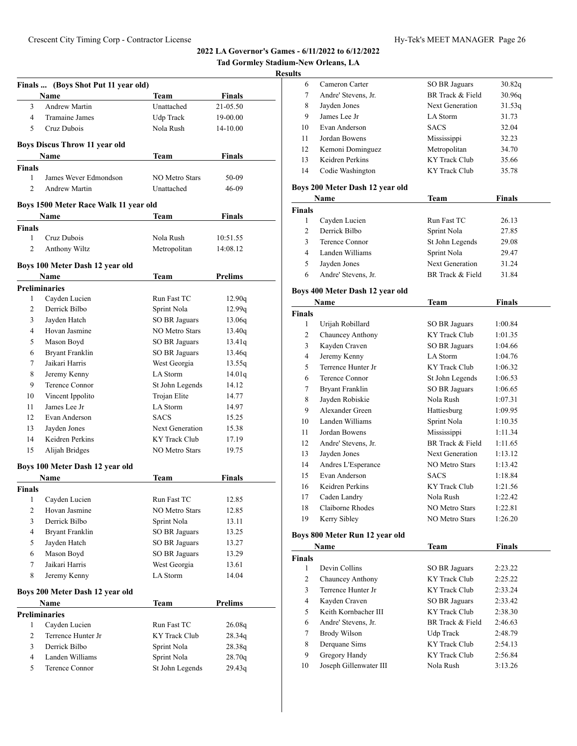## 2022 LA Governor's Games - 6/11/2022 to 6/12/2022

**Tad Gormley Stadium-New Orleans, LA**

**Results**

### Finals ... (Boys Shot Put 11 year old)

| | Name | Team | Finals |
|---|---|---|---|
| 3 | Andrew Martin | Unattached | 21-05.50 |
| 4 | Tramaine James | Udp Track | 19-00.00 |
| 5 | Cruz Dubois | Nola Rush | 14-10.00 |

### Boys Discus Throw 11 year old

| | Name | Team | Finals |
|---|---|---|---|
| **Finals** | | | |
| 1 | James Wever Edmondson | NO Metro Stars | 50-09 |
| 2 | Andrew Martin | Unattached | 46-09 |

### Boys 1500 Meter Race Walk 11 year old

| | Name | Team | Finals |
|---|---|---|---|
| **Finals** | | | |
| 1 | Cruz Dubois | Nola Rush | 10:51.55 |
| 2 | Anthony Wiltz | Metropolitan | 14:08.12 |

### Boys 100 Meter Dash 12 year old

| | Name | Team | Prelims |
|---|---|---|---|
| **Preliminaries** | | | |
| 1 | Cayden Lucien | Run Fast TC | 12.90q |
| 2 | Derrick Bilbo | Sprint Nola | 12.99q |
| 3 | Jayden Hatch | SO BR Jaguars | 13.06q |
| 4 | Hovan Jasmine | NO Metro Stars | 13.40q |
| 5 | Mason Boyd | SO BR Jaguars | 13.41q |
| 6 | Bryant Franklin | SO BR Jaguars | 13.46q |
| 7 | Jaikari Harris | West Georgia | 13.55q |
| 8 | Jeremy Kenny | LA Storm | 14.01q |
| 9 | Terence Connor | St John Legends | 14.12 |
| 10 | Vincent Ippolito | Trojan Elite | 14.77 |
| 11 | James Lee Jr | LA Storm | 14.97 |
| 12 | Evan Anderson | SACS | 15.25 |
| 13 | Jayden Jones | Next Generation | 15.38 |
| 14 | Keidren Perkins | KY Track Club | 17.19 |
| 15 | Alijah Bridges | NO Metro Stars | 19.75 |

### Boys 100 Meter Dash 12 year old

| | Name | Team | Finals |
|---|---|---|---|
| **Finals** | | | |
| 1 | Cayden Lucien | Run Fast TC | 12.85 |
| 2 | Hovan Jasmine | NO Metro Stars | 12.85 |
| 3 | Derrick Bilbo | Sprint Nola | 13.11 |
| 4 | Bryant Franklin | SO BR Jaguars | 13.25 |
| 5 | Jayden Hatch | SO BR Jaguars | 13.27 |
| 6 | Mason Boyd | SO BR Jaguars | 13.29 |
| 7 | Jaikari Harris | West Georgia | 13.61 |
| 8 | Jeremy Kenny | LA Storm | 14.04 |

### Boys 200 Meter Dash 12 year old

| | Name | Team | Prelims |
|---|---|---|---|
| **Preliminaries** | | | |
| 1 | Cayden Lucien | Run Fast TC | 26.08q |
| 2 | Terrence Hunter Jr | KY Track Club | 28.34q |
| 3 | Derrick Bilbo | Sprint Nola | 28.38q |
| 4 | Landen Williams | Sprint Nola | 28.70q |
| 5 | Terence Connor | St John Legends | 29.43q |
| 6 | Cameron Carter | SO BR Jaguars | 30.82q |
| 7 | Andre' Stevens, Jr. | BR Track & Field | 30.96q |
| 8 | Jayden Jones | Next Generation | 31.53q |
| 9 | James Lee Jr | LA Storm | 31.73 |
| 10 | Evan Anderson | SACS | 32.04 |
| 11 | Jordan Bowens | Mississippi | 32.23 |
| 12 | Kemoni Dominguez | Metropolitan | 34.70 |
| 13 | Keidren Perkins | KY Track Club | 35.66 |
| 14 | Codie Washington | KY Track Club | 35.78 |

### Boys 200 Meter Dash 12 year old

| | Name | Team | Finals |
|---|---|---|---|
| **Finals** | | | |
| 1 | Cayden Lucien | Run Fast TC | 26.13 |
| 2 | Derrick Bilbo | Sprint Nola | 27.85 |
| 3 | Terence Connor | St John Legends | 29.08 |
| 4 | Landen Williams | Sprint Nola | 29.47 |
| 5 | Jayden Jones | Next Generation | 31.24 |
| 6 | Andre' Stevens, Jr. | BR Track & Field | 31.84 |

### Boys 400 Meter Dash 12 year old

| | Name | Team | Finals |
|---|---|---|---|
| **Finals** | | | |
| 1 | Urijah Robillard | SO BR Jaguars | 1:00.84 |
| 2 | Chauncey Anthony | KY Track Club | 1:01.35 |
| 3 | Kayden Craven | SO BR Jaguars | 1:04.66 |
| 4 | Jeremy Kenny | LA Storm | 1:04.76 |
| 5 | Terrence Hunter Jr | KY Track Club | 1:06.32 |
| 6 | Terence Connor | St John Legends | 1:06.53 |
| 7 | Bryant Franklin | SO BR Jaguars | 1:06.65 |
| 8 | Jayden Robiskie | Nola Rush | 1:07.31 |
| 9 | Alexander Green | Hattiesburg | 1:09.95 |
| 10 | Landen Williams | Sprint Nola | 1:10.35 |
| 11 | Jordan Bowens | Mississippi | 1:11.34 |
| 12 | Andre' Stevens, Jr. | BR Track & Field | 1:11.65 |
| 13 | Jayden Jones | Next Generation | 1:13.12 |
| 14 | Andres L'Esperance | NO Metro Stars | 1:13.42 |
| 15 | Evan Anderson | SACS | 1:18.84 |
| 16 | Keidren Perkins | KY Track Club | 1:21.56 |
| 17 | Caden Landry | Nola Rush | 1:22.42 |
| 18 | Claiborne Rhodes | NO Metro Stars | 1:22.81 |
| 19 | Kerry Sibley | NO Metro Stars | 1:26.20 |

### Boys 800 Meter Run 12 year old

| | Name | Team | Finals |
|---|---|---|---|
| **Finals** | | | |
| 1 | Devin Collins | SO BR Jaguars | 2:23.22 |
| 2 | Chauncey Anthony | KY Track Club | 2:25.22 |
| 3 | Terrence Hunter Jr | KY Track Club | 2:33.24 |
| 4 | Kayden Craven | SO BR Jaguars | 2:33.42 |
| 5 | Keith Kornbacher III | KY Track Club | 2:38.30 |
| 6 | Andre' Stevens, Jr. | BR Track & Field | 2:46.63 |
| 7 | Brody Wilson | Udp Track | 2:48.79 |
| 8 | Derquane Sims | KY Track Club | 2:54.13 |
| 9 | Gregory Handy | KY Track Club | 2:56.84 |
| 10 | Joseph Gillenwater III | Nola Rush | 3:13.26 |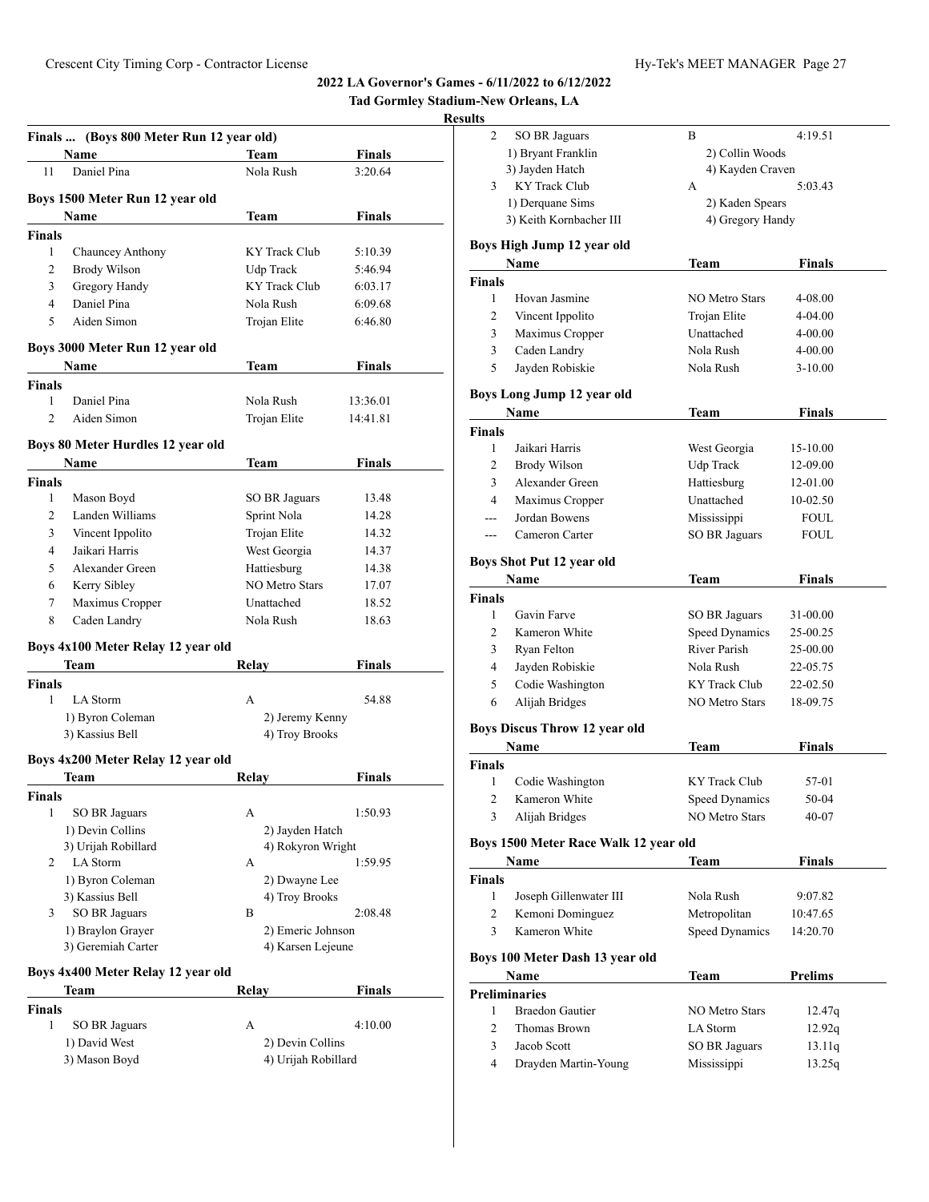## 2022 LA Governor's Games - 6/11/2022 to 6/12/2022

### Tad Gormley Stadium-New Orleans, LA

**Results**

### Finals ... (Boys 800 Meter Run 12 year old)

| | Name | Team | Finals |
|---|---|---|---|
| 11 | Daniel Pina | Nola Rush | 3:20.64 |

### Boys 1500 Meter Run 12 year old

| | Name | Team | Finals |
|---|---|---|---|
| **Finals** | | | |
| 1 | Chauncey Anthony | KY Track Club | 5:10.39 |
| 2 | Brody Wilson | Udp Track | 5:46.94 |
| 3 | Gregory Handy | KY Track Club | 6:03.17 |
| 4 | Daniel Pina | Nola Rush | 6:09.68 |
| 5 | Aiden Simon | Trojan Elite | 6:46.80 |

### Boys 3000 Meter Run 12 year old

| | Name | Team | Finals |
|---|---|---|---|
| **Finals** | | | |
| 1 | Daniel Pina | Nola Rush | 13:36.01 |
| 2 | Aiden Simon | Trojan Elite | 14:41.81 |

### Boys 80 Meter Hurdles 12 year old

| | Name | Team | Finals |
|---|---|---|---|
| **Finals** | | | |
| 1 | Mason Boyd | SO BR Jaguars | 13.48 |
| 2 | Landen Williams | Sprint Nola | 14.28 |
| 3 | Vincent Ippolito | Trojan Elite | 14.32 |
| 4 | Jaikari Harris | West Georgia | 14.37 |
| 5 | Alexander Green | Hattiesburg | 14.38 |
| 6 | Kerry Sibley | NO Metro Stars | 17.07 |
| 7 | Maximus Cropper | Unattached | 18.52 |
| 8 | Caden Landry | Nola Rush | 18.63 |

### Boys 4x100 Meter Relay 12 year old

| | Team | Relay | Finals |
|---|---|---|---|
| **Finals** | | | |
| 1 | LA Storm | A | 54.88 |
| | 1) Byron Coleman | 2) Jeremy Kenny | |
| | 3) Kassius Bell | 4) Troy Brooks | |

### Boys 4x200 Meter Relay 12 year old

| | Team | Relay | Finals |
|---|---|---|---|
| **Finals** | | | |
| 1 | SO BR Jaguars | A | 1:50.93 |
| | 1) Devin Collins | 2) Jayden Hatch | |
| | 3) Urijah Robillard | 4) Rokyron Wright | |
| 2 | LA Storm | A | 1:59.95 |
| | 1) Byron Coleman | 2) Dwayne Lee | |
| | 3) Kassius Bell | 4) Troy Brooks | |
| 3 | SO BR Jaguars | B | 2:08.48 |
| | 1) Braylon Grayer | 2) Emeric Johnson | |
| | 3) Geremiah Carter | 4) Karsen Lejeune | |

### Boys 4x400 Meter Relay 12 year old

| | Team | Relay | Finals |
|---|---|---|---|
| **Finals** | | | |
| 1 | SO BR Jaguars | A | 4:10.00 |
| | 1) David West | 2) Devin Collins | |
| | 3) Mason Boyd | 4) Urijah Robillard | |
| 2 | SO BR Jaguars | B | 4:19.51 |
| | 1) Bryant Franklin | 2) Collin Woods | |
| | 3) Jayden Hatch | 4) Kayden Craven | |
| 3 | KY Track Club | A | 5:03.43 |
| | 1) Derquane Sims | 2) Kaden Spears | |
| | 3) Keith Kornbacher III | 4) Gregory Handy | |

### Boys High Jump 12 year old

| | Name | Team | Finals |
|---|---|---|---|
| **Finals** | | | |
| 1 | Hovan Jasmine | NO Metro Stars | 4-08.00 |
| 2 | Vincent Ippolito | Trojan Elite | 4-04.00 |
| 3 | Maximus Cropper | Unattached | 4-00.00 |
| 3 | Caden Landry | Nola Rush | 4-00.00 |
| 5 | Jayden Robiskie | Nola Rush | 3-10.00 |

### Boys Long Jump 12 year old

| | Name | Team | Finals |
|---|---|---|---|
| **Finals** | | | |
| 1 | Jaikari Harris | West Georgia | 15-10.00 |
| 2 | Brody Wilson | Udp Track | 12-09.00 |
| 3 | Alexander Green | Hattiesburg | 12-01.00 |
| 4 | Maximus Cropper | Unattached | 10-02.50 |
| --- | Jordan Bowens | Mississippi | FOUL |
| --- | Cameron Carter | SO BR Jaguars | FOUL |

### Boys Shot Put 12 year old

| | Name | Team | Finals |
|---|---|---|---|
| **Finals** | | | |
| 1 | Gavin Farve | SO BR Jaguars | 31-00.00 |
| 2 | Kameron White | Speed Dynamics | 25-00.25 |
| 3 | Ryan Felton | River Parish | 25-00.00 |
| 4 | Jayden Robiskie | Nola Rush | 22-05.75 |
| 5 | Codie Washington | KY Track Club | 22-02.50 |
| 6 | Alijah Bridges | NO Metro Stars | 18-09.75 |

### Boys Discus Throw 12 year old

| | Name | Team | Finals |
|---|---|---|---|
| **Finals** | | | |
| 1 | Codie Washington | KY Track Club | 57-01 |
| 2 | Kameron White | Speed Dynamics | 50-04 |
| 3 | Alijah Bridges | NO Metro Stars | 40-07 |

### Boys 1500 Meter Race Walk 12 year old

| | Name | Team | Finals |
|---|---|---|---|
| **Finals** | | | |
| 1 | Joseph Gillenwater III | Nola Rush | 9:07.82 |
| 2 | Kemoni Dominguez | Metropolitan | 10:47.65 |
| 3 | Kameron White | Speed Dynamics | 14:20.70 |

### Boys 100 Meter Dash 13 year old

| | Name | Team | Prelims |
|---|---|---|---|
| **Preliminaries** | | | |
| 1 | Braedon Gautier | NO Metro Stars | 12.47q |
| 2 | Thomas Brown | LA Storm | 12.92q |
| 3 | Jacob Scott | SO BR Jaguars | 13.11q |
| 4 | Drayden Martin-Young | Mississippi | 13.25q |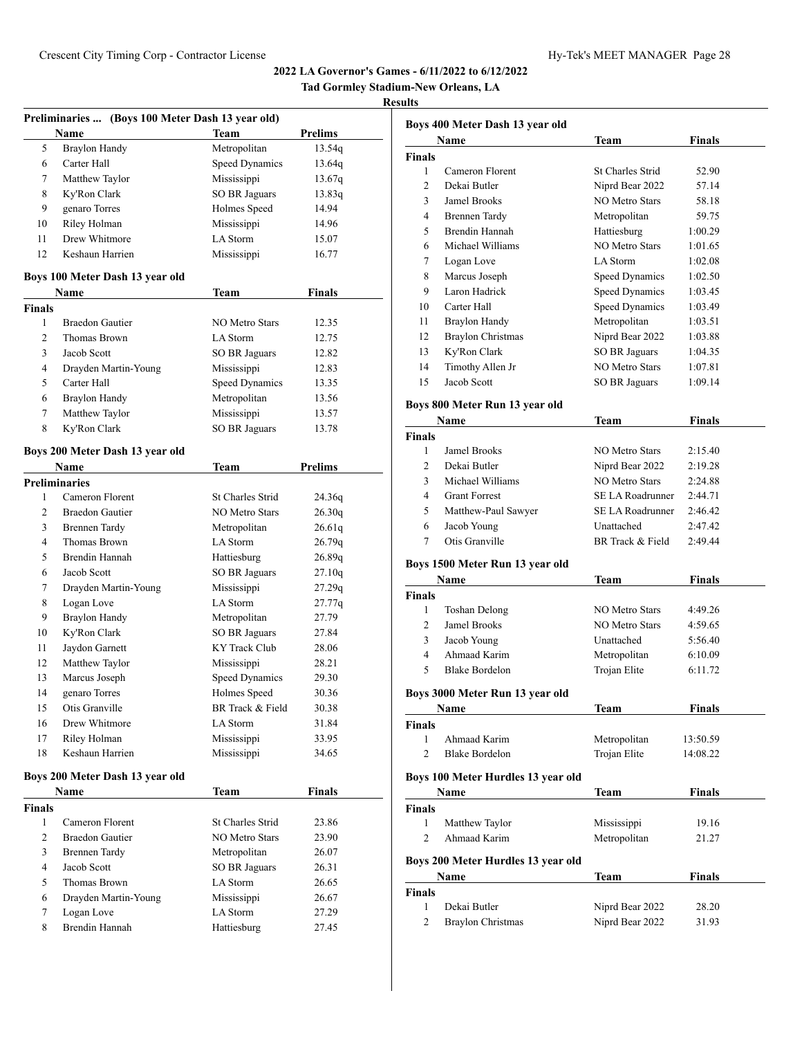## 2022 LA Governor's Games - 6/11/2022 to 6/12/2022

**Tad Gormley Stadium-New Orleans, LA**

**Results**

### Preliminaries ... (Boys 100 Meter Dash 13 year old)

| | Name | Team | Prelims |
|---|---|---|---|
| 5 | Braylon Handy | Metropolitan | 13.54q |
| 6 | Carter Hall | Speed Dynamics | 13.64q |
| 7 | Matthew Taylor | Mississippi | 13.67q |
| 8 | Ky'Ron Clark | SO BR Jaguars | 13.83q |
| 9 | genaro Torres | Holmes Speed | 14.94 |
| 10 | Riley Holman | Mississippi | 14.96 |
| 11 | Drew Whitmore | LA Storm | 15.07 |
| 12 | Keshaun Harrien | Mississippi | 16.77 |

### Boys 100 Meter Dash 13 year old

| | Name | Team | Finals |
|---|---|---|---|
| **Finals** | | | |
| 1 | Braedon Gautier | NO Metro Stars | 12.35 |
| 2 | Thomas Brown | LA Storm | 12.75 |
| 3 | Jacob Scott | SO BR Jaguars | 12.82 |
| 4 | Drayden Martin-Young | Mississippi | 12.83 |
| 5 | Carter Hall | Speed Dynamics | 13.35 |
| 6 | Braylon Handy | Metropolitan | 13.56 |
| 7 | Matthew Taylor | Mississippi | 13.57 |
| 8 | Ky'Ron Clark | SO BR Jaguars | 13.78 |

### Boys 200 Meter Dash 13 year old

| | Name | Team | Prelims |
|---|---|---|---|
| **Preliminaries** | | | |
| 1 | Cameron Florent | St Charles Strid | 24.36q |
| 2 | Braedon Gautier | NO Metro Stars | 26.30q |
| 3 | Brennen Tardy | Metropolitan | 26.61q |
| 4 | Thomas Brown | LA Storm | 26.79q |
| 5 | Brendin Hannah | Hattiesburg | 26.89q |
| 6 | Jacob Scott | SO BR Jaguars | 27.10q |
| 7 | Drayden Martin-Young | Mississippi | 27.29q |
| 8 | Logan Love | LA Storm | 27.77q |
| 9 | Braylon Handy | Metropolitan | 27.79 |
| 10 | Ky'Ron Clark | SO BR Jaguars | 27.84 |
| 11 | Jaydon Garnett | KY Track Club | 28.06 |
| 12 | Matthew Taylor | Mississippi | 28.21 |
| 13 | Marcus Joseph | Speed Dynamics | 29.30 |
| 14 | genaro Torres | Holmes Speed | 30.36 |
| 15 | Otis Granville | BR Track & Field | 30.38 |
| 16 | Drew Whitmore | LA Storm | 31.84 |
| 17 | Riley Holman | Mississippi | 33.95 |
| 18 | Keshaun Harrien | Mississippi | 34.65 |

### Boys 200 Meter Dash 13 year old

| | Name | Team | Finals |
|---|---|---|---|
| **Finals** | | | |
| 1 | Cameron Florent | St Charles Strid | 23.86 |
| 2 | Braedon Gautier | NO Metro Stars | 23.90 |
| 3 | Brennen Tardy | Metropolitan | 26.07 |
| 4 | Jacob Scott | SO BR Jaguars | 26.31 |
| 5 | Thomas Brown | LA Storm | 26.65 |
| 6 | Drayden Martin-Young | Mississippi | 26.67 |
| 7 | Logan Love | LA Storm | 27.29 |
| 8 | Brendin Hannah | Hattiesburg | 27.45 |

### Boys 400 Meter Dash 13 year old

| | Name | Team | Finals |
|---|---|---|---|
| **Finals** | | | |
| 1 | Cameron Florent | St Charles Strid | 52.90 |
| 2 | Dekai Butler | Niprd Bear 2022 | 57.14 |
| 3 | Jamel Brooks | NO Metro Stars | 58.18 |
| 4 | Brennen Tardy | Metropolitan | 59.75 |
| 5 | Brendin Hannah | Hattiesburg | 1:00.29 |
| 6 | Michael Williams | NO Metro Stars | 1:01.65 |
| 7 | Logan Love | LA Storm | 1:02.08 |
| 8 | Marcus Joseph | Speed Dynamics | 1:02.50 |
| 9 | Laron Hadrick | Speed Dynamics | 1:03.45 |
| 10 | Carter Hall | Speed Dynamics | 1:03.49 |
| 11 | Braylon Handy | Metropolitan | 1:03.51 |
| 12 | Braylon Christmas | Niprd Bear 2022 | 1:03.88 |
| 13 | Ky'Ron Clark | SO BR Jaguars | 1:04.35 |
| 14 | Timothy Allen Jr | NO Metro Stars | 1:07.81 |
| 15 | Jacob Scott | SO BR Jaguars | 1:09.14 |

### Boys 800 Meter Run 13 year old

| | Name | Team | Finals |
|---|---|---|---|
| **Finals** | | | |
| 1 | Jamel Brooks | NO Metro Stars | 2:15.40 |
| 2 | Dekai Butler | Niprd Bear 2022 | 2:19.28 |
| 3 | Michael Williams | NO Metro Stars | 2:24.88 |
| 4 | Grant Forrest | SE LA Roadrunner | 2:44.71 |
| 5 | Matthew-Paul Sawyer | SE LA Roadrunner | 2:46.42 |
| 6 | Jacob Young | Unattached | 2:47.42 |
| 7 | Otis Granville | BR Track & Field | 2:49.44 |

### Boys 1500 Meter Run 13 year old

| | Name | Team | Finals |
|---|---|---|---|
| **Finals** | | | |
| 1 | Toshan Delong | NO Metro Stars | 4:49.26 |
| 2 | Jamel Brooks | NO Metro Stars | 4:59.65 |
| 3 | Jacob Young | Unattached | 5:56.40 |
| 4 | Ahmaad Karim | Metropolitan | 6:10.09 |
| 5 | Blake Bordelon | Trojan Elite | 6:11.72 |

### Boys 3000 Meter Run 13 year old

| | Name | Team | Finals |
|---|---|---|---|
| **Finals** | | | |
| 1 | Ahmaad Karim | Metropolitan | 13:50.59 |
| 2 | Blake Bordelon | Trojan Elite | 14:08.22 |

### Boys 100 Meter Hurdles 13 year old

| | Name | Team | Finals |
|---|---|---|---|
| **Finals** | | | |
| 1 | Matthew Taylor | Mississippi | 19.16 |
| 2 | Ahmaad Karim | Metropolitan | 21.27 |

### Boys 200 Meter Hurdles 13 year old

| | Name | Team | Finals |
|---|---|---|---|
| **Finals** | | | |
| 1 | Dekai Butler | Niprd Bear 2022 | 28.20 |
| 2 | Braylon Christmas | Niprd Bear 2022 | 31.93 |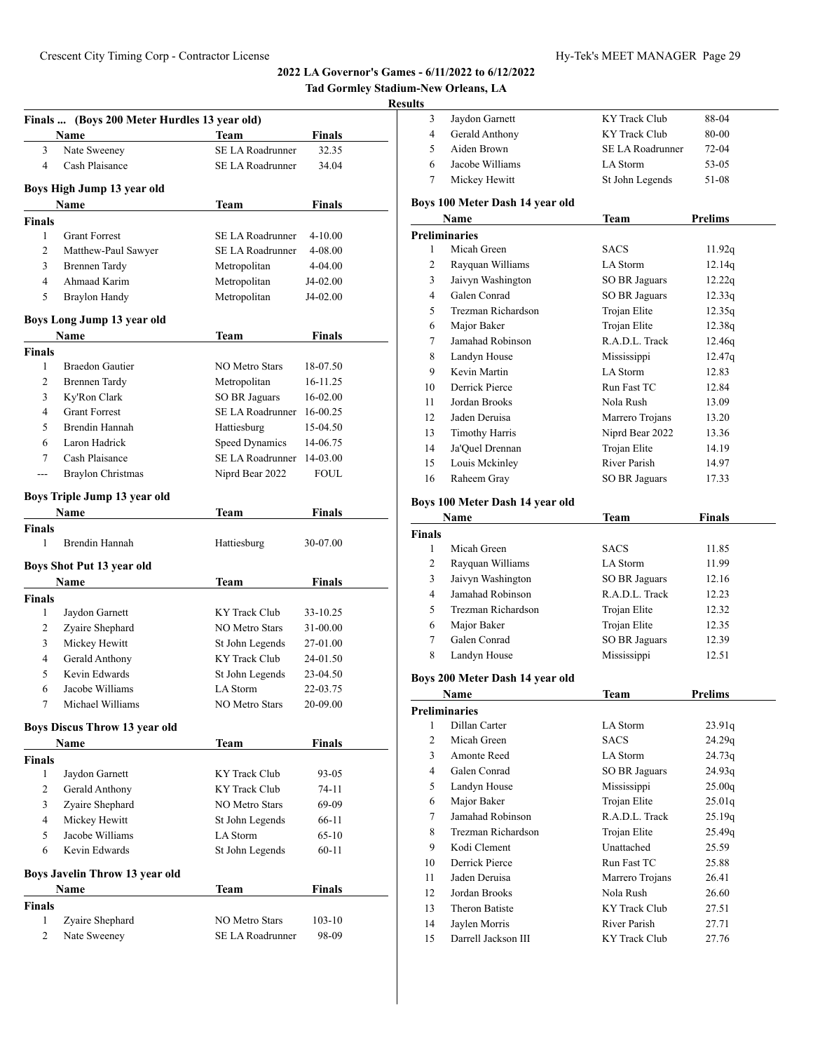**2022 LA Governor's Games - 6/11/2022 to 6/12/2022**

**Tad Gormley Stadium-New Orleans, LA**

**Results**

### Finals ... (Boys 200 Meter Hurdles 13 year old)

| | Name | Team | Finals |
|---|---|---|---|
| 3 | Nate Sweeney | SE LA Roadrunner | 32.35 |
| 4 | Cash Plaisance | SE LA Roadrunner | 34.04 |

### Boys High Jump 13 year old

| | Name | Team | Finals |
|---|---|---|---|
| **Finals** | | | |
| 1 | Grant Forrest | SE LA Roadrunner | 4-10.00 |
| 2 | Matthew-Paul Sawyer | SE LA Roadrunner | 4-08.00 |
| 3 | Brennen Tardy | Metropolitan | 4-04.00 |
| 4 | Ahmaad Karim | Metropolitan | J4-02.00 |
| 5 | Braylon Handy | Metropolitan | J4-02.00 |

### Boys Long Jump 13 year old

| | Name | Team | Finals |
|---|---|---|---|
| **Finals** | | | |
| 1 | Braedon Gautier | NO Metro Stars | 18-07.50 |
| 2 | Brennen Tardy | Metropolitan | 16-11.25 |
| 3 | Ky'Ron Clark | SO BR Jaguars | 16-02.00 |
| 4 | Grant Forrest | SE LA Roadrunner | 16-00.25 |
| 5 | Brendin Hannah | Hattiesburg | 15-04.50 |
| 6 | Laron Hadrick | Speed Dynamics | 14-06.75 |
| 7 | Cash Plaisance | SE LA Roadrunner | 14-03.00 |
| --- | Braylon Christmas | Niprd Bear 2022 | FOUL |

### Boys Triple Jump 13 year old

| | Name | Team | Finals |
|---|---|---|---|
| **Finals** | | | |
| 1 | Brendin Hannah | Hattiesburg | 30-07.00 |

### Boys Shot Put 13 year old

| | Name | Team | Finals |
|---|---|---|---|
| **Finals** | | | |
| 1 | Jaydon Garnett | KY Track Club | 33-10.25 |
| 2 | Zyaire Shephard | NO Metro Stars | 31-00.00 |
| 3 | Mickey Hewitt | St John Legends | 27-01.00 |
| 4 | Gerald Anthony | KY Track Club | 24-01.50 |
| 5 | Kevin Edwards | St John Legends | 23-04.50 |
| 6 | Jacobe Williams | LA Storm | 22-03.75 |
| 7 | Michael Williams | NO Metro Stars | 20-09.00 |

### Boys Discus Throw 13 year old

| | Name | Team | Finals |
|---|---|---|---|
| **Finals** | | | |
| 1 | Jaydon Garnett | KY Track Club | 93-05 |
| 2 | Gerald Anthony | KY Track Club | 74-11 |
| 3 | Zyaire Shephard | NO Metro Stars | 69-09 |
| 4 | Mickey Hewitt | St John Legends | 66-11 |
| 5 | Jacobe Williams | LA Storm | 65-10 |
| 6 | Kevin Edwards | St John Legends | 60-11 |

### Boys Javelin Throw 13 year old

| | Name | Team | Finals |
|---|---|---|---|
| **Finals** | | | |
| 1 | Zyaire Shephard | NO Metro Stars | 103-10 |
| 2 | Nate Sweeney | SE LA Roadrunner | 98-09 |
| 3 | Jaydon Garnett | KY Track Club | 88-04 |
| 4 | Gerald Anthony | KY Track Club | 80-00 |
| 5 | Aiden Brown | SE LA Roadrunner | 72-04 |
| 6 | Jacobe Williams | LA Storm | 53-05 |
| 7 | Mickey Hewitt | St John Legends | 51-08 |

### Boys 100 Meter Dash 14 year old

| | Name | Team | Prelims |
|---|---|---|---|
| **Preliminaries** | | | |
| 1 | Micah Green | SACS | 11.92q |
| 2 | Rayquan Williams | LA Storm | 12.14q |
| 3 | Jaivyn Washington | SO BR Jaguars | 12.22q |
| 4 | Galen Conrad | SO BR Jaguars | 12.33q |
| 5 | Trezman Richardson | Trojan Elite | 12.35q |
| 6 | Major Baker | Trojan Elite | 12.38q |
| 7 | Jamahad Robinson | R.A.D.L. Track | 12.46q |
| 8 | Landyn House | Mississippi | 12.47q |
| 9 | Kevin Martin | LA Storm | 12.83 |
| 10 | Derrick Pierce | Run Fast TC | 12.84 |
| 11 | Jordan Brooks | Nola Rush | 13.09 |
| 12 | Jaden Deruisa | Marrero Trojans | 13.20 |
| 13 | Timothy Harris | Niprd Bear 2022 | 13.36 |
| 14 | Ja'Quel Drennan | Trojan Elite | 14.19 |
| 15 | Louis Mckinley | River Parish | 14.97 |
| 16 | Raheem Gray | SO BR Jaguars | 17.33 |

### Boys 100 Meter Dash 14 year old

| | Name | Team | Finals |
|---|---|---|---|
| **Finals** | | | |
| 1 | Micah Green | SACS | 11.85 |
| 2 | Rayquan Williams | LA Storm | 11.99 |
| 3 | Jaivyn Washington | SO BR Jaguars | 12.16 |
| 4 | Jamahad Robinson | R.A.D.L. Track | 12.23 |
| 5 | Trezman Richardson | Trojan Elite | 12.32 |
| 6 | Major Baker | Trojan Elite | 12.35 |
| 7 | Galen Conrad | SO BR Jaguars | 12.39 |
| 8 | Landyn House | Mississippi | 12.51 |

### Boys 200 Meter Dash 14 year old

| | Name | Team | Prelims |
|---|---|---|---|
| **Preliminaries** | | | |
| 1 | Dillan Carter | LA Storm | 23.91q |
| 2 | Micah Green | SACS | 24.29q |
| 3 | Amonte Reed | LA Storm | 24.73q |
| 4 | Galen Conrad | SO BR Jaguars | 24.93q |
| 5 | Landyn House | Mississippi | 25.00q |
| 6 | Major Baker | Trojan Elite | 25.01q |
| 7 | Jamahad Robinson | R.A.D.L. Track | 25.19q |
| 8 | Trezman Richardson | Trojan Elite | 25.49q |
| 9 | Kodi Clement | Unattached | 25.59 |
| 10 | Derrick Pierce | Run Fast TC | 25.88 |
| 11 | Jaden Deruisa | Marrero Trojans | 26.41 |
| 12 | Jordan Brooks | Nola Rush | 26.60 |
| 13 | Theron Batiste | KY Track Club | 27.51 |
| 14 | Jaylen Morris | River Parish | 27.71 |
| 15 | Darrell Jackson III | KY Track Club | 27.76 |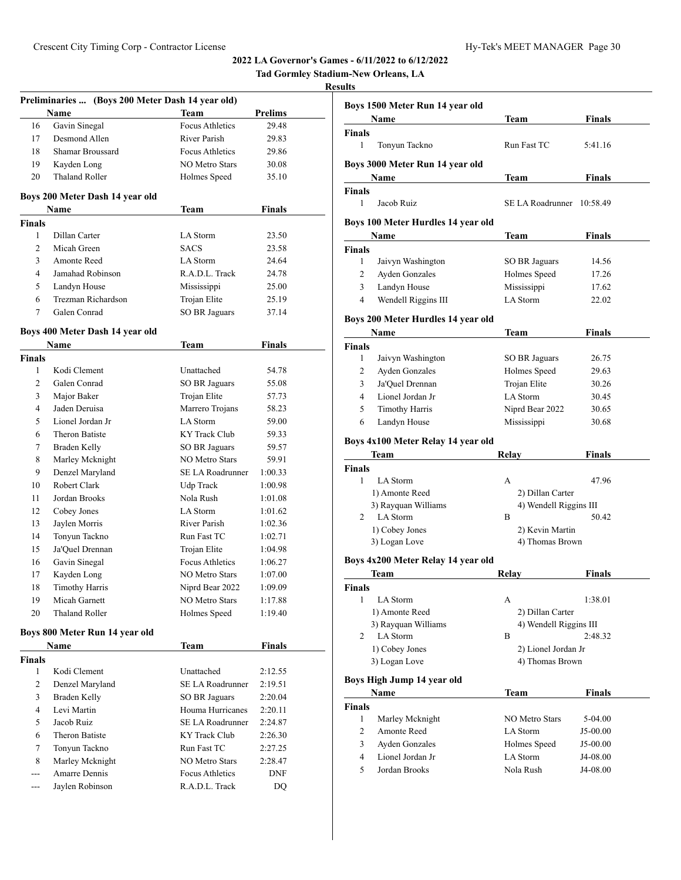**2022 LA Governor's Games - 6/11/2022 to 6/12/2022**

**Tad Gormley Stadium-New Orleans, LA**

**Results**

### Preliminaries ... (Boys 200 Meter Dash 14 year old)

| | Name | Team | Prelims |
|---|---|---|---|
| 16 | Gavin Sinegal | Focus Athletics | 29.48 |
| 17 | Desmond Allen | River Parish | 29.83 |
| 18 | Shamar Broussard | Focus Athletics | 29.86 |
| 19 | Kayden Long | NO Metro Stars | 30.08 |
| 20 | Thaland Roller | Holmes Speed | 35.10 |

### Boys 200 Meter Dash 14 year old

| | Name | Team | Finals |
|---|---|---|---|
| **Finals** | | | |
| 1 | Dillan Carter | LA Storm | 23.50 |
| 2 | Micah Green | SACS | 23.58 |
| 3 | Amonte Reed | LA Storm | 24.64 |
| 4 | Jamahad Robinson | R.A.D.L. Track | 24.78 |
| 5 | Landyn House | Mississippi | 25.00 |
| 6 | Trezman Richardson | Trojan Elite | 25.19 |
| 7 | Galen Conrad | SO BR Jaguars | 37.14 |

### Boys 400 Meter Dash 14 year old

| | Name | Team | Finals |
|---|---|---|---|
| **Finals** | | | |
| 1 | Kodi Clement | Unattached | 54.78 |
| 2 | Galen Conrad | SO BR Jaguars | 55.08 |
| 3 | Major Baker | Trojan Elite | 57.73 |
| 4 | Jaden Deruisa | Marrero Trojans | 58.23 |
| 5 | Lionel Jordan Jr | LA Storm | 59.00 |
| 6 | Theron Batiste | KY Track Club | 59.33 |
| 7 | Braden Kelly | SO BR Jaguars | 59.57 |
| 8 | Marley Mcknight | NO Metro Stars | 59.91 |
| 9 | Denzel Maryland | SE LA Roadrunner | 1:00.33 |
| 10 | Robert Clark | Udp Track | 1:00.98 |
| 11 | Jordan Brooks | Nola Rush | 1:01.08 |
| 12 | Cobey Jones | LA Storm | 1:01.62 |
| 13 | Jaylen Morris | River Parish | 1:02.36 |
| 14 | Tonyun Tackno | Run Fast TC | 1:02.71 |
| 15 | Ja'Quel Drennan | Trojan Elite | 1:04.98 |
| 16 | Gavin Sinegal | Focus Athletics | 1:06.27 |
| 17 | Kayden Long | NO Metro Stars | 1:07.00 |
| 18 | Timothy Harris | Niprd Bear 2022 | 1:09.09 |
| 19 | Micah Garnett | NO Metro Stars | 1:17.88 |
| 20 | Thaland Roller | Holmes Speed | 1:19.40 |

### Boys 800 Meter Run 14 year old

| | Name | Team | Finals |
|---|---|---|---|
| **Finals** | | | |
| 1 | Kodi Clement | Unattached | 2:12.55 |
| 2 | Denzel Maryland | SE LA Roadrunner | 2:19.51 |
| 3 | Braden Kelly | SO BR Jaguars | 2:20.04 |
| 4 | Levi Martin | Houma Hurricanes | 2:20.11 |
| 5 | Jacob Ruiz | SE LA Roadrunner | 2:24.87 |
| 6 | Theron Batiste | KY Track Club | 2:26.30 |
| 7 | Tonyun Tackno | Run Fast TC | 2:27.25 |
| 8 | Marley Mcknight | NO Metro Stars | 2:28.47 |
| --- | Amarre Dennis | Focus Athletics | DNF |
| --- | Jaylen Robinson | R.A.D.L. Track | DQ |

### Boys 1500 Meter Run 14 year old

| | Name | Team | Finals |
|---|---|---|---|
| **Finals** | | | |
| 1 | Tonyun Tackno | Run Fast TC | 5:41.16 |

### Boys 3000 Meter Run 14 year old

| | Name | Team | Finals |
|---|---|---|---|
| **Finals** | | | |
| 1 | Jacob Ruiz | SE LA Roadrunner | 10:58.49 |

### Boys 100 Meter Hurdles 14 year old

| | Name | Team | Finals |
|---|---|---|---|
| **Finals** | | | |
| 1 | Jaivyn Washington | SO BR Jaguars | 14.56 |
| 2 | Ayden Gonzales | Holmes Speed | 17.26 |
| 3 | Landyn House | Mississippi | 17.62 |
| 4 | Wendell Riggins III | LA Storm | 22.02 |

### Boys 200 Meter Hurdles 14 year old

| | Name | Team | Finals |
|---|---|---|---|
| **Finals** | | | |
| 1 | Jaivyn Washington | SO BR Jaguars | 26.75 |
| 2 | Ayden Gonzales | Holmes Speed | 29.63 |
| 3 | Ja'Quel Drennan | Trojan Elite | 30.26 |
| 4 | Lionel Jordan Jr | LA Storm | 30.45 |
| 5 | Timothy Harris | Niprd Bear 2022 | 30.65 |
| 6 | Landyn House | Mississippi | 30.68 |

### Boys 4x100 Meter Relay 14 year old

| | Team | Relay | Finals |
|---|---|---|---|
| **Finals** | | | |
| 1 | LA Storm | A | 47.96 |
| | 1) Amonte Reed | 2) Dillan Carter | |
| | 3) Rayquan Williams | 4) Wendell Riggins III | |
| 2 | LA Storm | B | 50.42 |
| | 1) Cobey Jones | 2) Kevin Martin | |
| | 3) Logan Love | 4) Thomas Brown | |

### Boys 4x200 Meter Relay 14 year old

| | Team | Relay | Finals |
|---|---|---|---|
| **Finals** | | | |
| 1 | LA Storm | A | 1:38.01 |
| | 1) Amonte Reed | 2) Dillan Carter | |
| | 3) Rayquan Williams | 4) Wendell Riggins III | |
| 2 | LA Storm | B | 2:48.32 |
| | 1) Cobey Jones | 2) Lionel Jordan Jr | |
| | 3) Logan Love | 4) Thomas Brown | |

### Boys High Jump 14 year old

| | Name | Team | Finals |
|---|---|---|---|
| **Finals** | | | |
| 1 | Marley Mcknight | NO Metro Stars | 5-04.00 |
| 2 | Amonte Reed | LA Storm | J5-00.00 |
| 3 | Ayden Gonzales | Holmes Speed | J5-00.00 |
| 4 | Lionel Jordan Jr | LA Storm | J4-08.00 |
| 5 | Jordan Brooks | Nola Rush | J4-08.00 |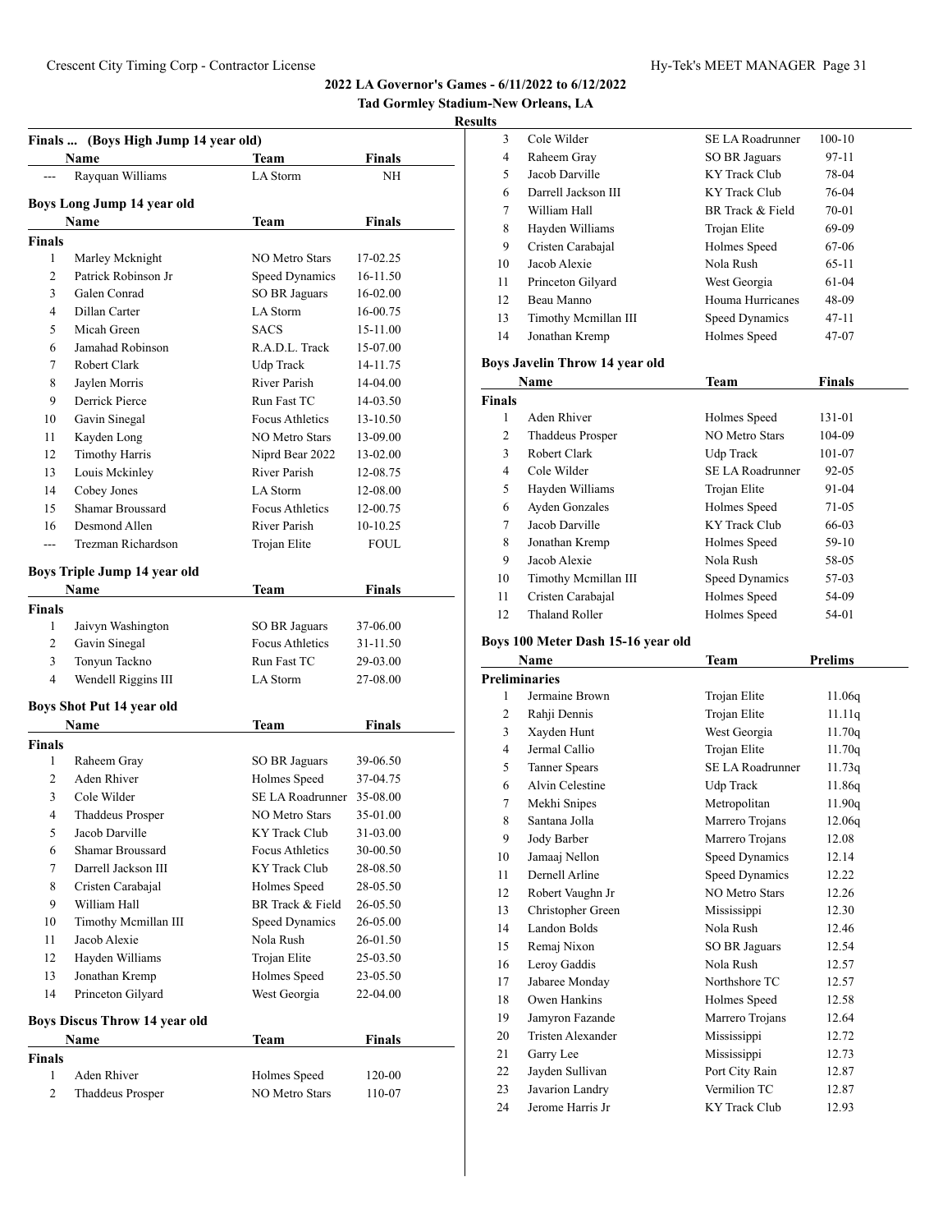## 2022 LA Governor's Games - 6/11/2022 to 6/12/2022

**Tad Gormley Stadium-New Orleans, LA**

**Results**

### Finals ... (Boys High Jump 14 year old)

| | Name | Team | Finals |
|---|---|---|---|
| --- | Rayquan Williams | LA Storm | NH |

### Boys Long Jump 14 year old

| | Name | Team | Finals |
|---|---|---|---|
| **Finals** | | | |
| 1 | Marley Mcknight | NO Metro Stars | 17-02.25 |
| 2 | Patrick Robinson Jr | Speed Dynamics | 16-11.50 |
| 3 | Galen Conrad | SO BR Jaguars | 16-02.00 |
| 4 | Dillan Carter | LA Storm | 16-00.75 |
| 5 | Micah Green | SACS | 15-11.00 |
| 6 | Jamahad Robinson | R.A.D.L. Track | 15-07.00 |
| 7 | Robert Clark | Udp Track | 14-11.75 |
| 8 | Jaylen Morris | River Parish | 14-04.00 |
| 9 | Derrick Pierce | Run Fast TC | 14-03.50 |
| 10 | Gavin Sinegal | Focus Athletics | 13-10.50 |
| 11 | Kayden Long | NO Metro Stars | 13-09.00 |
| 12 | Timothy Harris | Niprd Bear 2022 | 13-02.00 |
| 13 | Louis Mckinley | River Parish | 12-08.75 |
| 14 | Cobey Jones | LA Storm | 12-08.00 |
| 15 | Shamar Broussard | Focus Athletics | 12-00.75 |
| 16 | Desmond Allen | River Parish | 10-10.25 |
| --- | Trezman Richardson | Trojan Elite | FOUL |

### Boys Triple Jump 14 year old

| | Name | Team | Finals |
|---|---|---|---|
| **Finals** | | | |
| 1 | Jaivyn Washington | SO BR Jaguars | 37-06.00 |
| 2 | Gavin Sinegal | Focus Athletics | 31-11.50 |
| 3 | Tonyun Tackno | Run Fast TC | 29-03.00 |
| 4 | Wendell Riggins III | LA Storm | 27-08.00 |

### Boys Shot Put 14 year old

| | Name | Team | Finals |
|---|---|---|---|
| **Finals** | | | |
| 1 | Raheem Gray | SO BR Jaguars | 39-06.50 |
| 2 | Aden Rhiver | Holmes Speed | 37-04.75 |
| 3 | Cole Wilder | SE LA Roadrunner | 35-08.00 |
| 4 | Thaddeus Prosper | NO Metro Stars | 35-01.00 |
| 5 | Jacob Darville | KY Track Club | 31-03.00 |
| 6 | Shamar Broussard | Focus Athletics | 30-00.50 |
| 7 | Darrell Jackson III | KY Track Club | 28-08.50 |
| 8 | Cristen Carabajal | Holmes Speed | 28-05.50 |
| 9 | William Hall | BR Track & Field | 26-05.50 |
| 10 | Timothy Mcmillan III | Speed Dynamics | 26-05.00 |
| 11 | Jacob Alexie | Nola Rush | 26-01.50 |
| 12 | Hayden Williams | Trojan Elite | 25-03.50 |
| 13 | Jonathan Kremp | Holmes Speed | 23-05.50 |
| 14 | Princeton Gilyard | West Georgia | 22-04.00 |

### Boys Discus Throw 14 year old

| | Name | Team | Finals |
|---|---|---|---|
| **Finals** | | | |
| 1 | Aden Rhiver | Holmes Speed | 120-00 |
| 2 | Thaddeus Prosper | NO Metro Stars | 110-07 |
| 3 | Cole Wilder | SE LA Roadrunner | 100-10 |
| 4 | Raheem Gray | SO BR Jaguars | 97-11 |
| 5 | Jacob Darville | KY Track Club | 78-04 |
| 6 | Darrell Jackson III | KY Track Club | 76-04 |
| 7 | William Hall | BR Track & Field | 70-01 |
| 8 | Hayden Williams | Trojan Elite | 69-09 |
| 9 | Cristen Carabajal | Holmes Speed | 67-06 |
| 10 | Jacob Alexie | Nola Rush | 65-11 |
| 11 | Princeton Gilyard | West Georgia | 61-04 |
| 12 | Beau Manno | Houma Hurricanes | 48-09 |
| 13 | Timothy Mcmillan III | Speed Dynamics | 47-11 |
| 14 | Jonathan Kremp | Holmes Speed | 47-07 |

### Boys Javelin Throw 14 year old

| | Name | Team | Finals |
|---|---|---|---|
| **Finals** | | | |
| 1 | Aden Rhiver | Holmes Speed | 131-01 |
| 2 | Thaddeus Prosper | NO Metro Stars | 104-09 |
| 3 | Robert Clark | Udp Track | 101-07 |
| 4 | Cole Wilder | SE LA Roadrunner | 92-05 |
| 5 | Hayden Williams | Trojan Elite | 91-04 |
| 6 | Ayden Gonzales | Holmes Speed | 71-05 |
| 7 | Jacob Darville | KY Track Club | 66-03 |
| 8 | Jonathan Kremp | Holmes Speed | 59-10 |
| 9 | Jacob Alexie | Nola Rush | 58-05 |
| 10 | Timothy Mcmillan III | Speed Dynamics | 57-03 |
| 11 | Cristen Carabajal | Holmes Speed | 54-09 |
| 12 | Thaland Roller | Holmes Speed | 54-01 |

### Boys 100 Meter Dash 15-16 year old

| | Name | Team | Prelims |
|---|---|---|---|
| **Preliminaries** | | | |
| 1 | Jermaine Brown | Trojan Elite | 11.06q |
| 2 | Rahji Dennis | Trojan Elite | 11.11q |
| 3 | Xayden Hunt | West Georgia | 11.70q |
| 4 | Jermal Callio | Trojan Elite | 11.70q |
| 5 | Tanner Spears | SE LA Roadrunner | 11.73q |
| 6 | Alvin Celestine | Udp Track | 11.86q |
| 7 | Mekhi Snipes | Metropolitan | 11.90q |
| 8 | Santana Jolla | Marrero Trojans | 12.06q |
| 9 | Jody Barber | Marrero Trojans | 12.08 |
| 10 | Jamaaj Nellon | Speed Dynamics | 12.14 |
| 11 | Dernell Arline | Speed Dynamics | 12.22 |
| 12 | Robert Vaughn Jr | NO Metro Stars | 12.26 |
| 13 | Christopher Green | Mississippi | 12.30 |
| 14 | Landon Bolds | Nola Rush | 12.46 |
| 15 | Remaj Nixon | SO BR Jaguars | 12.54 |
| 16 | Leroy Gaddis | Nola Rush | 12.57 |
| 17 | Jabaree Monday | Northshore TC | 12.57 |
| 18 | Owen Hankins | Holmes Speed | 12.58 |
| 19 | Jamyron Fazande | Marrero Trojans | 12.64 |
| 20 | Tristen Alexander | Mississippi | 12.72 |
| 21 | Garry Lee | Mississippi | 12.73 |
| 22 | Jayden Sullivan | Port City Rain | 12.87 |
| 23 | Javarion Landry | Vermilion TC | 12.87 |
| 24 | Jerome Harris Jr | KY Track Club | 12.93 |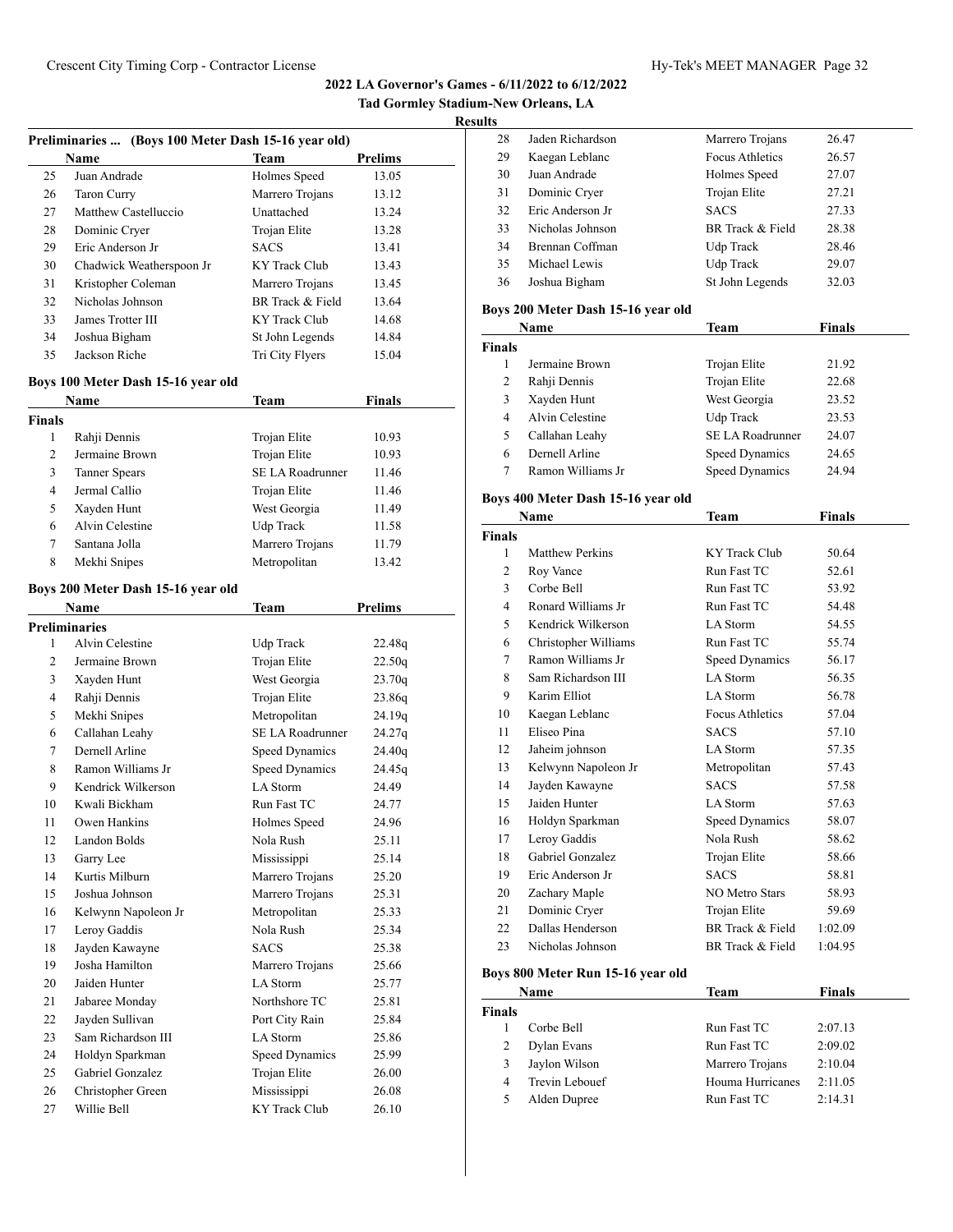# 2022 LA Governor's Games - 6/11/2022 to 6/12/2022

**Tad Gormley Stadium-New Orleans, LA**

**Results**

### Preliminaries ... (Boys 100 Meter Dash 15-16 year old)

| | Name | Team | Prelims |
|---|---|---|---|
| 25 | Juan Andrade | Holmes Speed | 13.05 |
| 26 | Taron Curry | Marrero Trojans | 13.12 |
| 27 | Matthew Castelluccio | Unattached | 13.24 |
| 28 | Dominic Cryer | Trojan Elite | 13.28 |
| 29 | Eric Anderson Jr | SACS | 13.41 |
| 30 | Chadwick Weatherspoon Jr | KY Track Club | 13.43 |
| 31 | Kristopher Coleman | Marrero Trojans | 13.45 |
| 32 | Nicholas Johnson | BR Track & Field | 13.64 |
| 33 | James Trotter III | KY Track Club | 14.68 |
| 34 | Joshua Bigham | St John Legends | 14.84 |
| 35 | Jackson Riche | Tri City Flyers | 15.04 |

### Boys 100 Meter Dash 15-16 year old

| | Name | Team | Finals |
|---|---|---|---|
| **Finals** | | | |
| 1 | Rahji Dennis | Trojan Elite | 10.93 |
| 2 | Jermaine Brown | Trojan Elite | 10.93 |
| 3 | Tanner Spears | SE LA Roadrunner | 11.46 |
| 4 | Jermal Callio | Trojan Elite | 11.46 |
| 5 | Xayden Hunt | West Georgia | 11.49 |
| 6 | Alvin Celestine | Udp Track | 11.58 |
| 7 | Santana Jolla | Marrero Trojans | 11.79 |
| 8 | Mekhi Snipes | Metropolitan | 13.42 |

### Boys 200 Meter Dash 15-16 year old

| | Name | Team | Prelims |
|---|---|---|---|
| **Preliminaries** | | | |
| 1 | Alvin Celestine | Udp Track | 22.48q |
| 2 | Jermaine Brown | Trojan Elite | 22.50q |
| 3 | Xayden Hunt | West Georgia | 23.70q |
| 4 | Rahji Dennis | Trojan Elite | 23.86q |
| 5 | Mekhi Snipes | Metropolitan | 24.19q |
| 6 | Callahan Leahy | SE LA Roadrunner | 24.27q |
| 7 | Dernell Arline | Speed Dynamics | 24.40q |
| 8 | Ramon Williams Jr | Speed Dynamics | 24.45q |
| 9 | Kendrick Wilkerson | LA Storm | 24.49 |
| 10 | Kwali Bickham | Run Fast TC | 24.77 |
| 11 | Owen Hankins | Holmes Speed | 24.96 |
| 12 | Landon Bolds | Nola Rush | 25.11 |
| 13 | Garry Lee | Mississippi | 25.14 |
| 14 | Kurtis Milburn | Marrero Trojans | 25.20 |
| 15 | Joshua Johnson | Marrero Trojans | 25.31 |
| 16 | Kelwynn Napoleon Jr | Metropolitan | 25.33 |
| 17 | Leroy Gaddis | Nola Rush | 25.34 |
| 18 | Jayden Kawayne | SACS | 25.38 |
| 19 | Josha Hamilton | Marrero Trojans | 25.66 |
| 20 | Jaiden Hunter | LA Storm | 25.77 |
| 21 | Jabaree Monday | Northshore TC | 25.81 |
| 22 | Jayden Sullivan | Port City Rain | 25.84 |
| 23 | Sam Richardson III | LA Storm | 25.86 |
| 24 | Holdyn Sparkman | Speed Dynamics | 25.99 |
| 25 | Gabriel Gonzalez | Trojan Elite | 26.00 |
| 26 | Christopher Green | Mississippi | 26.08 |
| 27 | Willie Bell | KY Track Club | 26.10 |
| 28 | Jaden Richardson | Marrero Trojans | 26.47 |
| 29 | Kaegan Leblanc | Focus Athletics | 26.57 |
| 30 | Juan Andrade | Holmes Speed | 27.07 |
| 31 | Dominic Cryer | Trojan Elite | 27.21 |
| 32 | Eric Anderson Jr | SACS | 27.33 |
| 33 | Nicholas Johnson | BR Track & Field | 28.38 |
| 34 | Brennan Coffman | Udp Track | 28.46 |
| 35 | Michael Lewis | Udp Track | 29.07 |
| 36 | Joshua Bigham | St John Legends | 32.03 |

### Boys 200 Meter Dash 15-16 year old

| | Name | Team | Finals |
|---|---|---|---|
| **Finals** | | | |
| 1 | Jermaine Brown | Trojan Elite | 21.92 |
| 2 | Rahji Dennis | Trojan Elite | 22.68 |
| 3 | Xayden Hunt | West Georgia | 23.52 |
| 4 | Alvin Celestine | Udp Track | 23.53 |
| 5 | Callahan Leahy | SE LA Roadrunner | 24.07 |
| 6 | Dernell Arline | Speed Dynamics | 24.65 |
| 7 | Ramon Williams Jr | Speed Dynamics | 24.94 |

### Boys 400 Meter Dash 15-16 year old

| | Name | Team | Finals |
|---|---|---|---|
| **Finals** | | | |
| 1 | Matthew Perkins | KY Track Club | 50.64 |
| 2 | Roy Vance | Run Fast TC | 52.61 |
| 3 | Corbe Bell | Run Fast TC | 53.92 |
| 4 | Ronard Williams Jr | Run Fast TC | 54.48 |
| 5 | Kendrick Wilkerson | LA Storm | 54.55 |
| 6 | Christopher Williams | Run Fast TC | 55.74 |
| 7 | Ramon Williams Jr | Speed Dynamics | 56.17 |
| 8 | Sam Richardson III | LA Storm | 56.35 |
| 9 | Karim Elliot | LA Storm | 56.78 |
| 10 | Kaegan Leblanc | Focus Athletics | 57.04 |
| 11 | Eliseo Pina | SACS | 57.10 |
| 12 | Jaheim johnson | LA Storm | 57.35 |
| 13 | Kelwynn Napoleon Jr | Metropolitan | 57.43 |
| 14 | Jayden Kawayne | SACS | 57.58 |
| 15 | Jaiden Hunter | LA Storm | 57.63 |
| 16 | Holdyn Sparkman | Speed Dynamics | 58.07 |
| 17 | Leroy Gaddis | Nola Rush | 58.62 |
| 18 | Gabriel Gonzalez | Trojan Elite | 58.66 |
| 19 | Eric Anderson Jr | SACS | 58.81 |
| 20 | Zachary Maple | NO Metro Stars | 58.93 |
| 21 | Dominic Cryer | Trojan Elite | 59.69 |
| 22 | Dallas Henderson | BR Track & Field | 1:02.09 |
| 23 | Nicholas Johnson | BR Track & Field | 1:04.95 |

### Boys 800 Meter Run 15-16 year old

| | Name | Team | Finals |
|---|---|---|---|
| **Finals** | | | |
| 1 | Corbe Bell | Run Fast TC | 2:07.13 |
| 2 | Dylan Evans | Run Fast TC | 2:09.02 |
| 3 | Jaylon Wilson | Marrero Trojans | 2:10.04 |
| 4 | Trevin Lebouef | Houma Hurricanes | 2:11.05 |
| 5 | Alden Dupree | Run Fast TC | 2:14.31 |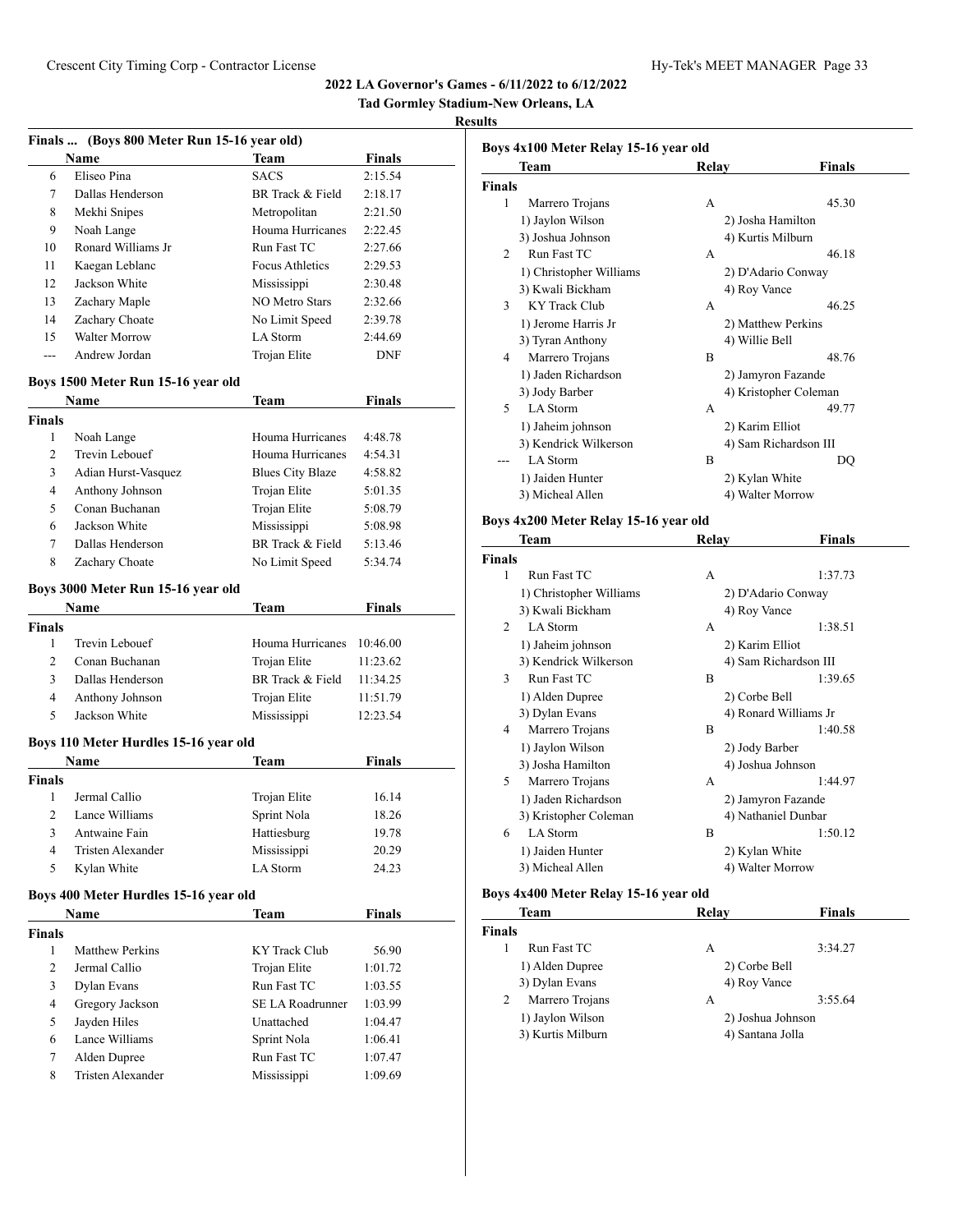**2022 LA Governor's Games - 6/11/2022 to 6/12/2022**

**Tad Gormley Stadium-New Orleans, LA**

**Results**

### Finals ... (Boys 800 Meter Run 15-16 year old)

| | Name | Team | Finals |
|---|---|---|---|
| 6 | Eliseo Pina | SACS | 2:15.54 |
| 7 | Dallas Henderson | BR Track & Field | 2:18.17 |
| 8 | Mekhi Snipes | Metropolitan | 2:21.50 |
| 9 | Noah Lange | Houma Hurricanes | 2:22.45 |
| 10 | Ronard Williams Jr | Run Fast TC | 2:27.66 |
| 11 | Kaegan Leblanc | Focus Athletics | 2:29.53 |
| 12 | Jackson White | Mississippi | 2:30.48 |
| 13 | Zachary Maple | NO Metro Stars | 2:32.66 |
| 14 | Zachary Choate | No Limit Speed | 2:39.78 |
| 15 | Walter Morrow | LA Storm | 2:44.69 |
| --- | Andrew Jordan | Trojan Elite | DNF |

### Boys 1500 Meter Run 15-16 year old

**Finals**

| | Name | Team | Finals |
|---|---|---|---|
| 1 | Noah Lange | Houma Hurricanes | 4:48.78 |
| 2 | Trevin Lebouef | Houma Hurricanes | 4:54.31 |
| 3 | Adian Hurst-Vasquez | Blues City Blaze | 4:58.82 |
| 4 | Anthony Johnson | Trojan Elite | 5:01.35 |
| 5 | Conan Buchanan | Trojan Elite | 5:08.79 |
| 6 | Jackson White | Mississippi | 5:08.98 |
| 7 | Dallas Henderson | BR Track & Field | 5:13.46 |
| 8 | Zachary Choate | No Limit Speed | 5:34.74 |

### Boys 3000 Meter Run 15-16 year old

**Finals**

| | Name | Team | Finals |
|---|---|---|---|
| 1 | Trevin Lebouef | Houma Hurricanes | 10:46.00 |
| 2 | Conan Buchanan | Trojan Elite | 11:23.62 |
| 3 | Dallas Henderson | BR Track & Field | 11:34.25 |
| 4 | Anthony Johnson | Trojan Elite | 11:51.79 |
| 5 | Jackson White | Mississippi | 12:23.54 |

### Boys 110 Meter Hurdles 15-16 year old

**Finals**

| | Name | Team | Finals |
|---|---|---|---|
| 1 | Jermal Callio | Trojan Elite | 16.14 |
| 2 | Lance Williams | Sprint Nola | 18.26 |
| 3 | Antwaine Fain | Hattiesburg | 19.78 |
| 4 | Tristen Alexander | Mississippi | 20.29 |
| 5 | Kylan White | LA Storm | 24.23 |

### Boys 400 Meter Hurdles 15-16 year old

**Finals**

| | Name | Team | Finals |
|---|---|---|---|
| 1 | Matthew Perkins | KY Track Club | 56.90 |
| 2 | Jermal Callio | Trojan Elite | 1:01.72 |
| 3 | Dylan Evans | Run Fast TC | 1:03.55 |
| 4 | Gregory Jackson | SE LA Roadrunner | 1:03.99 |
| 5 | Jayden Hiles | Unattached | 1:04.47 |
| 6 | Lance Williams | Sprint Nola | 1:06.41 |
| 7 | Alden Dupree | Run Fast TC | 1:07.47 |
| 8 | Tristen Alexander | Mississippi | 1:09.69 |

### Boys 4x100 Meter Relay 15-16 year old

**Finals**

| | Team | Relay | Finals |
|---|---|---|---|
| 1 | Marrero Trojans | A | 45.30 |
| | 1) Jaylon Wilson | 2) Josha Hamilton | |
| | 3) Joshua Johnson | 4) Kurtis Milburn | |
| 2 | Run Fast TC | A | 46.18 |
| | 1) Christopher Williams | 2) D'Adario Conway | |
| | 3) Kwali Bickham | 4) Roy Vance | |
| 3 | KY Track Club | A | 46.25 |
| | 1) Jerome Harris Jr | 2) Matthew Perkins | |
| | 3) Tyran Anthony | 4) Willie Bell | |
| 4 | Marrero Trojans | B | 48.76 |
| | 1) Jaden Richardson | 2) Jamyron Fazande | |
| | 3) Jody Barber | 4) Kristopher Coleman | |
| 5 | LA Storm | A | 49.77 |
| | 1) Jaheim johnson | 2) Karim Elliot | |
| | 3) Kendrick Wilkerson | 4) Sam Richardson III | |
| --- | LA Storm | B | DQ |
| | 1) Jaiden Hunter | 2) Kylan White | |
| | 3) Micheal Allen | 4) Walter Morrow | |

### Boys 4x200 Meter Relay 15-16 year old

**Finals**

| | Team | Relay | Finals |
|---|---|---|---|
| 1 | Run Fast TC | A | 1:37.73 |
| | 1) Christopher Williams | 2) D'Adario Conway | |
| | 3) Kwali Bickham | 4) Roy Vance | |
| 2 | LA Storm | A | 1:38.51 |
| | 1) Jaheim johnson | 2) Karim Elliot | |
| | 3) Kendrick Wilkerson | 4) Sam Richardson III | |
| 3 | Run Fast TC | B | 1:39.65 |
| | 1) Alden Dupree | 2) Corbe Bell | |
| | 3) Dylan Evans | 4) Ronard Williams Jr | |
| 4 | Marrero Trojans | B | 1:40.58 |
| | 1) Jaylon Wilson | 2) Jody Barber | |
| | 3) Josha Hamilton | 4) Joshua Johnson | |
| 5 | Marrero Trojans | A | 1:44.97 |
| | 1) Jaden Richardson | 2) Jamyron Fazande | |
| | 3) Kristopher Coleman | 4) Nathaniel Dunbar | |
| 6 | LA Storm | B | 1:50.12 |
| | 1) Jaiden Hunter | 2) Kylan White | |
| | 3) Micheal Allen | 4) Walter Morrow | |

### Boys 4x400 Meter Relay 15-16 year old

**Finals**

| | Team | Relay | Finals |
|---|---|---|---|
| 1 | Run Fast TC | A | 3:34.27 |
| | 1) Alden Dupree | 2) Corbe Bell | |
| | 3) Dylan Evans | 4) Roy Vance | |
| 2 | Marrero Trojans | A | 3:55.64 |
| | 1) Jaylon Wilson | 2) Joshua Johnson | |
| | 3) Kurtis Milburn | 4) Santana Jolla | |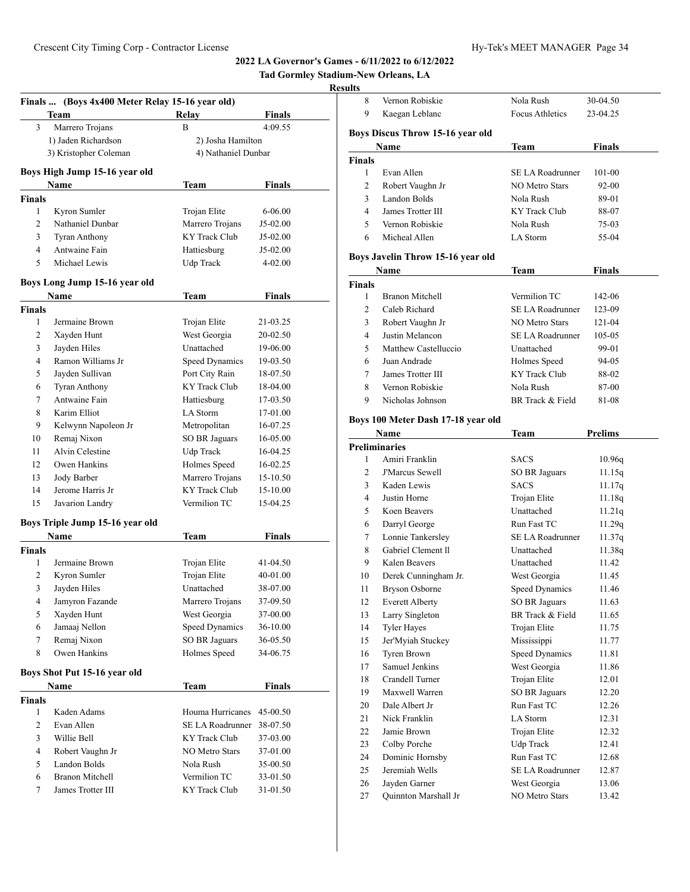## 2022 LA Governor's Games - 6/11/2022 to 6/12/2022

**Tad Gormley Stadium-New Orleans, LA**

**Results**

### Finals ... (Boys 4x400 Meter Relay 15-16 year old)

| | Team | Relay | Finals |
|---|---|---|---|
| 3 | Marrero Trojans | B | 4:09.55 |
| | 1) Jaden Richardson | 2) Josha Hamilton | |
| | 3) Kristopher Coleman | 4) Nathaniel Dunbar | |

### Boys High Jump 15-16 year old

| | Name | Team | Finals |
|---|---|---|---|
| **Finals** | | | |
| 1 | Kyron Sumler | Trojan Elite | 6-06.00 |
| 2 | Nathaniel Dunbar | Marrero Trojans | J5-02.00 |
| 3 | Tyran Anthony | KY Track Club | J5-02.00 |
| 4 | Antwaine Fain | Hattiesburg | J5-02.00 |
| 5 | Michael Lewis | Udp Track | 4-02.00 |

### Boys Long Jump 15-16 year old

| | Name | Team | Finals |
|---|---|---|---|
| **Finals** | | | |
| 1 | Jermaine Brown | Trojan Elite | 21-03.25 |
| 2 | Xayden Hunt | West Georgia | 20-02.50 |
| 3 | Jayden Hiles | Unattached | 19-06.00 |
| 4 | Ramon Williams Jr | Speed Dynamics | 19-03.50 |
| 5 | Jayden Sullivan | Port City Rain | 18-07.50 |
| 6 | Tyran Anthony | KY Track Club | 18-04.00 |
| 7 | Antwaine Fain | Hattiesburg | 17-03.50 |
| 8 | Karim Elliot | LA Storm | 17-01.00 |
| 9 | Kelwynn Napoleon Jr | Metropolitan | 16-07.25 |
| 10 | Remaj Nixon | SO BR Jaguars | 16-05.00 |
| 11 | Alvin Celestine | Udp Track | 16-04.25 |
| 12 | Owen Hankins | Holmes Speed | 16-02.25 |
| 13 | Jody Barber | Marrero Trojans | 15-10.50 |
| 14 | Jerome Harris Jr | KY Track Club | 15-10.00 |
| 15 | Javarion Landry | Vermilion TC | 15-04.25 |

### Boys Triple Jump 15-16 year old

| | Name | Team | Finals |
|---|---|---|---|
| **Finals** | | | |
| 1 | Jermaine Brown | Trojan Elite | 41-04.50 |
| 2 | Kyron Sumler | Trojan Elite | 40-01.00 |
| 3 | Jayden Hiles | Unattached | 38-07.00 |
| 4 | Jamyron Fazande | Marrero Trojans | 37-09.50 |
| 5 | Xayden Hunt | West Georgia | 37-00.00 |
| 6 | Jamaaj Nellon | Speed Dynamics | 36-10.00 |
| 7 | Remaj Nixon | SO BR Jaguars | 36-05.50 |
| 8 | Owen Hankins | Holmes Speed | 34-06.75 |

### Boys Shot Put 15-16 year old

| | Name | Team | Finals |
|---|---|---|---|
| **Finals** | | | |
| 1 | Kaden Adams | Houma Hurricanes | 45-00.50 |
| 2 | Evan Allen | SE LA Roadrunner | 38-07.50 |
| 3 | Willie Bell | KY Track Club | 37-03.00 |
| 4 | Robert Vaughn Jr | NO Metro Stars | 37-01.00 |
| 5 | Landon Bolds | Nola Rush | 35-00.50 |
| 6 | Branon Mitchell | Vermilion TC | 33-01.50 |
| 7 | James Trotter III | KY Track Club | 31-01.50 |
| 8 | Vernon Robiskie | Nola Rush | 30-04.50 |
| 9 | Kaegan Leblanc | Focus Athletics | 23-04.25 |

### Boys Discus Throw 15-16 year old

| | Name | Team | Finals |
|---|---|---|---|
| **Finals** | | | |
| 1 | Evan Allen | SE LA Roadrunner | 101-00 |
| 2 | Robert Vaughn Jr | NO Metro Stars | 92-00 |
| 3 | Landon Bolds | Nola Rush | 89-01 |
| 4 | James Trotter III | KY Track Club | 88-07 |
| 5 | Vernon Robiskie | Nola Rush | 75-03 |
| 6 | Micheal Allen | LA Storm | 55-04 |

### Boys Javelin Throw 15-16 year old

| | Name | Team | Finals |
|---|---|---|---|
| **Finals** | | | |
| 1 | Branon Mitchell | Vermilion TC | 142-06 |
| 2 | Caleb Richard | SE LA Roadrunner | 123-09 |
| 3 | Robert Vaughn Jr | NO Metro Stars | 121-04 |
| 4 | Justin Melancon | SE LA Roadrunner | 105-05 |
| 5 | Matthew Castelluccio | Unattached | 99-01 |
| 6 | Juan Andrade | Holmes Speed | 94-05 |
| 7 | James Trotter III | KY Track Club | 88-02 |
| 8 | Vernon Robiskie | Nola Rush | 87-00 |
| 9 | Nicholas Johnson | BR Track & Field | 81-08 |

### Boys 100 Meter Dash 17-18 year old

| | Name | Team | Prelims |
|---|---|---|---|
| **Preliminaries** | | | |
| 1 | Amiri Franklin | SACS | 10.96q |
| 2 | J'Marcus Sewell | SO BR Jaguars | 11.15q |
| 3 | Kaden Lewis | SACS | 11.17q |
| 4 | Justin Horne | Trojan Elite | 11.18q |
| 5 | Koen Beavers | Unattached | 11.21q |
| 6 | Darryl George | Run Fast TC | 11.29q |
| 7 | Lonnie Tankersley | SE LA Roadrunner | 11.37q |
| 8 | Gabriel Clement ll | Unattached | 11.38q |
| 9 | Kalen Beavers | Unattached | 11.42 |
| 10 | Derek Cunningham Jr. | West Georgia | 11.45 |
| 11 | Bryson Osborne | Speed Dynamics | 11.46 |
| 12 | Everett Alberty | SO BR Jaguars | 11.63 |
| 13 | Larry Singleton | BR Track & Field | 11.65 |
| 14 | Tyler Hayes | Trojan Elite | 11.75 |
| 15 | Jer'Myiah Stuckey | Mississippi | 11.77 |
| 16 | Tyren Brown | Speed Dynamics | 11.81 |
| 17 | Samuel Jenkins | West Georgia | 11.86 |
| 18 | Crandell Turner | Trojan Elite | 12.01 |
| 19 | Maxwell Warren | SO BR Jaguars | 12.20 |
| 20 | Dale Albert Jr | Run Fast TC | 12.26 |
| 21 | Nick Franklin | LA Storm | 12.31 |
| 22 | Jamie Brown | Trojan Elite | 12.32 |
| 23 | Colby Porche | Udp Track | 12.41 |
| 24 | Dominic Hornsby | Run Fast TC | 12.68 |
| 25 | Jeremiah Wells | SE LA Roadrunner | 12.87 |
| 26 | Jayden Garner | West Georgia | 13.06 |
| 27 | Quinnton Marshall Jr | NO Metro Stars | 13.42 |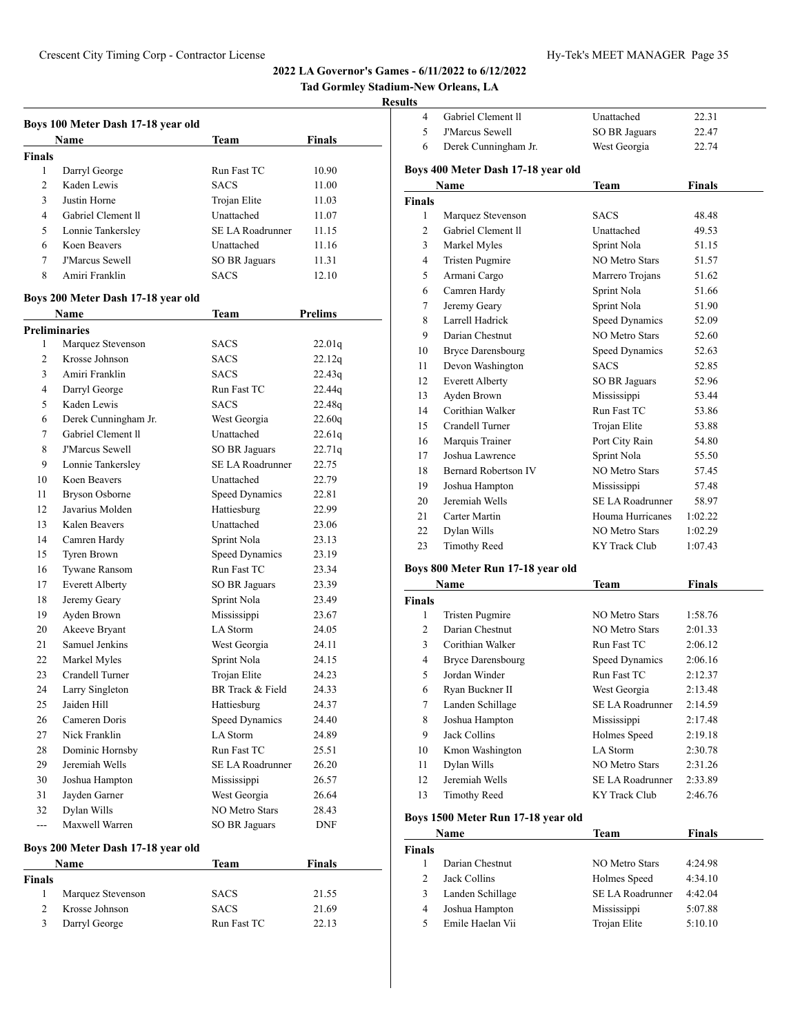# 2022 LA Governor's Games - 6/11/2022 to 6/12/2022

**Tad Gormley Stadium-New Orleans, LA**

**Results**

### Boys 100 Meter Dash 17-18 year old

| | Name | Team | Finals |
|---|---|---|---|
| **Finals** | | | |
| 1 | Darryl George | Run Fast TC | 10.90 |
| 2 | Kaden Lewis | SACS | 11.00 |
| 3 | Justin Horne | Trojan Elite | 11.03 |
| 4 | Gabriel Clement ll | Unattached | 11.07 |
| 5 | Lonnie Tankersley | SE LA Roadrunner | 11.15 |
| 6 | Koen Beavers | Unattached | 11.16 |
| 7 | J'Marcus Sewell | SO BR Jaguars | 11.31 |
| 8 | Amiri Franklin | SACS | 12.10 |

### Boys 200 Meter Dash 17-18 year old

| | Name | Team | Prelims |
|---|---|---|---|
| **Preliminaries** | | | |
| 1 | Marquez Stevenson | SACS | 22.01q |
| 2 | Krosse Johnson | SACS | 22.12q |
| 3 | Amiri Franklin | SACS | 22.43q |
| 4 | Darryl George | Run Fast TC | 22.44q |
| 5 | Kaden Lewis | SACS | 22.48q |
| 6 | Derek Cunningham Jr. | West Georgia | 22.60q |
| 7 | Gabriel Clement ll | Unattached | 22.61q |
| 8 | J'Marcus Sewell | SO BR Jaguars | 22.71q |
| 9 | Lonnie Tankersley | SE LA Roadrunner | 22.75 |
| 10 | Koen Beavers | Unattached | 22.79 |
| 11 | Bryson Osborne | Speed Dynamics | 22.81 |
| 12 | Javarius Molden | Hattiesburg | 22.99 |
| 13 | Kalen Beavers | Unattached | 23.06 |
| 14 | Camren Hardy | Sprint Nola | 23.13 |
| 15 | Tyren Brown | Speed Dynamics | 23.19 |
| 16 | Tywane Ransom | Run Fast TC | 23.34 |
| 17 | Everett Alberty | SO BR Jaguars | 23.39 |
| 18 | Jeremy Geary | Sprint Nola | 23.49 |
| 19 | Ayden Brown | Mississippi | 23.67 |
| 20 | Akeeve Bryant | LA Storm | 24.05 |
| 21 | Samuel Jenkins | West Georgia | 24.11 |
| 22 | Markel Myles | Sprint Nola | 24.15 |
| 23 | Crandell Turner | Trojan Elite | 24.23 |
| 24 | Larry Singleton | BR Track & Field | 24.33 |
| 25 | Jaiden Hill | Hattiesburg | 24.37 |
| 26 | Cameren Doris | Speed Dynamics | 24.40 |
| 27 | Nick Franklin | LA Storm | 24.89 |
| 28 | Dominic Hornsby | Run Fast TC | 25.51 |
| 29 | Jeremiah Wells | SE LA Roadrunner | 26.20 |
| 30 | Joshua Hampton | Mississippi | 26.57 |
| 31 | Jayden Garner | West Georgia | 26.64 |
| 32 | Dylan Wills | NO Metro Stars | 28.43 |
| --- | Maxwell Warren | SO BR Jaguars | DNF |

### Boys 200 Meter Dash 17-18 year old

| | Name | Team | Finals |
|---|---|---|---|
| **Finals** | | | |
| 1 | Marquez Stevenson | SACS | 21.55 |
| 2 | Krosse Johnson | SACS | 21.69 |
| 3 | Darryl George | Run Fast TC | 22.13 |
| 4 | Gabriel Clement ll | Unattached | 22.31 |
| 5 | J'Marcus Sewell | SO BR Jaguars | 22.47 |
| 6 | Derek Cunningham Jr. | West Georgia | 22.74 |

### Boys 400 Meter Dash 17-18 year old

| | Name | Team | Finals |
|---|---|---|---|
| **Finals** | | | |
| 1 | Marquez Stevenson | SACS | 48.48 |
| 2 | Gabriel Clement ll | Unattached | 49.53 |
| 3 | Markel Myles | Sprint Nola | 51.15 |
| 4 | Tristen Pugmire | NO Metro Stars | 51.57 |
| 5 | Armani Cargo | Marrero Trojans | 51.62 |
| 6 | Camren Hardy | Sprint Nola | 51.66 |
| 7 | Jeremy Geary | Sprint Nola | 51.90 |
| 8 | Larrell Hadrick | Speed Dynamics | 52.09 |
| 9 | Darian Chestnut | NO Metro Stars | 52.60 |
| 10 | Bryce Darensbourg | Speed Dynamics | 52.63 |
| 11 | Devon Washington | SACS | 52.85 |
| 12 | Everett Alberty | SO BR Jaguars | 52.96 |
| 13 | Ayden Brown | Mississippi | 53.44 |
| 14 | Corithian Walker | Run Fast TC | 53.86 |
| 15 | Crandell Turner | Trojan Elite | 53.88 |
| 16 | Marquis Trainer | Port City Rain | 54.80 |
| 17 | Joshua Lawrence | Sprint Nola | 55.50 |
| 18 | Bernard Robertson IV | NO Metro Stars | 57.45 |
| 19 | Joshua Hampton | Mississippi | 57.48 |
| 20 | Jeremiah Wells | SE LA Roadrunner | 58.97 |
| 21 | Carter Martin | Houma Hurricanes | 1:02.22 |
| 22 | Dylan Wills | NO Metro Stars | 1:02.29 |
| 23 | Timothy Reed | KY Track Club | 1:07.43 |

### Boys 800 Meter Run 17-18 year old

| | Name | Team | Finals |
|---|---|---|---|
| **Finals** | | | |
| 1 | Tristen Pugmire | NO Metro Stars | 1:58.76 |
| 2 | Darian Chestnut | NO Metro Stars | 2:01.33 |
| 3 | Corithian Walker | Run Fast TC | 2:06.12 |
| 4 | Bryce Darensbourg | Speed Dynamics | 2:06.16 |
| 5 | Jordan Winder | Run Fast TC | 2:12.37 |
| 6 | Ryan Buckner II | West Georgia | 2:13.48 |
| 7 | Landen Schillage | SE LA Roadrunner | 2:14.59 |
| 8 | Joshua Hampton | Mississippi | 2:17.48 |
| 9 | Jack Collins | Holmes Speed | 2:19.18 |
| 10 | Kmon Washington | LA Storm | 2:30.78 |
| 11 | Dylan Wills | NO Metro Stars | 2:31.26 |
| 12 | Jeremiah Wells | SE LA Roadrunner | 2:33.89 |
| 13 | Timothy Reed | KY Track Club | 2:46.76 |

### Boys 1500 Meter Run 17-18 year old

| | Name | Team | Finals |
|---|---|---|---|
| **Finals** | | | |
| 1 | Darian Chestnut | NO Metro Stars | 4:24.98 |
| 2 | Jack Collins | Holmes Speed | 4:34.10 |
| 3 | Landen Schillage | SE LA Roadrunner | 4:42.04 |
| 4 | Joshua Hampton | Mississippi | 5:07.88 |
| 5 | Emile Haelan Vii | Trojan Elite | 5:10.10 |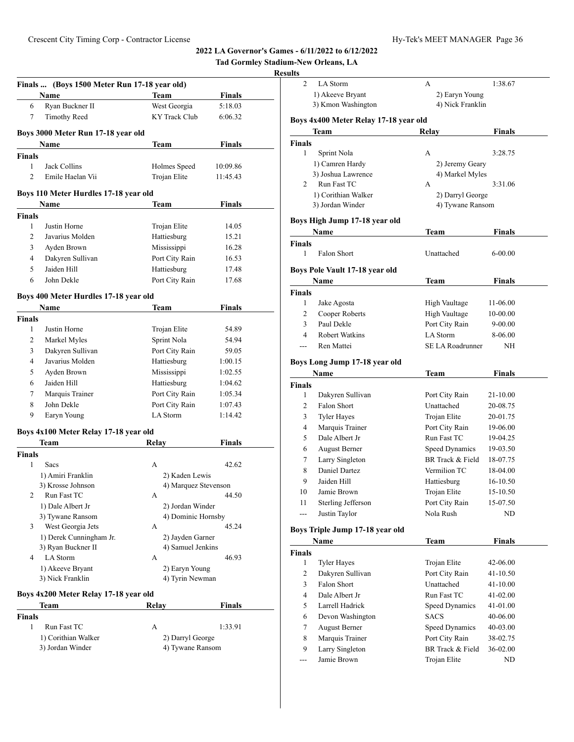# 2022 LA Governor's Games - 6/11/2022 to 6/12/2022

## Tad Gormley Stadium-New Orleans, LA

### Results

#### Finals ... (Boys 1500 Meter Run 17-18 year old)

| | Name | Team | Finals |
|---|---|---|---|
| 6 | Ryan Buckner II | West Georgia | 5:18.03 |
| 7 | Timothy Reed | KY Track Club | 6:06.32 |

#### Boys 3000 Meter Run 17-18 year old

**Finals**

| | Name | Team | Finals |
|---|---|---|---|
| 1 | Jack Collins | Holmes Speed | 10:09.86 |
| 2 | Emile Haelan Vii | Trojan Elite | 11:45.43 |

#### Boys 110 Meter Hurdles 17-18 year old

**Finals**

| | Name | Team | Finals |
|---|---|---|---|
| 1 | Justin Horne | Trojan Elite | 14.05 |
| 2 | Javarius Molden | Hattiesburg | 15.21 |
| 3 | Ayden Brown | Mississippi | 16.28 |
| 4 | Dakyren Sullivan | Port City Rain | 16.53 |
| 5 | Jaiden Hill | Hattiesburg | 17.48 |
| 6 | John Dekle | Port City Rain | 17.68 |

#### Boys 400 Meter Hurdles 17-18 year old

**Finals**

| | Name | Team | Finals |
|---|---|---|---|
| 1 | Justin Horne | Trojan Elite | 54.89 |
| 2 | Markel Myles | Sprint Nola | 54.94 |
| 3 | Dakyren Sullivan | Port City Rain | 59.05 |
| 4 | Javarius Molden | Hattiesburg | 1:00.15 |
| 5 | Ayden Brown | Mississippi | 1:02.55 |
| 6 | Jaiden Hill | Hattiesburg | 1:04.62 |
| 7 | Marquis Trainer | Port City Rain | 1:05.34 |
| 8 | John Dekle | Port City Rain | 1:07.43 |
| 9 | Earyn Young | LA Storm | 1:14.42 |

#### Boys 4x100 Meter Relay 17-18 year old

**Finals**

| | Team | Relay | Finals |
|---|---|---|---|
| 1 | Sacs | A | 42.62 |
| | 1) Amiri Franklin | 2) Kaden Lewis | |
| | 3) Krosse Johnson | 4) Marquez Stevenson | |
| 2 | Run Fast TC | A | 44.50 |
| | 1) Dale Albert Jr | 2) Jordan Winder | |
| | 3) Tywane Ransom | 4) Dominic Hornsby | |
| 3 | West Georgia Jets | A | 45.24 |
| | 1) Derek Cunningham Jr. | 2) Jayden Garner | |
| | 3) Ryan Buckner II | 4) Samuel Jenkins | |
| 4 | LA Storm | A | 46.93 |
| | 1) Akeeve Bryant | 2) Earyn Young | |
| | 3) Nick Franklin | 4) Tyrin Newman | |

#### Boys 4x200 Meter Relay 17-18 year old

**Finals**

| | Team | Relay | Finals |
|---|---|---|---|
| 1 | Run Fast TC | A | 1:33.91 |
| | 1) Corithian Walker | 2) Darryl George | |
| | 3) Jordan Winder | 4) Tywane Ransom | |
| 2 | LA Storm | A | 1:38.67 |
| | 1) Akeeve Bryant | 2) Earyn Young | |
| | 3) Kmon Washington | 4) Nick Franklin | |

#### Boys 4x400 Meter Relay 17-18 year old

**Finals**

| | Team | Relay | Finals |
|---|---|---|---|
| 1 | Sprint Nola | A | 3:28.75 |
| | 1) Camren Hardy | 2) Jeremy Geary | |
| | 3) Joshua Lawrence | 4) Markel Myles | |
| 2 | Run Fast TC | A | 3:31.06 |
| | 1) Corithian Walker | 2) Darryl George | |
| | 3) Jordan Winder | 4) Tywane Ransom | |

#### Boys High Jump 17-18 year old

**Finals**

| | Name | Team | Finals |
|---|---|---|---|
| 1 | Falon Short | Unattached | 6-00.00 |

#### Boys Pole Vault 17-18 year old

**Finals**

| | Name | Team | Finals |
|---|---|---|---|
| 1 | Jake Agosta | High Vaultage | 11-06.00 |
| 2 | Cooper Roberts | High Vaultage | 10-00.00 |
| 3 | Paul Dekle | Port City Rain | 9-00.00 |
| 4 | Robert Watkins | LA Storm | 8-06.00 |
| --- | Ren Mattei | SE LA Roadrunner | NH |

#### Boys Long Jump 17-18 year old

**Finals**

| | Name | Team | Finals |
|---|---|---|---|
| 1 | Dakyren Sullivan | Port City Rain | 21-10.00 |
| 2 | Falon Short | Unattached | 20-08.75 |
| 3 | Tyler Hayes | Trojan Elite | 20-01.75 |
| 4 | Marquis Trainer | Port City Rain | 19-06.00 |
| 5 | Dale Albert Jr | Run Fast TC | 19-04.25 |
| 6 | August Berner | Speed Dynamics | 19-03.50 |
| 7 | Larry Singleton | BR Track & Field | 18-07.75 |
| 8 | Daniel Dartez | Vermilion TC | 18-04.00 |
| 9 | Jaiden Hill | Hattiesburg | 16-10.50 |
| 10 | Jamie Brown | Trojan Elite | 15-10.50 |
| 11 | Sterling Jefferson | Port City Rain | 15-07.50 |
| --- | Justin Taylor | Nola Rush | ND |

#### Boys Triple Jump 17-18 year old

**Finals**

| | Name | Team | Finals |
|---|---|---|---|
| 1 | Tyler Hayes | Trojan Elite | 42-06.00 |
| 2 | Dakyren Sullivan | Port City Rain | 41-10.50 |
| 3 | Falon Short | Unattached | 41-10.00 |
| 4 | Dale Albert Jr | Run Fast TC | 41-02.00 |
| 5 | Larrell Hadrick | Speed Dynamics | 41-01.00 |
| 6 | Devon Washington | SACS | 40-06.00 |
| 7 | August Berner | Speed Dynamics | 40-03.00 |
| 8 | Marquis Trainer | Port City Rain | 38-02.75 |
| 9 | Larry Singleton | BR Track & Field | 36-02.00 |
| --- | Jamie Brown | Trojan Elite | ND |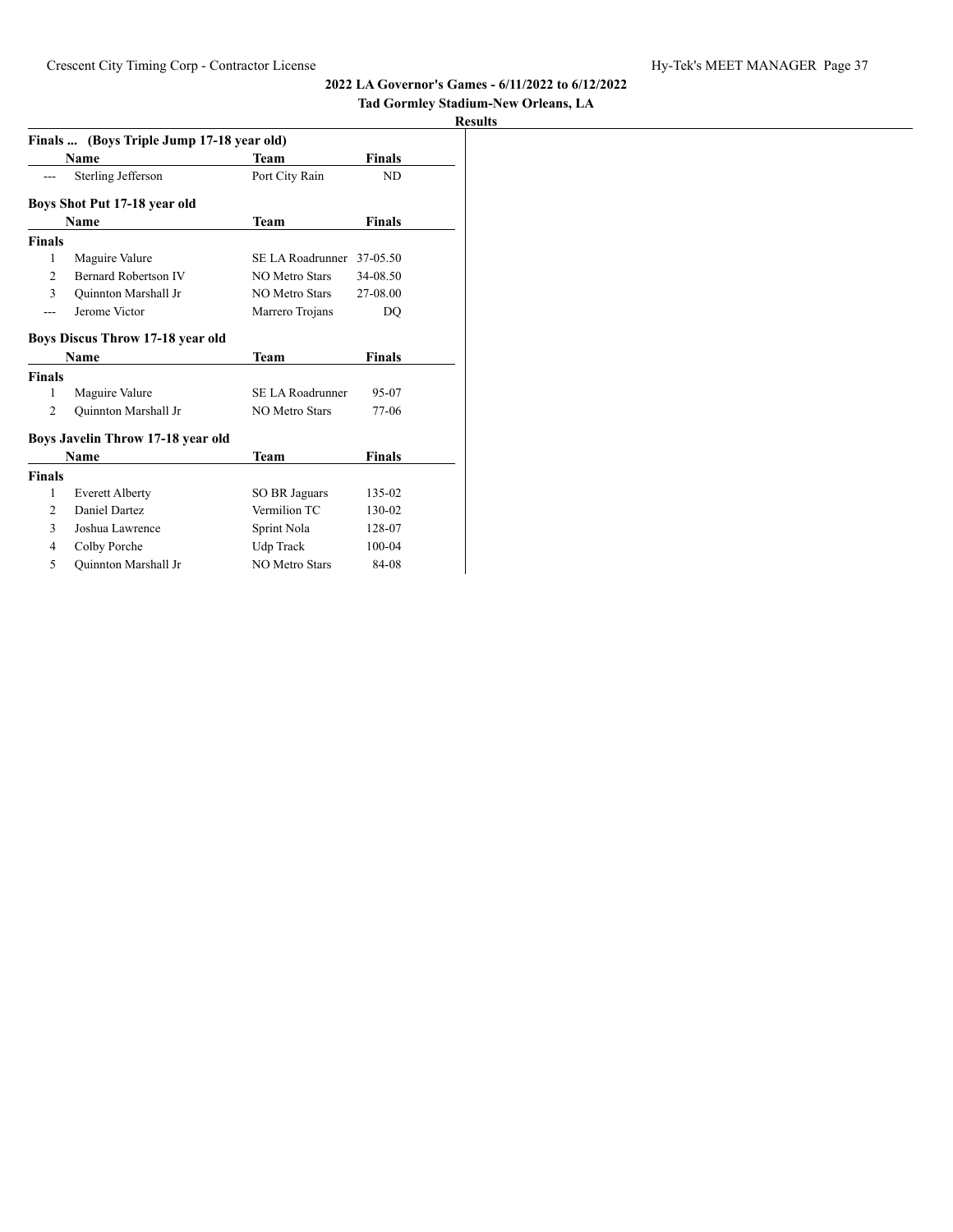**Results**

### Finals ... (Boys Triple Jump 17-18 year old)

| | Name | Team | Finals |
|---|---|---|---|
| --- | Sterling Jefferson | Port City Rain | ND |

### Boys Shot Put 17-18 year old

| | Name | Team | Finals |
|---|---|---|---|
| **Finals** | | | |
| 1 | Maguire Valure | SE LA Roadrunner | 37-05.50 |
| 2 | Bernard Robertson IV | NO Metro Stars | 34-08.50 |
| 3 | Quinnton Marshall Jr | NO Metro Stars | 27-08.00 |
| --- | Jerome Victor | Marrero Trojans | DQ |

### Boys Discus Throw 17-18 year old

| | Name | Team | Finals |
|---|---|---|---|
| **Finals** | | | |
| 1 | Maguire Valure | SE LA Roadrunner | 95-07 |
| 2 | Quinnton Marshall Jr | NO Metro Stars | 77-06 |

### Boys Javelin Throw 17-18 year old

| | Name | Team | Finals |
|---|---|---|---|
| **Finals** | | | |
| 1 | Everett Alberty | SO BR Jaguars | 135-02 |
| 2 | Daniel Dartez | Vermilion TC | 130-02 |
| 3 | Joshua Lawrence | Sprint Nola | 128-07 |
| 4 | Colby Porche | Udp Track | 100-04 |
| 5 | Quinnton Marshall Jr | NO Metro Stars | 84-08 |